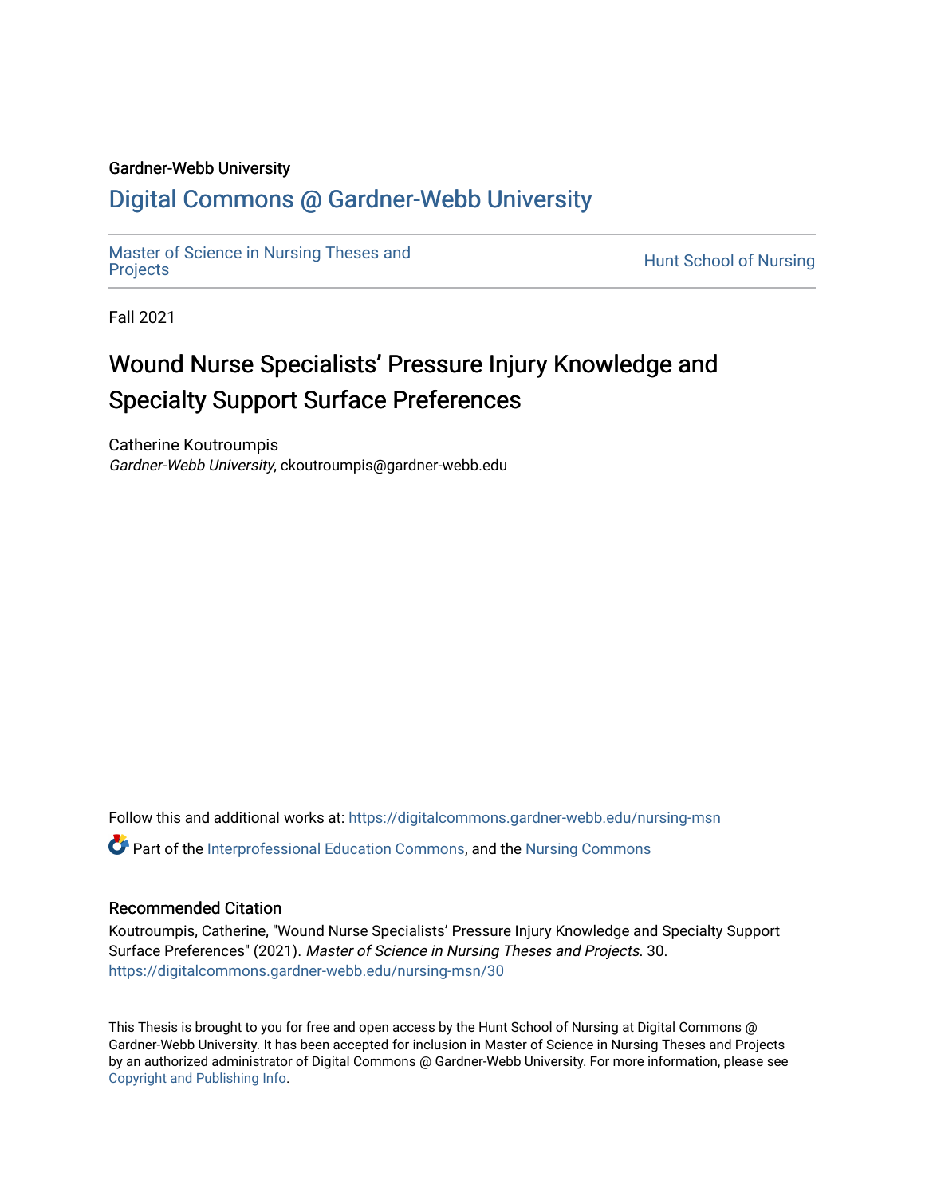Gardner-Webb University

# Digital Commons @ Gardner-Webb University

Master of Science in Nursing Theses and Projects

Hunt School of Nursing

Fall 2021

# Wound Nurse Specialists' Pressure Injury Knowledge and Specialty Support Surface Preferences

Catherine Koutroumpis
*Gardner-Webb University*, ckoutroumpis@gardner-webb.edu

Follow this and additional works at: https://digitalcommons.gardner-webb.edu/nursing-msn

Part of the Interprofessional Education Commons, and the Nursing Commons

## Recommended Citation

Koutroumpis, Catherine, "Wound Nurse Specialists' Pressure Injury Knowledge and Specialty Support Surface Preferences" (2021). *Master of Science in Nursing Theses and Projects*. 30.
https://digitalcommons.gardner-webb.edu/nursing-msn/30

This Thesis is brought to you for free and open access by the Hunt School of Nursing at Digital Commons @ Gardner-Webb University. It has been accepted for inclusion in Master of Science in Nursing Theses and Projects by an authorized administrator of Digital Commons @ Gardner-Webb University. For more information, please see Copyright and Publishing Info.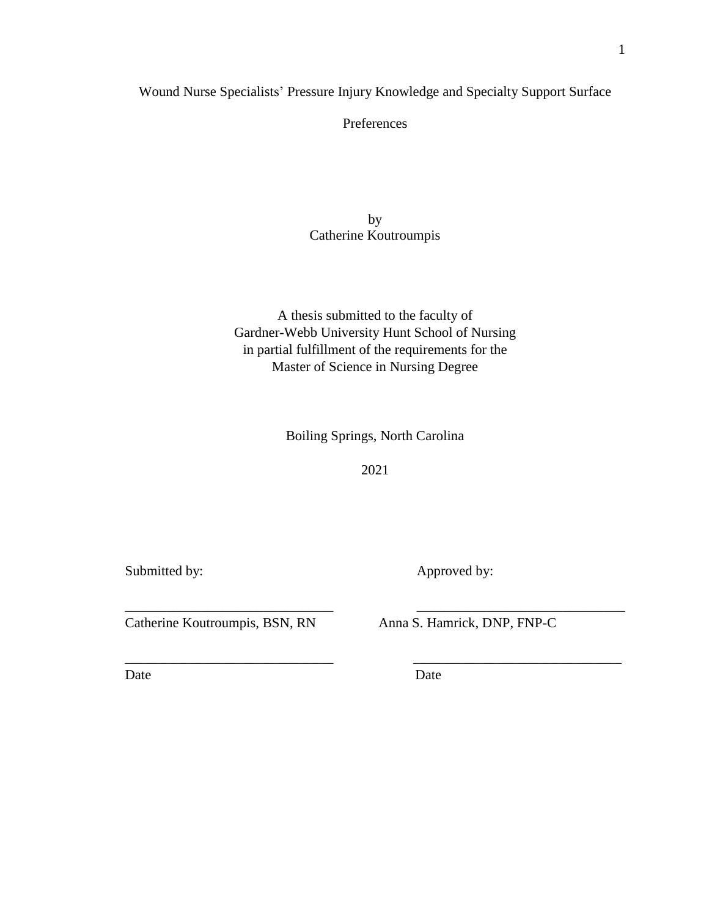# Wound Nurse Specialists' Pressure Injury Knowledge and Specialty Support Surface Preferences

by
Catherine Koutroumpis

A thesis submitted to the faculty of
Gardner-Webb University Hunt School of Nursing
in partial fulfillment of the requirements for the
Master of Science in Nursing Degree

Boiling Springs, North Carolina

2021

| Submitted by: | Approved by: |
|---|---|
| ______________________________ | ______________________________ |
| Catherine Koutroumpis, BSN, RN | Anna S. Hamrick, DNP, FNP-C |
| ______________________________ | ______________________________ |
| Date | Date |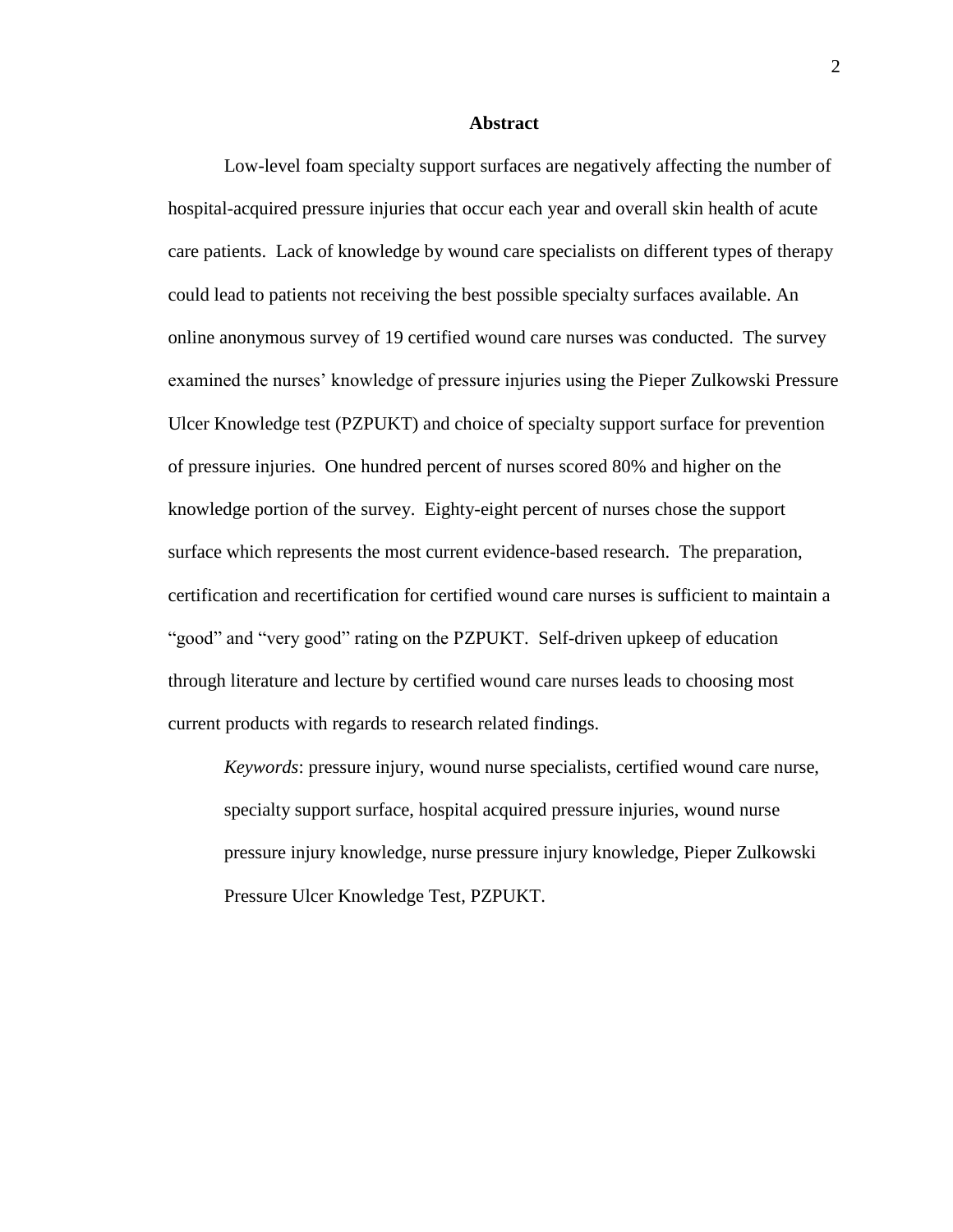## Abstract

Low-level foam specialty support surfaces are negatively affecting the number of hospital-acquired pressure injuries that occur each year and overall skin health of acute care patients. Lack of knowledge by wound care specialists on different types of therapy could lead to patients not receiving the best possible specialty surfaces available. An online anonymous survey of 19 certified wound care nurses was conducted. The survey examined the nurses' knowledge of pressure injuries using the Pieper Zulkowski Pressure Ulcer Knowledge test (PZPUKT) and choice of specialty support surface for prevention of pressure injuries. One hundred percent of nurses scored 80% and higher on the knowledge portion of the survey. Eighty-eight percent of nurses chose the support surface which represents the most current evidence-based research. The preparation, certification and recertification for certified wound care nurses is sufficient to maintain a "good" and "very good" rating on the PZPUKT. Self-driven upkeep of education through literature and lecture by certified wound care nurses leads to choosing most current products with regards to research related findings.

*Keywords*: pressure injury, wound nurse specialists, certified wound care nurse, specialty support surface, hospital acquired pressure injuries, wound nurse pressure injury knowledge, nurse pressure injury knowledge, Pieper Zulkowski Pressure Ulcer Knowledge Test, PZPUKT.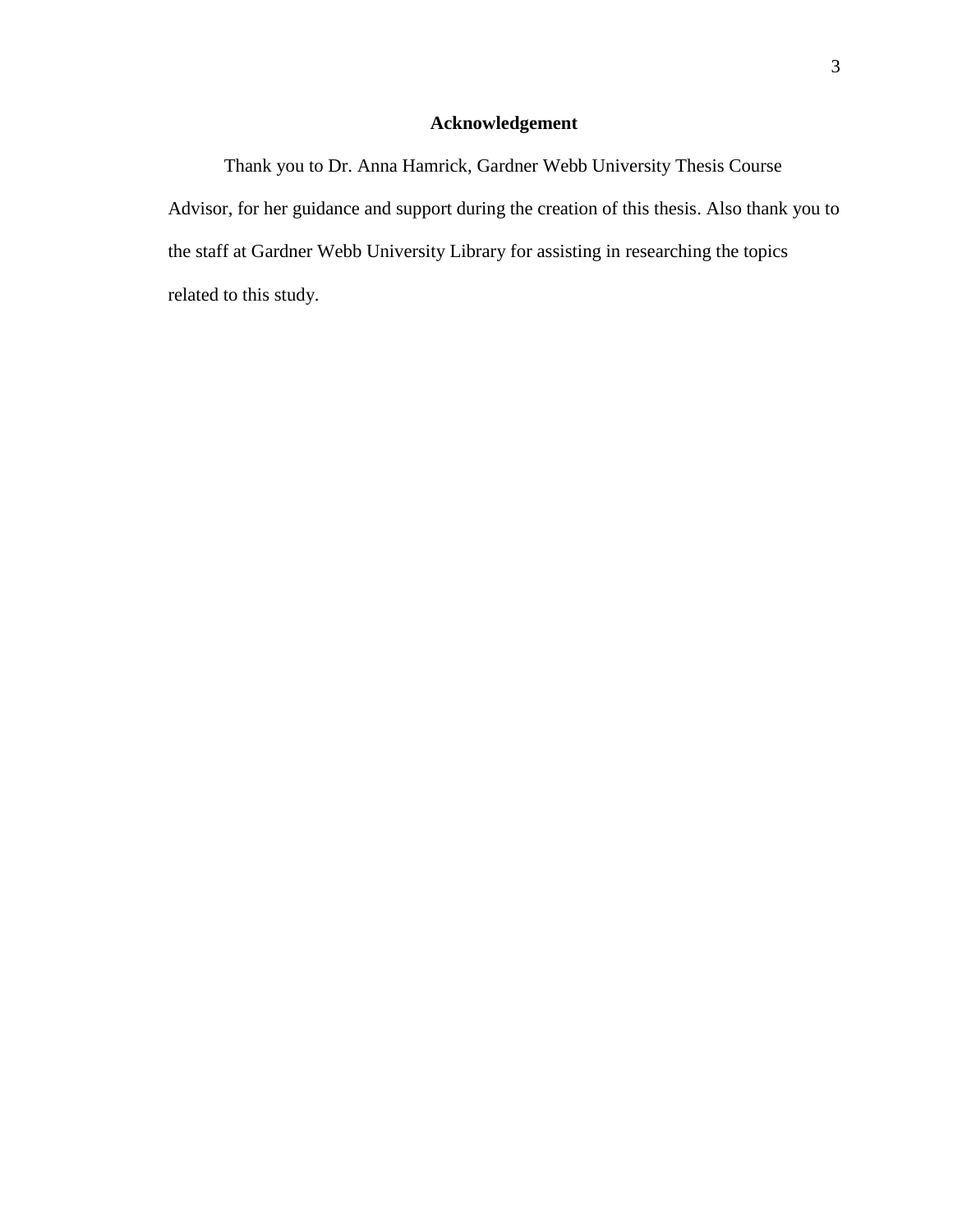# Acknowledgement

Thank you to Dr. Anna Hamrick, Gardner Webb University Thesis Course Advisor, for her guidance and support during the creation of this thesis. Also thank you to the staff at Gardner Webb University Library for assisting in researching the topics related to this study.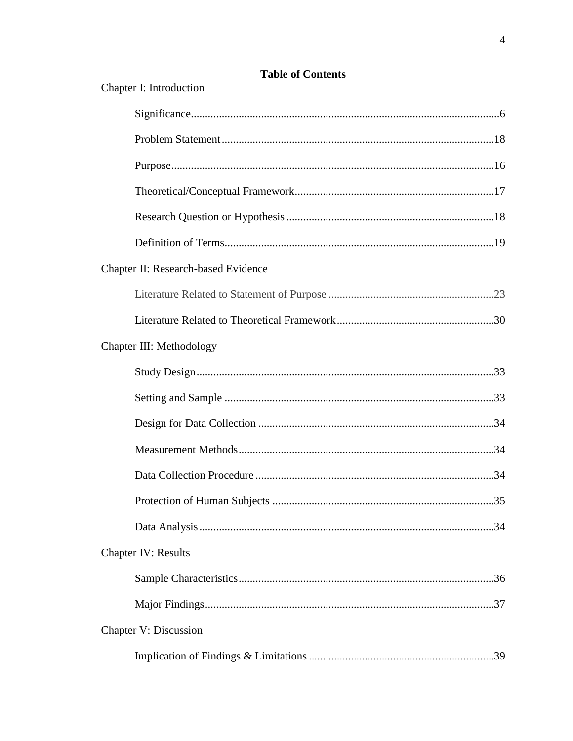**Table of Contents**

Chapter I: Introduction

- Significance.....6
- Problem Statement.....18
- Purpose.....16
- Theoretical/Conceptual Framework.....17
- Research Question or Hypothesis.....18
- Definition of Terms.....19

Chapter II: Research-based Evidence

- Literature Related to Statement of Purpose.....23
- Literature Related to Theoretical Framework.....30

Chapter III: Methodology

- Study Design.....33
- Setting and Sample.....33
- Design for Data Collection.....34
- Measurement Methods.....34
- Data Collection Procedure.....34
- Protection of Human Subjects.....35
- Data Analysis.....34

Chapter IV: Results

- Sample Characteristics.....36
- Major Findings.....37

Chapter V: Discussion

- Implication of Findings & Limitations.....39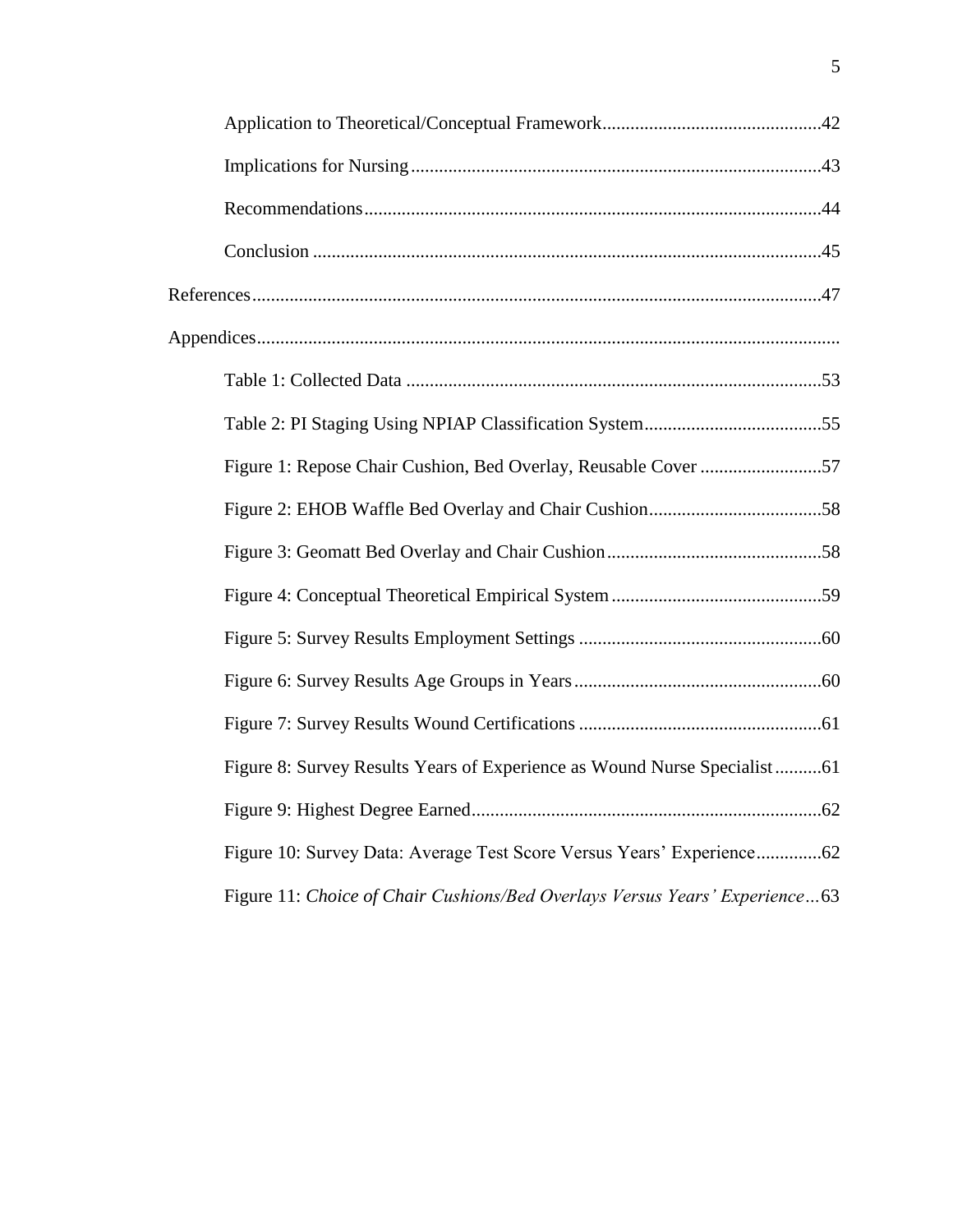Application to Theoretical/Conceptual Framework..............................................42

Implications for Nursing.......................................................................................43

Recommendations.................................................................................................44

Conclusion ............................................................................................................45

References.........................................................................................................................47

Appendices...........................................................................................................................

Table 1: Collected Data ........................................................................................53

Table 2: PI Staging Using NPIAP Classification System......................................55

Figure 1: Repose Chair Cushion, Bed Overlay, Reusable Cover ..........................57

Figure 2: EHOB Waffle Bed Overlay and Chair Cushion.....................................58

Figure 3: Geomatt Bed Overlay and Chair Cushion..............................................58

Figure 4: Conceptual Theoretical Empirical System.............................................59

Figure 5: Survey Results Employment Settings ...................................................60

Figure 6: Survey Results Age Groups in Years.....................................................60

Figure 7: Survey Results Wound Certifications ....................................................61

Figure 8: Survey Results Years of Experience as Wound Nurse Specialist..........61

Figure 9: Highest Degree Earned..........................................................................62

Figure 10: Survey Data: Average Test Score Versus Years' Experience..............62

Figure 11: *Choice of Chair Cushions/Bed Overlays Versus Years' Experience*...63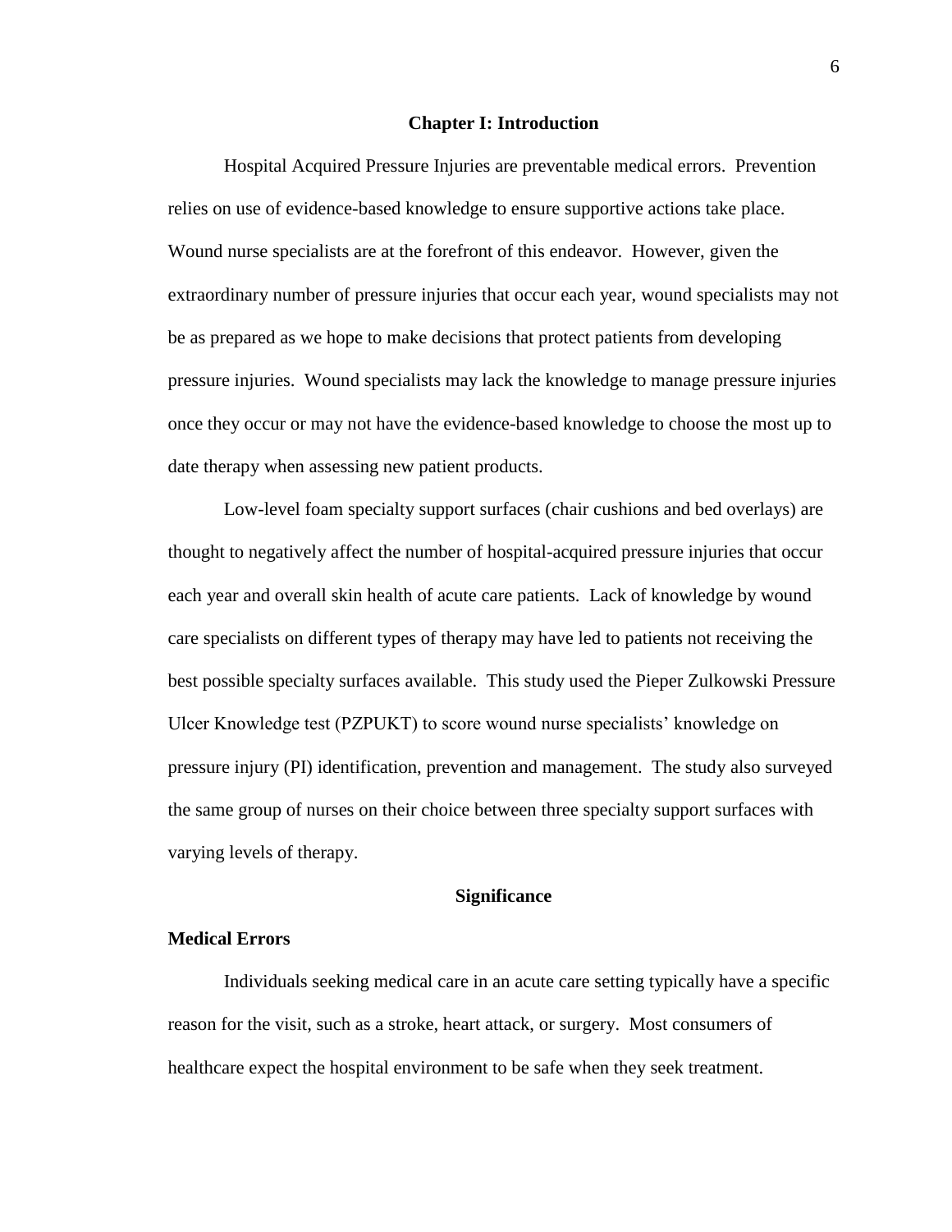# Chapter I: Introduction

Hospital Acquired Pressure Injuries are preventable medical errors. Prevention relies on use of evidence-based knowledge to ensure supportive actions take place. Wound nurse specialists are at the forefront of this endeavor. However, given the extraordinary number of pressure injuries that occur each year, wound specialists may not be as prepared as we hope to make decisions that protect patients from developing pressure injuries. Wound specialists may lack the knowledge to manage pressure injuries once they occur or may not have the evidence-based knowledge to choose the most up to date therapy when assessing new patient products.

Low-level foam specialty support surfaces (chair cushions and bed overlays) are thought to negatively affect the number of hospital-acquired pressure injuries that occur each year and overall skin health of acute care patients. Lack of knowledge by wound care specialists on different types of therapy may have led to patients not receiving the best possible specialty surfaces available. This study used the Pieper Zulkowski Pressure Ulcer Knowledge test (PZPUKT) to score wound nurse specialists' knowledge on pressure injury (PI) identification, prevention and management. The study also surveyed the same group of nurses on their choice between three specialty support surfaces with varying levels of therapy.

## Significance

### Medical Errors

Individuals seeking medical care in an acute care setting typically have a specific reason for the visit, such as a stroke, heart attack, or surgery. Most consumers of healthcare expect the hospital environment to be safe when they seek treatment.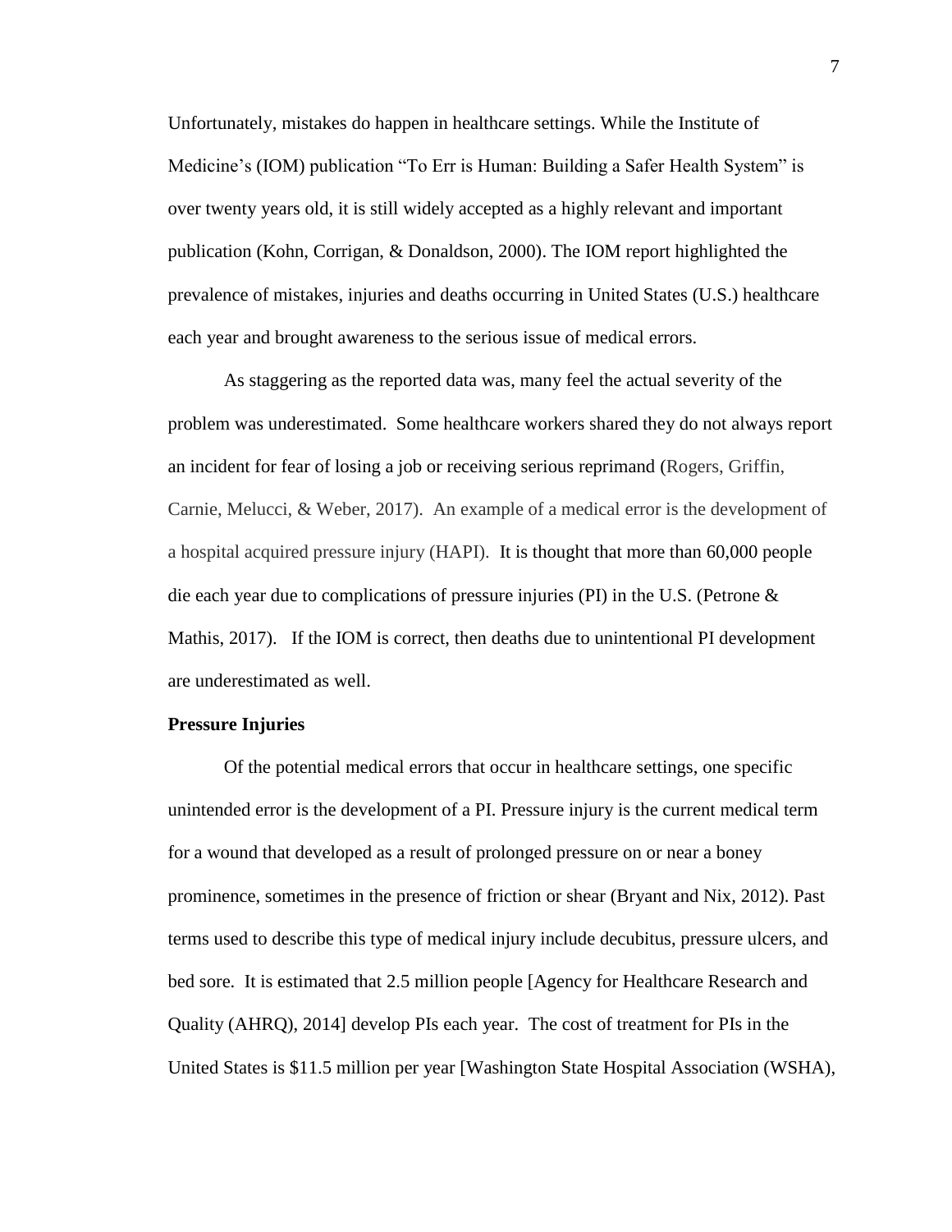Unfortunately, mistakes do happen in healthcare settings. While the Institute of Medicine's (IOM) publication "To Err is Human: Building a Safer Health System" is over twenty years old, it is still widely accepted as a highly relevant and important publication (Kohn, Corrigan, & Donaldson, 2000). The IOM report highlighted the prevalence of mistakes, injuries and deaths occurring in United States (U.S.) healthcare each year and brought awareness to the serious issue of medical errors.

As staggering as the reported data was, many feel the actual severity of the problem was underestimated. Some healthcare workers shared they do not always report an incident for fear of losing a job or receiving serious reprimand (Rogers, Griffin, Carnie, Melucci, & Weber, 2017). An example of a medical error is the development of a hospital acquired pressure injury (HAPI). It is thought that more than 60,000 people die each year due to complications of pressure injuries (PI) in the U.S. (Petrone & Mathis, 2017). If the IOM is correct, then deaths due to unintentional PI development are underestimated as well.

**Pressure Injuries**

Of the potential medical errors that occur in healthcare settings, one specific unintended error is the development of a PI. Pressure injury is the current medical term for a wound that developed as a result of prolonged pressure on or near a boney prominence, sometimes in the presence of friction or shear (Bryant and Nix, 2012). Past terms used to describe this type of medical injury include decubitus, pressure ulcers, and bed sore. It is estimated that 2.5 million people [Agency for Healthcare Research and Quality (AHRQ), 2014] develop PIs each year. The cost of treatment for PIs in the United States is $11.5 million per year [Washington State Hospital Association (WSHA),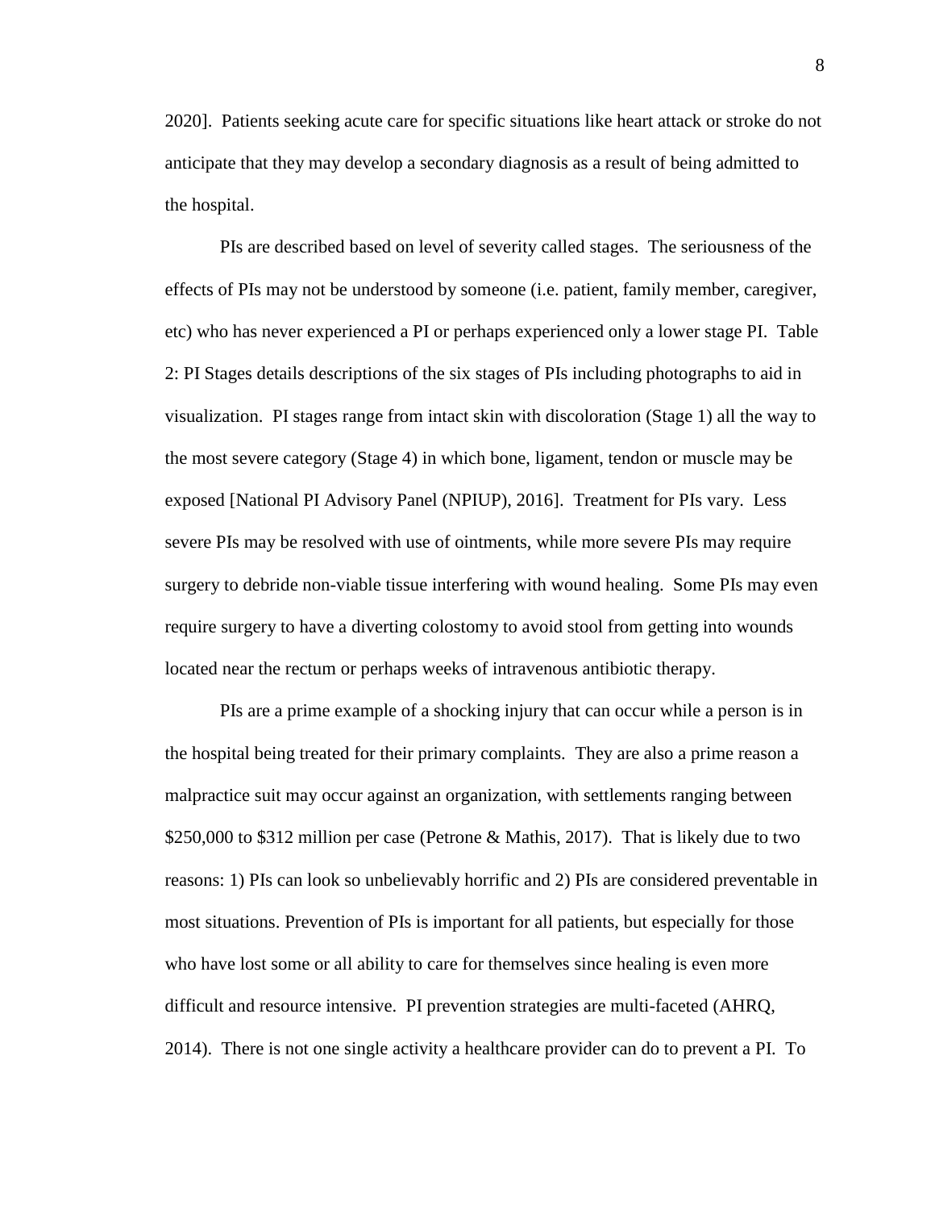2020]. Patients seeking acute care for specific situations like heart attack or stroke do not anticipate that they may develop a secondary diagnosis as a result of being admitted to the hospital.

PIs are described based on level of severity called stages. The seriousness of the effects of PIs may not be understood by someone (i.e. patient, family member, caregiver, etc) who has never experienced a PI or perhaps experienced only a lower stage PI. Table 2: PI Stages details descriptions of the six stages of PIs including photographs to aid in visualization. PI stages range from intact skin with discoloration (Stage 1) all the way to the most severe category (Stage 4) in which bone, ligament, tendon or muscle may be exposed [National PI Advisory Panel (NPIUP), 2016]. Treatment for PIs vary. Less severe PIs may be resolved with use of ointments, while more severe PIs may require surgery to debride non-viable tissue interfering with wound healing. Some PIs may even require surgery to have a diverting colostomy to avoid stool from getting into wounds located near the rectum or perhaps weeks of intravenous antibiotic therapy.

PIs are a prime example of a shocking injury that can occur while a person is in the hospital being treated for their primary complaints. They are also a prime reason a malpractice suit may occur against an organization, with settlements ranging between $250,000 to $312 million per case (Petrone & Mathis, 2017). That is likely due to two reasons: 1) PIs can look so unbelievably horrific and 2) PIs are considered preventable in most situations. Prevention of PIs is important for all patients, but especially for those who have lost some or all ability to care for themselves since healing is even more difficult and resource intensive. PI prevention strategies are multi-faceted (AHRQ, 2014). There is not one single activity a healthcare provider can do to prevent a PI. To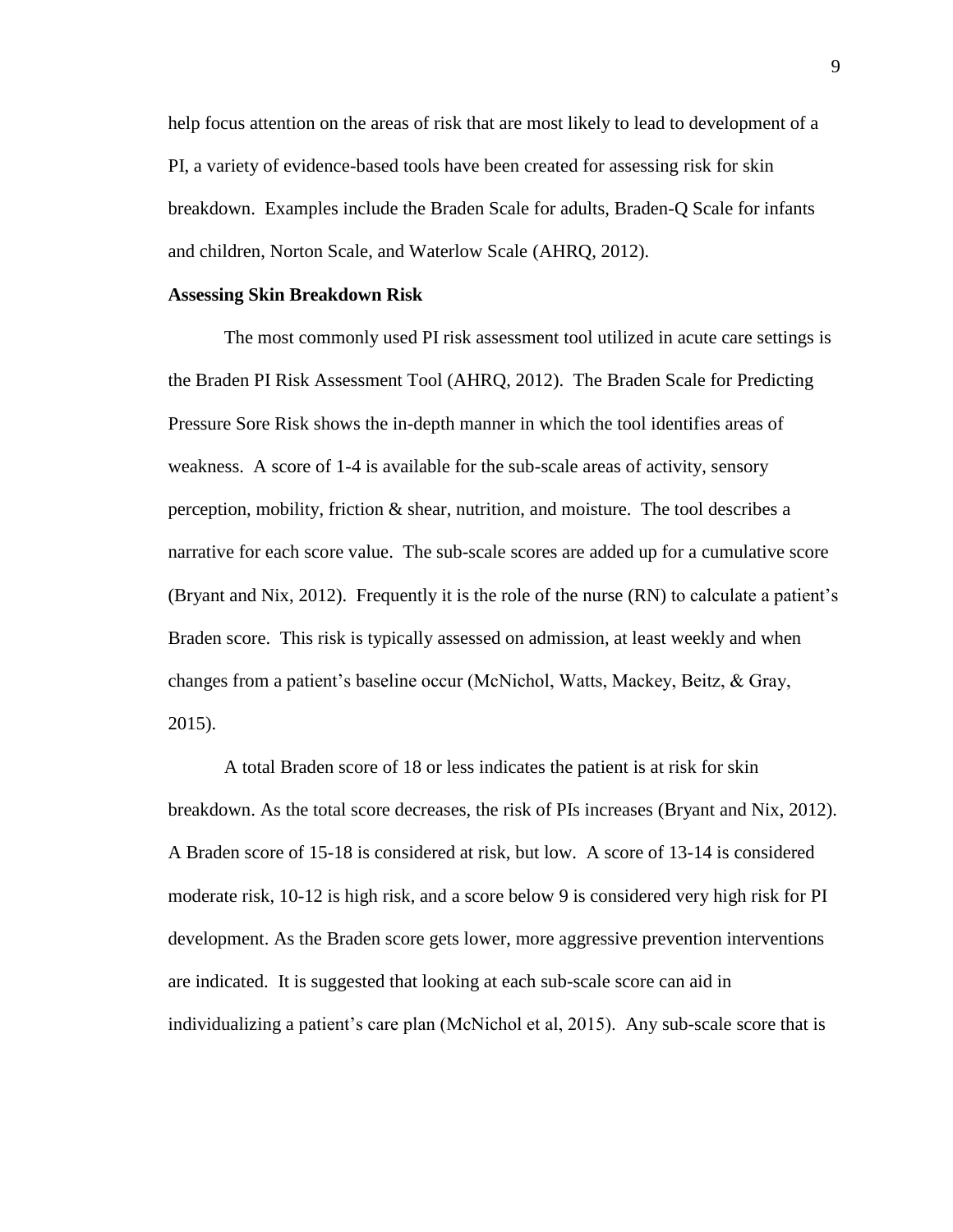help focus attention on the areas of risk that are most likely to lead to development of a PI, a variety of evidence-based tools have been created for assessing risk for skin breakdown. Examples include the Braden Scale for adults, Braden-Q Scale for infants and children, Norton Scale, and Waterlow Scale (AHRQ, 2012).

**Assessing Skin Breakdown Risk**

The most commonly used PI risk assessment tool utilized in acute care settings is the Braden PI Risk Assessment Tool (AHRQ, 2012). The Braden Scale for Predicting Pressure Sore Risk shows the in-depth manner in which the tool identifies areas of weakness. A score of 1-4 is available for the sub-scale areas of activity, sensory perception, mobility, friction & shear, nutrition, and moisture. The tool describes a narrative for each score value. The sub-scale scores are added up for a cumulative score (Bryant and Nix, 2012). Frequently it is the role of the nurse (RN) to calculate a patient's Braden score. This risk is typically assessed on admission, at least weekly and when changes from a patient's baseline occur (McNichol, Watts, Mackey, Beitz, & Gray, 2015).

A total Braden score of 18 or less indicates the patient is at risk for skin breakdown. As the total score decreases, the risk of PIs increases (Bryant and Nix, 2012). A Braden score of 15-18 is considered at risk, but low. A score of 13-14 is considered moderate risk, 10-12 is high risk, and a score below 9 is considered very high risk for PI development. As the Braden score gets lower, more aggressive prevention interventions are indicated. It is suggested that looking at each sub-scale score can aid in individualizing a patient's care plan (McNichol et al, 2015). Any sub-scale score that is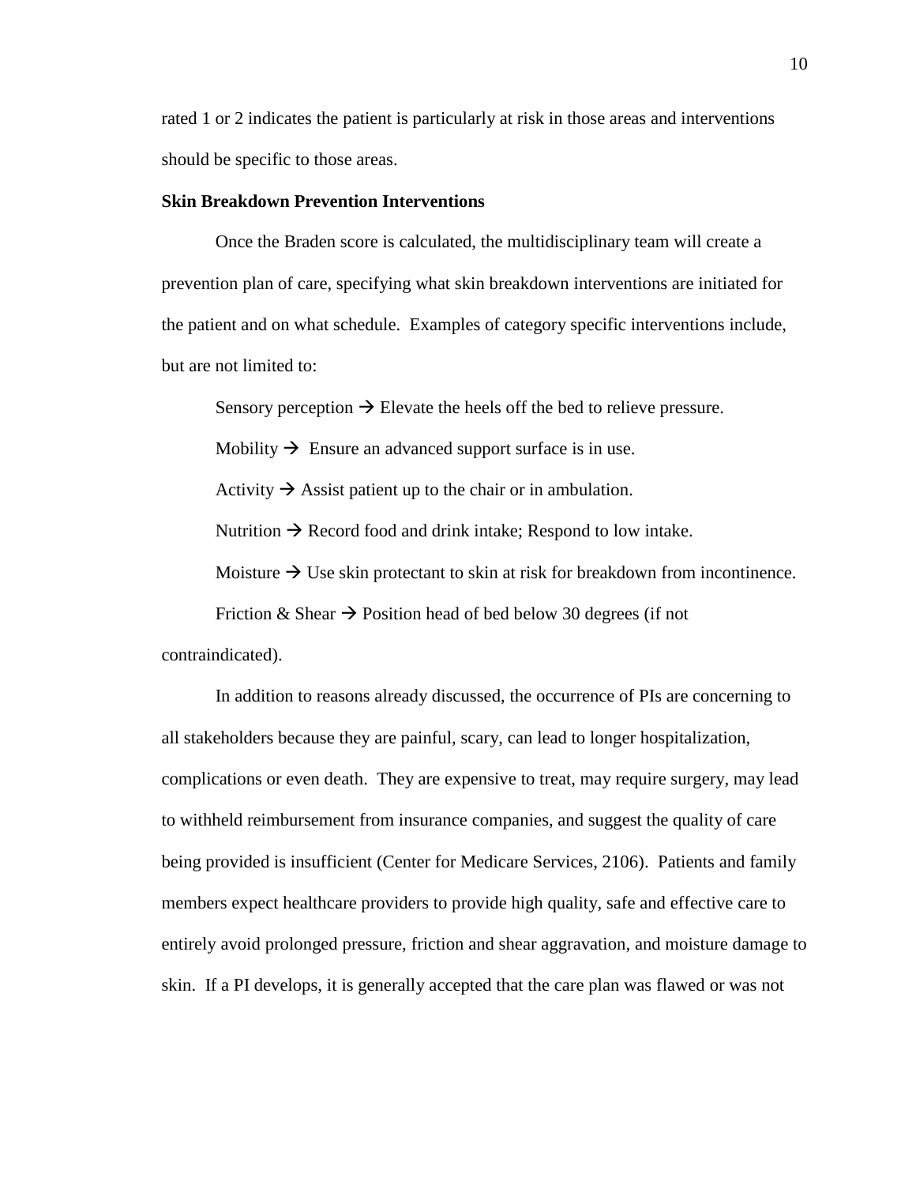rated 1 or 2 indicates the patient is particularly at risk in those areas and interventions should be specific to those areas.

**Skin Breakdown Prevention Interventions**

Once the Braden score is calculated, the multidisciplinary team will create a prevention plan of care, specifying what skin breakdown interventions are initiated for the patient and on what schedule. Examples of category specific interventions include, but are not limited to:

Sensory perception → Elevate the heels off the bed to relieve pressure.

Mobility → Ensure an advanced support surface is in use.

Activity → Assist patient up to the chair or in ambulation.

Nutrition → Record food and drink intake; Respond to low intake.

Moisture → Use skin protectant to skin at risk for breakdown from incontinence.

Friction & Shear → Position head of bed below 30 degrees (if not contraindicated).

In addition to reasons already discussed, the occurrence of PIs are concerning to all stakeholders because they are painful, scary, can lead to longer hospitalization, complications or even death. They are expensive to treat, may require surgery, may lead to withheld reimbursement from insurance companies, and suggest the quality of care being provided is insufficient (Center for Medicare Services, 2106). Patients and family members expect healthcare providers to provide high quality, safe and effective care to entirely avoid prolonged pressure, friction and shear aggravation, and moisture damage to skin. If a PI develops, it is generally accepted that the care plan was flawed or was not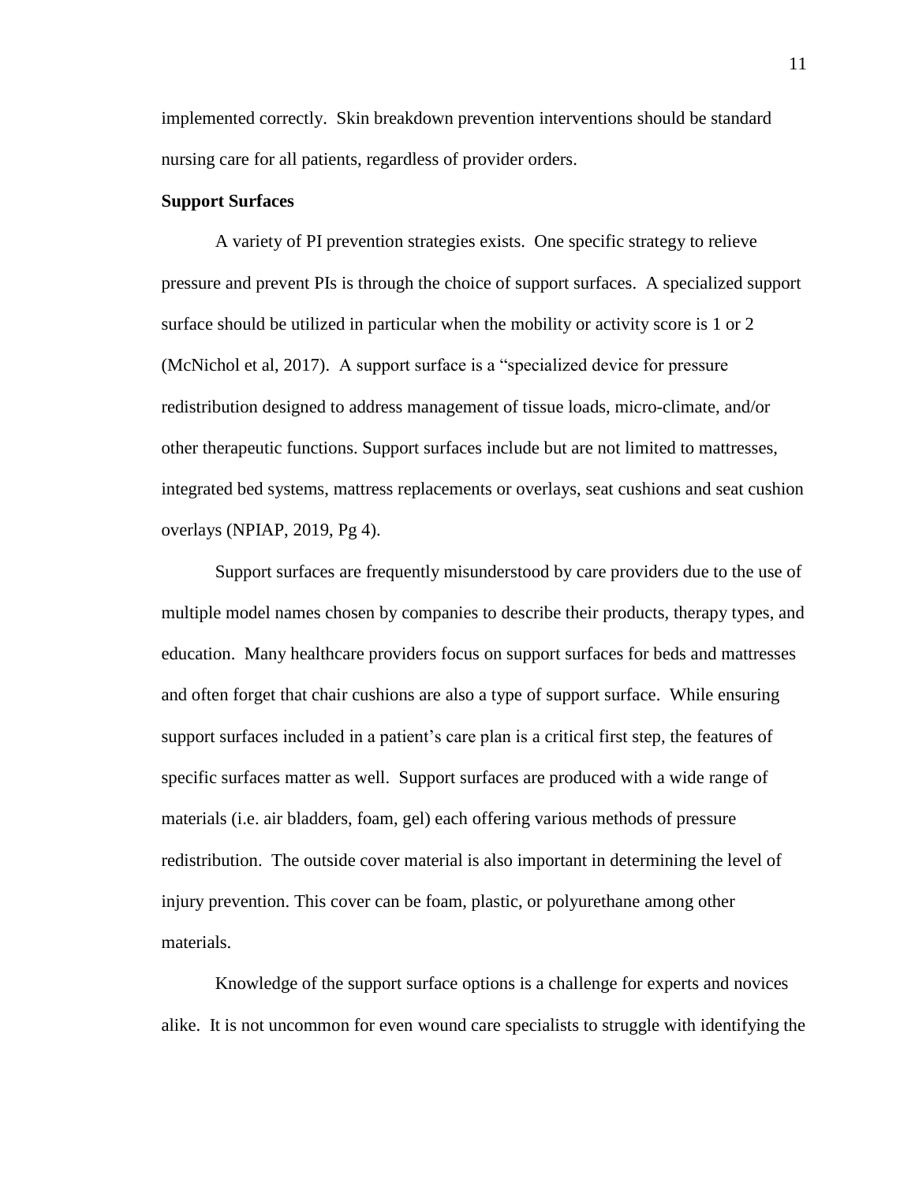implemented correctly. Skin breakdown prevention interventions should be standard nursing care for all patients, regardless of provider orders.

**Support Surfaces**

A variety of PI prevention strategies exists. One specific strategy to relieve pressure and prevent PIs is through the choice of support surfaces. A specialized support surface should be utilized in particular when the mobility or activity score is 1 or 2 (McNichol et al, 2017). A support surface is a "specialized device for pressure redistribution designed to address management of tissue loads, micro-climate, and/or other therapeutic functions. Support surfaces include but are not limited to mattresses, integrated bed systems, mattress replacements or overlays, seat cushions and seat cushion overlays (NPIAP, 2019, Pg 4).

Support surfaces are frequently misunderstood by care providers due to the use of multiple model names chosen by companies to describe their products, therapy types, and education. Many healthcare providers focus on support surfaces for beds and mattresses and often forget that chair cushions are also a type of support surface. While ensuring support surfaces included in a patient's care plan is a critical first step, the features of specific surfaces matter as well. Support surfaces are produced with a wide range of materials (i.e. air bladders, foam, gel) each offering various methods of pressure redistribution. The outside cover material is also important in determining the level of injury prevention. This cover can be foam, plastic, or polyurethane among other materials.

Knowledge of the support surface options is a challenge for experts and novices alike. It is not uncommon for even wound care specialists to struggle with identifying the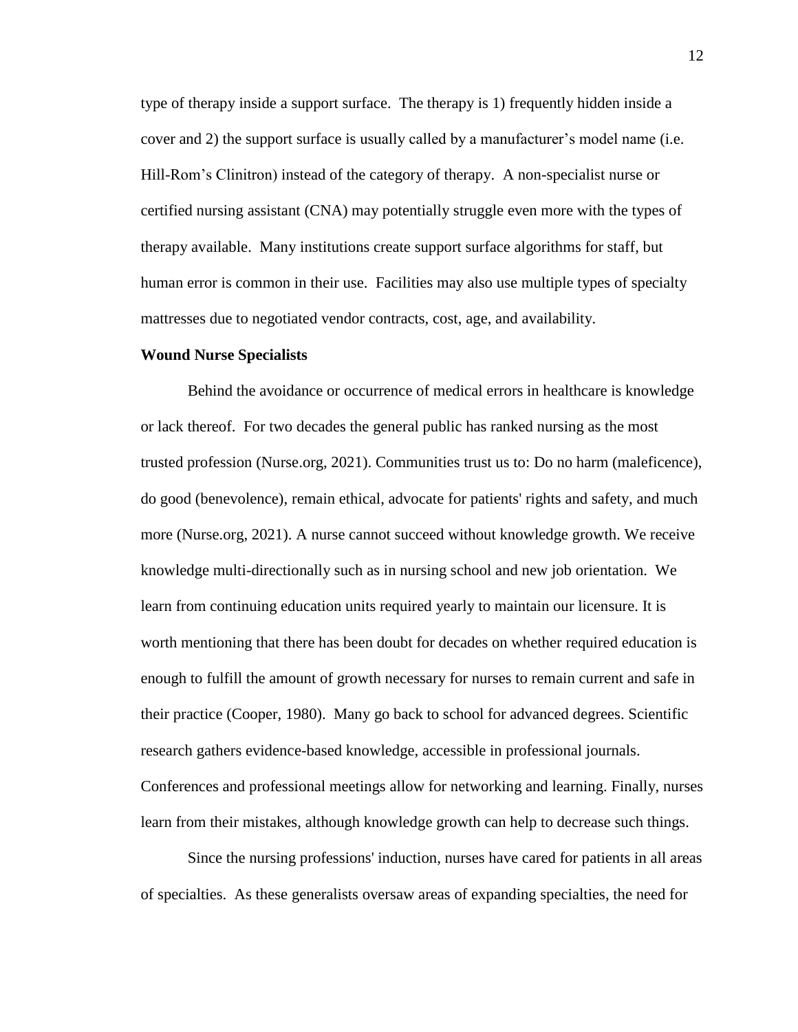type of therapy inside a support surface. The therapy is 1) frequently hidden inside a cover and 2) the support surface is usually called by a manufacturer's model name (i.e. Hill-Rom's Clinitron) instead of the category of therapy. A non-specialist nurse or certified nursing assistant (CNA) may potentially struggle even more with the types of therapy available. Many institutions create support surface algorithms for staff, but human error is common in their use. Facilities may also use multiple types of specialty mattresses due to negotiated vendor contracts, cost, age, and availability.

**Wound Nurse Specialists**

Behind the avoidance or occurrence of medical errors in healthcare is knowledge or lack thereof. For two decades the general public has ranked nursing as the most trusted profession (Nurse.org, 2021). Communities trust us to: Do no harm (maleficence), do good (benevolence), remain ethical, advocate for patients' rights and safety, and much more (Nurse.org, 2021). A nurse cannot succeed without knowledge growth. We receive knowledge multi-directionally such as in nursing school and new job orientation. We learn from continuing education units required yearly to maintain our licensure. It is worth mentioning that there has been doubt for decades on whether required education is enough to fulfill the amount of growth necessary for nurses to remain current and safe in their practice (Cooper, 1980). Many go back to school for advanced degrees. Scientific research gathers evidence-based knowledge, accessible in professional journals. Conferences and professional meetings allow for networking and learning. Finally, nurses learn from their mistakes, although knowledge growth can help to decrease such things.

Since the nursing professions' induction, nurses have cared for patients in all areas of specialties. As these generalists oversaw areas of expanding specialties, the need for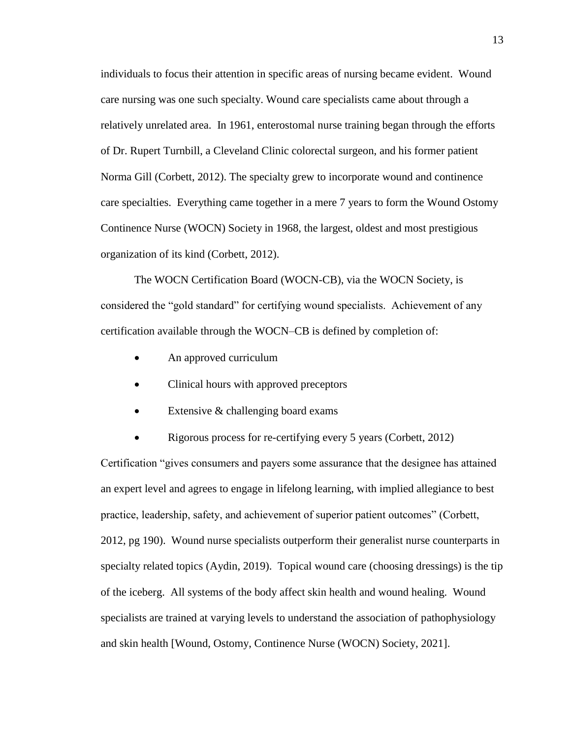individuals to focus their attention in specific areas of nursing became evident. Wound care nursing was one such specialty. Wound care specialists came about through a relatively unrelated area. In 1961, enterostomal nurse training began through the efforts of Dr. Rupert Turnbill, a Cleveland Clinic colorectal surgeon, and his former patient Norma Gill (Corbett, 2012). The specialty grew to incorporate wound and continence care specialties. Everything came together in a mere 7 years to form the Wound Ostomy Continence Nurse (WOCN) Society in 1968, the largest, oldest and most prestigious organization of its kind (Corbett, 2012).

The WOCN Certification Board (WOCN-CB), via the WOCN Society, is considered the "gold standard" for certifying wound specialists. Achievement of any certification available through the WOCN–CB is defined by completion of:

- An approved curriculum
- Clinical hours with approved preceptors
- Extensive & challenging board exams
- Rigorous process for re-certifying every 5 years (Corbett, 2012)

Certification "gives consumers and payers some assurance that the designee has attained an expert level and agrees to engage in lifelong learning, with implied allegiance to best practice, leadership, safety, and achievement of superior patient outcomes" (Corbett, 2012, pg 190). Wound nurse specialists outperform their generalist nurse counterparts in specialty related topics (Aydin, 2019). Topical wound care (choosing dressings) is the tip of the iceberg. All systems of the body affect skin health and wound healing. Wound specialists are trained at varying levels to understand the association of pathophysiology and skin health [Wound, Ostomy, Continence Nurse (WOCN) Society, 2021].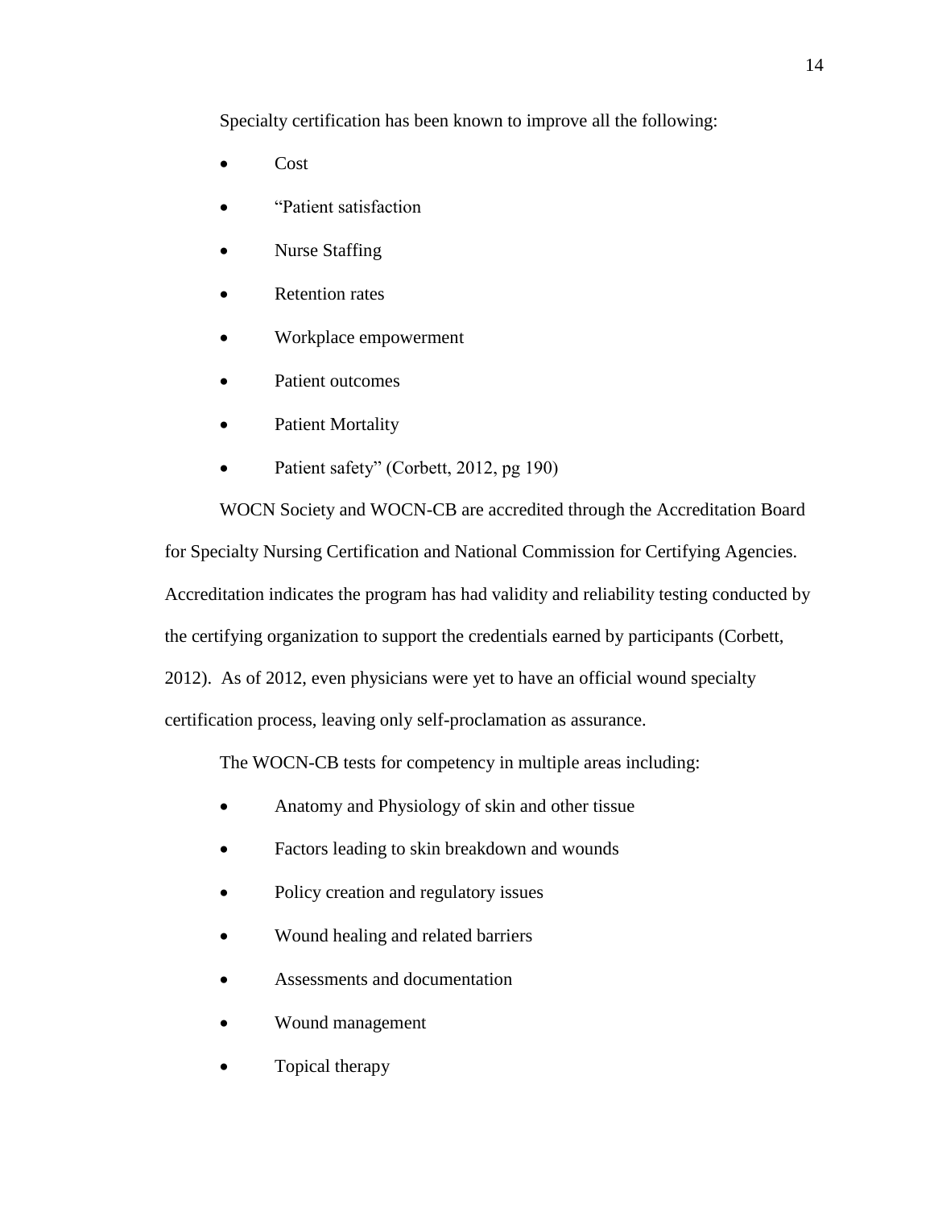Specialty certification has been known to improve all the following:

- Cost
- “Patient satisfaction
- Nurse Staffing
- Retention rates
- Workplace empowerment
- Patient outcomes
- Patient Mortality
- Patient safety” (Corbett, 2012, pg 190)

WOCN Society and WOCN-CB are accredited through the Accreditation Board for Specialty Nursing Certification and National Commission for Certifying Agencies. Accreditation indicates the program has had validity and reliability testing conducted by the certifying organization to support the credentials earned by participants (Corbett, 2012). As of 2012, even physicians were yet to have an official wound specialty certification process, leaving only self-proclamation as assurance.

The WOCN-CB tests for competency in multiple areas including:

- Anatomy and Physiology of skin and other tissue
- Factors leading to skin breakdown and wounds
- Policy creation and regulatory issues
- Wound healing and related barriers
- Assessments and documentation
- Wound management
- Topical therapy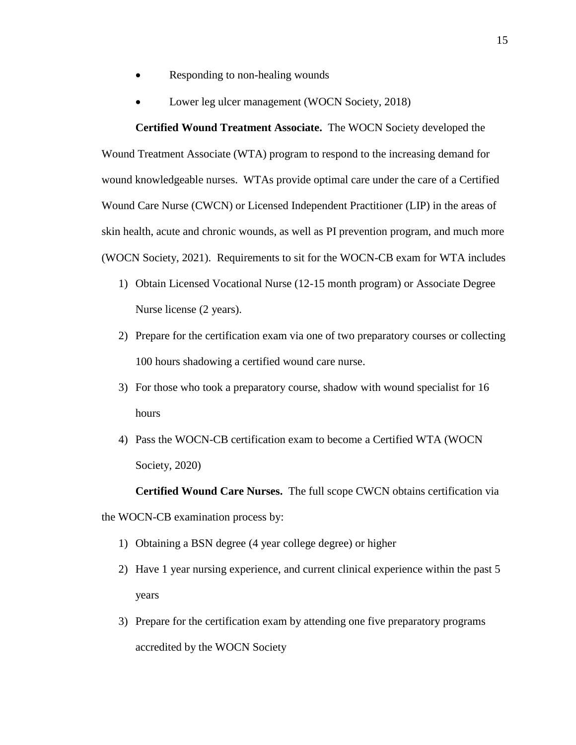- Responding to non-healing wounds
- Lower leg ulcer management (WOCN Society, 2018)

**Certified Wound Treatment Associate.** The WOCN Society developed the Wound Treatment Associate (WTA) program to respond to the increasing demand for wound knowledgeable nurses. WTAs provide optimal care under the care of a Certified Wound Care Nurse (CWCN) or Licensed Independent Practitioner (LIP) in the areas of skin health, acute and chronic wounds, as well as PI prevention program, and much more (WOCN Society, 2021). Requirements to sit for the WOCN-CB exam for WTA includes

1) Obtain Licensed Vocational Nurse (12-15 month program) or Associate Degree Nurse license (2 years).
2) Prepare for the certification exam via one of two preparatory courses or collecting 100 hours shadowing a certified wound care nurse.
3) For those who took a preparatory course, shadow with wound specialist for 16 hours
4) Pass the WOCN-CB certification exam to become a Certified WTA (WOCN Society, 2020)

**Certified Wound Care Nurses.** The full scope CWCN obtains certification via the WOCN-CB examination process by:

1) Obtaining a BSN degree (4 year college degree) or higher
2) Have 1 year nursing experience, and current clinical experience within the past 5 years
3) Prepare for the certification exam by attending one five preparatory programs accredited by the WOCN Society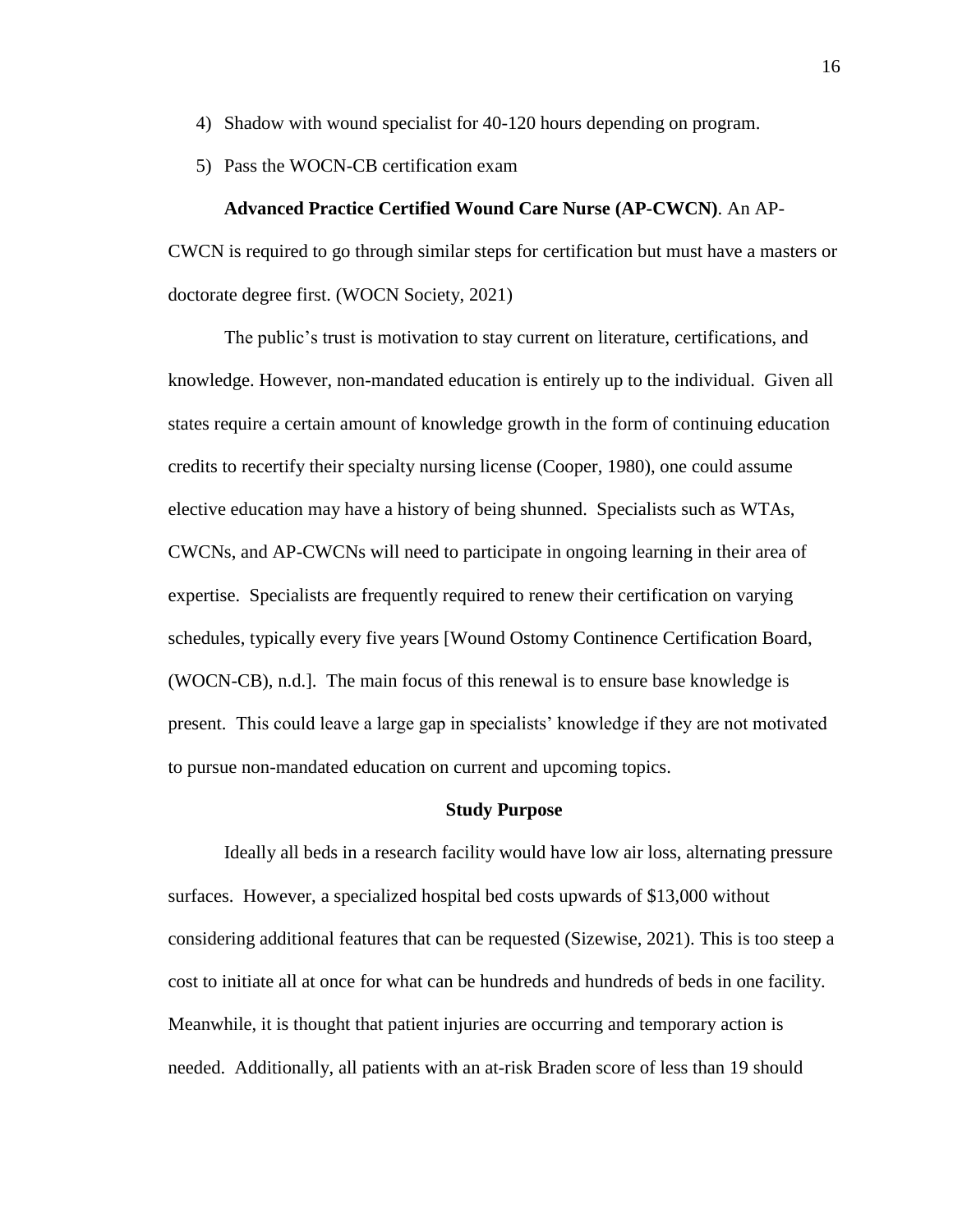4) Shadow with wound specialist for 40-120 hours depending on program.
5) Pass the WOCN-CB certification exam

**Advanced Practice Certified Wound Care Nurse (AP-CWCN)**. An AP-CWCN is required to go through similar steps for certification but must have a masters or doctorate degree first. (WOCN Society, 2021)

The public's trust is motivation to stay current on literature, certifications, and knowledge. However, non-mandated education is entirely up to the individual. Given all states require a certain amount of knowledge growth in the form of continuing education credits to recertify their specialty nursing license (Cooper, 1980), one could assume elective education may have a history of being shunned. Specialists such as WTAs, CWCNs, and AP-CWCNs will need to participate in ongoing learning in their area of expertise. Specialists are frequently required to renew their certification on varying schedules, typically every five years [Wound Ostomy Continence Certification Board, (WOCN-CB), n.d.]. The main focus of this renewal is to ensure base knowledge is present. This could leave a large gap in specialists' knowledge if they are not motivated to pursue non-mandated education on current and upcoming topics.

## Study Purpose

Ideally all beds in a research facility would have low air loss, alternating pressure surfaces. However, a specialized hospital bed costs upwards of $13,000 without considering additional features that can be requested (Sizewise, 2021). This is too steep a cost to initiate all at once for what can be hundreds and hundreds of beds in one facility. Meanwhile, it is thought that patient injuries are occurring and temporary action is needed. Additionally, all patients with an at-risk Braden score of less than 19 should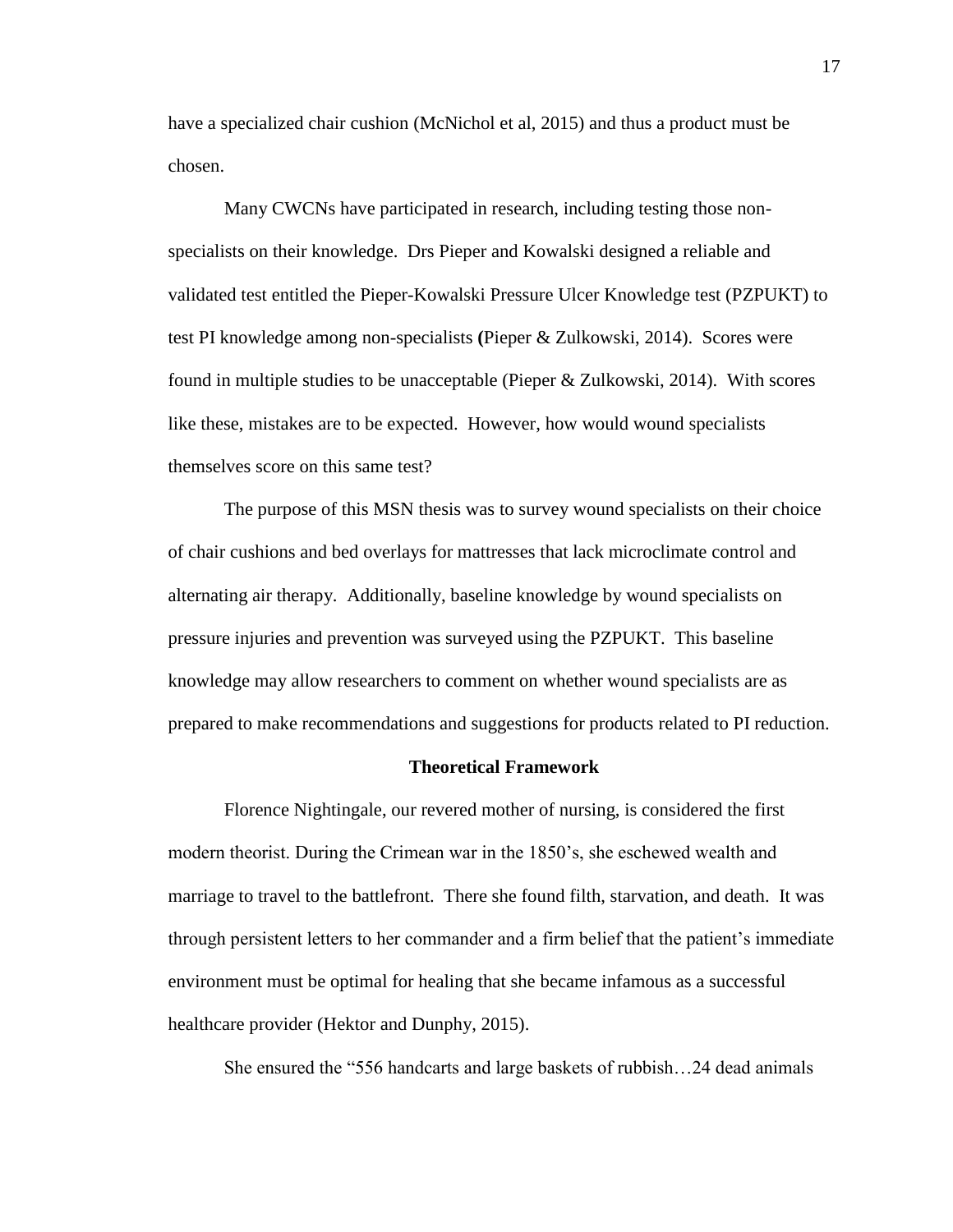have a specialized chair cushion (McNichol et al, 2015) and thus a product must be chosen.

Many CWCNs have participated in research, including testing those non-specialists on their knowledge. Drs Pieper and Kowalski designed a reliable and validated test entitled the Pieper-Kowalski Pressure Ulcer Knowledge test (PZPUKT) to test PI knowledge among non-specialists **(**Pieper & Zulkowski, 2014). Scores were found in multiple studies to be unacceptable (Pieper & Zulkowski, 2014). With scores like these, mistakes are to be expected. However, how would wound specialists themselves score on this same test?

The purpose of this MSN thesis was to survey wound specialists on their choice of chair cushions and bed overlays for mattresses that lack microclimate control and alternating air therapy. Additionally, baseline knowledge by wound specialists on pressure injuries and prevention was surveyed using the PZPUKT. This baseline knowledge may allow researchers to comment on whether wound specialists are as prepared to make recommendations and suggestions for products related to PI reduction.

## Theoretical Framework

Florence Nightingale, our revered mother of nursing, is considered the first modern theorist. During the Crimean war in the 1850's, she eschewed wealth and marriage to travel to the battlefront. There she found filth, starvation, and death. It was through persistent letters to her commander and a firm belief that the patient's immediate environment must be optimal for healing that she became infamous as a successful healthcare provider (Hektor and Dunphy, 2015).

She ensured the "556 handcarts and large baskets of rubbish…24 dead animals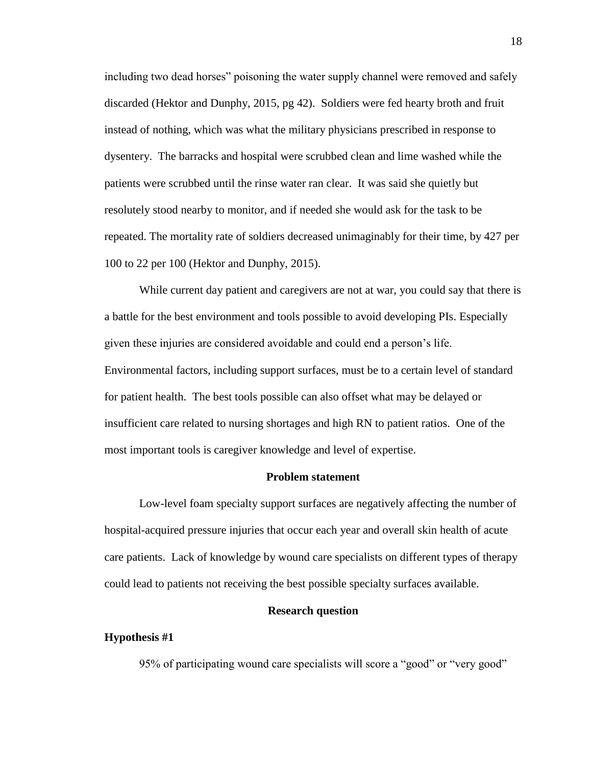including two dead horses" poisoning the water supply channel were removed and safely discarded (Hektor and Dunphy, 2015, pg 42). Soldiers were fed hearty broth and fruit instead of nothing, which was what the military physicians prescribed in response to dysentery. The barracks and hospital were scrubbed clean and lime washed while the patients were scrubbed until the rinse water ran clear. It was said she quietly but resolutely stood nearby to monitor, and if needed she would ask for the task to be repeated. The mortality rate of soldiers decreased unimaginably for their time, by 427 per 100 to 22 per 100 (Hektor and Dunphy, 2015).

While current day patient and caregivers are not at war, you could say that there is a battle for the best environment and tools possible to avoid developing PIs. Especially given these injuries are considered avoidable and could end a person's life. Environmental factors, including support surfaces, must be to a certain level of standard for patient health. The best tools possible can also offset what may be delayed or insufficient care related to nursing shortages and high RN to patient ratios. One of the most important tools is caregiver knowledge and level of expertise.

## Problem statement

Low-level foam specialty support surfaces are negatively affecting the number of hospital-acquired pressure injuries that occur each year and overall skin health of acute care patients. Lack of knowledge by wound care specialists on different types of therapy could lead to patients not receiving the best possible specialty surfaces available.

## Research question

### Hypothesis #1

95% of participating wound care specialists will score a "good" or "very good"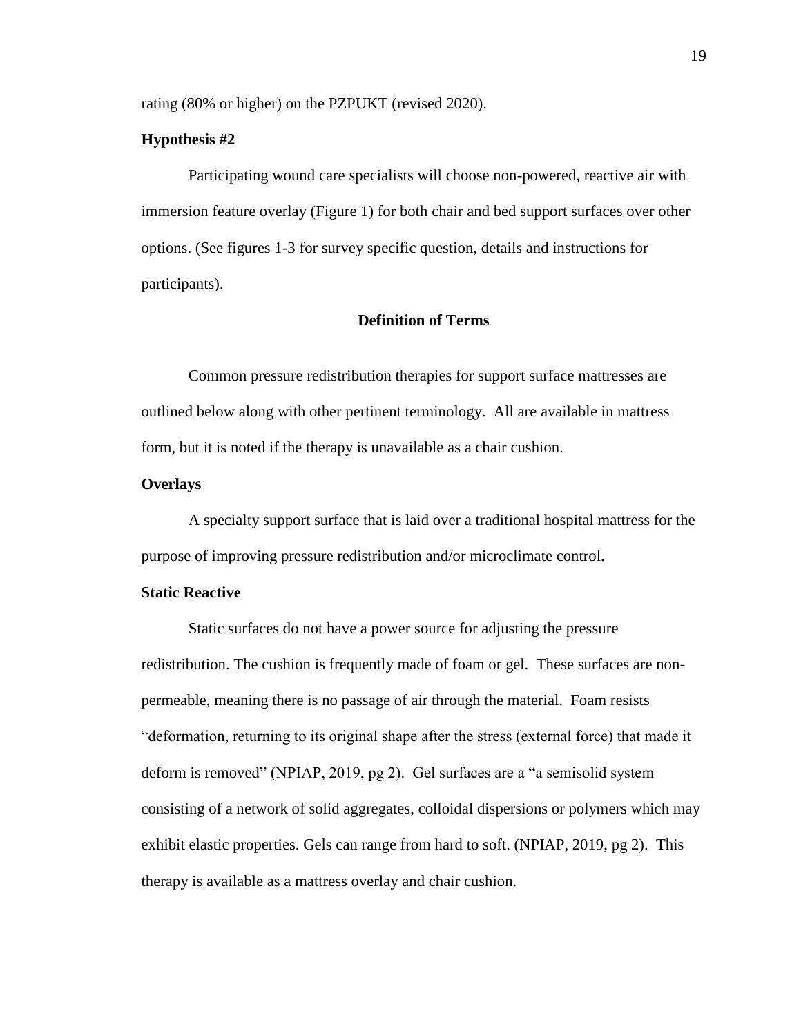rating (80% or higher) on the PZPUKT (revised 2020).

**Hypothesis #2**

Participating wound care specialists will choose non-powered, reactive air with immersion feature overlay (Figure 1) for both chair and bed support surfaces over other options. (See figures 1-3 for survey specific question, details and instructions for participants).

## Definition of Terms

Common pressure redistribution therapies for support surface mattresses are outlined below along with other pertinent terminology. All are available in mattress form, but it is noted if the therapy is unavailable as a chair cushion.

**Overlays**

A specialty support surface that is laid over a traditional hospital mattress for the purpose of improving pressure redistribution and/or microclimate control.

**Static Reactive**

Static surfaces do not have a power source for adjusting the pressure redistribution. The cushion is frequently made of foam or gel. These surfaces are non-permeable, meaning there is no passage of air through the material. Foam resists "deformation, returning to its original shape after the stress (external force) that made it deform is removed" (NPIAP, 2019, pg 2). Gel surfaces are a "a semisolid system consisting of a network of solid aggregates, colloidal dispersions or polymers which may exhibit elastic properties. Gels can range from hard to soft. (NPIAP, 2019, pg 2). This therapy is available as a mattress overlay and chair cushion.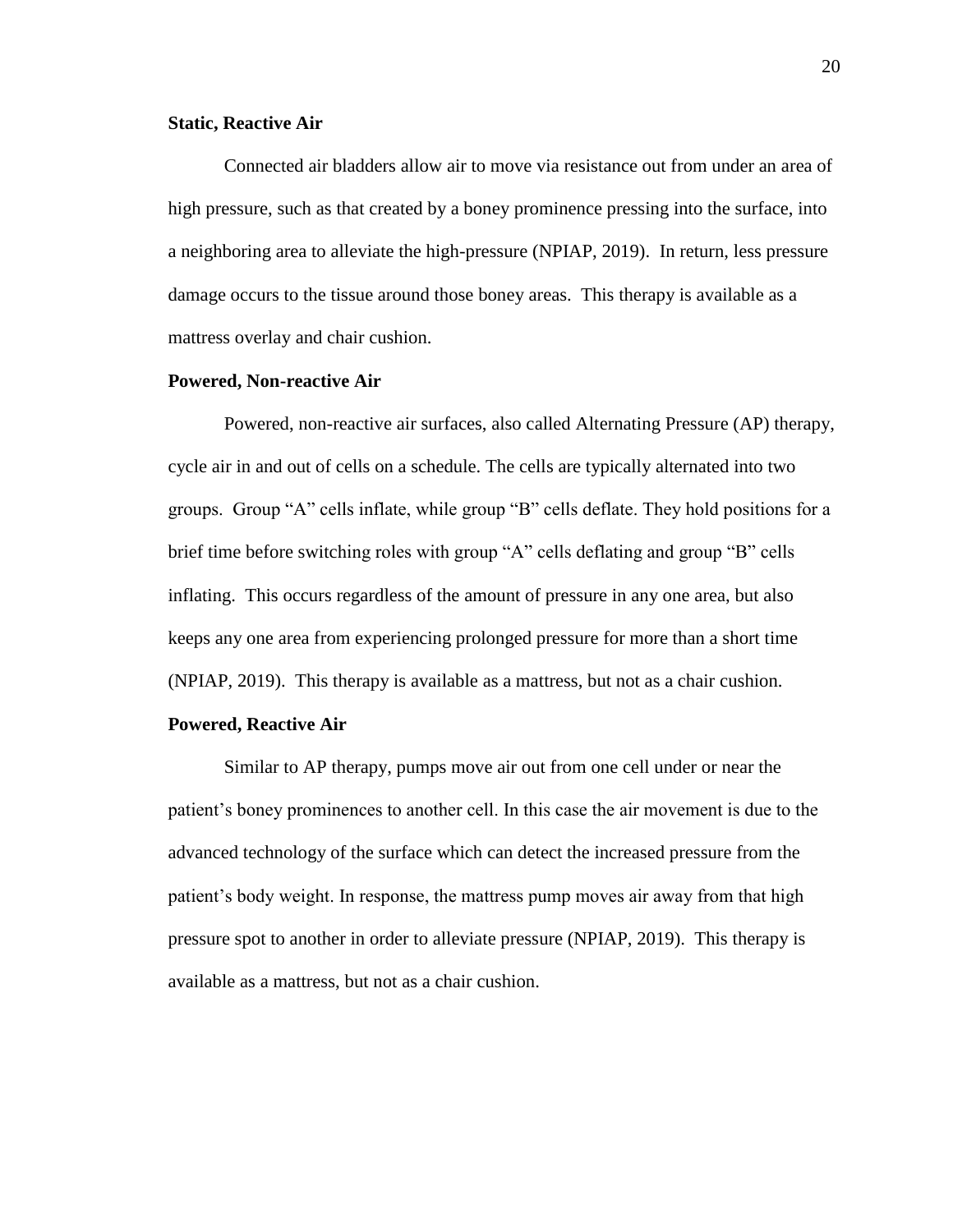### Static, Reactive Air

Connected air bladders allow air to move via resistance out from under an area of high pressure, such as that created by a boney prominence pressing into the surface, into a neighboring area to alleviate the high-pressure (NPIAP, 2019). In return, less pressure damage occurs to the tissue around those boney areas. This therapy is available as a mattress overlay and chair cushion.

### Powered, Non-reactive Air

Powered, non-reactive air surfaces, also called Alternating Pressure (AP) therapy, cycle air in and out of cells on a schedule. The cells are typically alternated into two groups. Group "A" cells inflate, while group "B" cells deflate. They hold positions for a brief time before switching roles with group "A" cells deflating and group "B" cells inflating. This occurs regardless of the amount of pressure in any one area, but also keeps any one area from experiencing prolonged pressure for more than a short time (NPIAP, 2019). This therapy is available as a mattress, but not as a chair cushion.

### Powered, Reactive Air

Similar to AP therapy, pumps move air out from one cell under or near the patient's boney prominences to another cell. In this case the air movement is due to the advanced technology of the surface which can detect the increased pressure from the patient's body weight. In response, the mattress pump moves air away from that high pressure spot to another in order to alleviate pressure (NPIAP, 2019). This therapy is available as a mattress, but not as a chair cushion.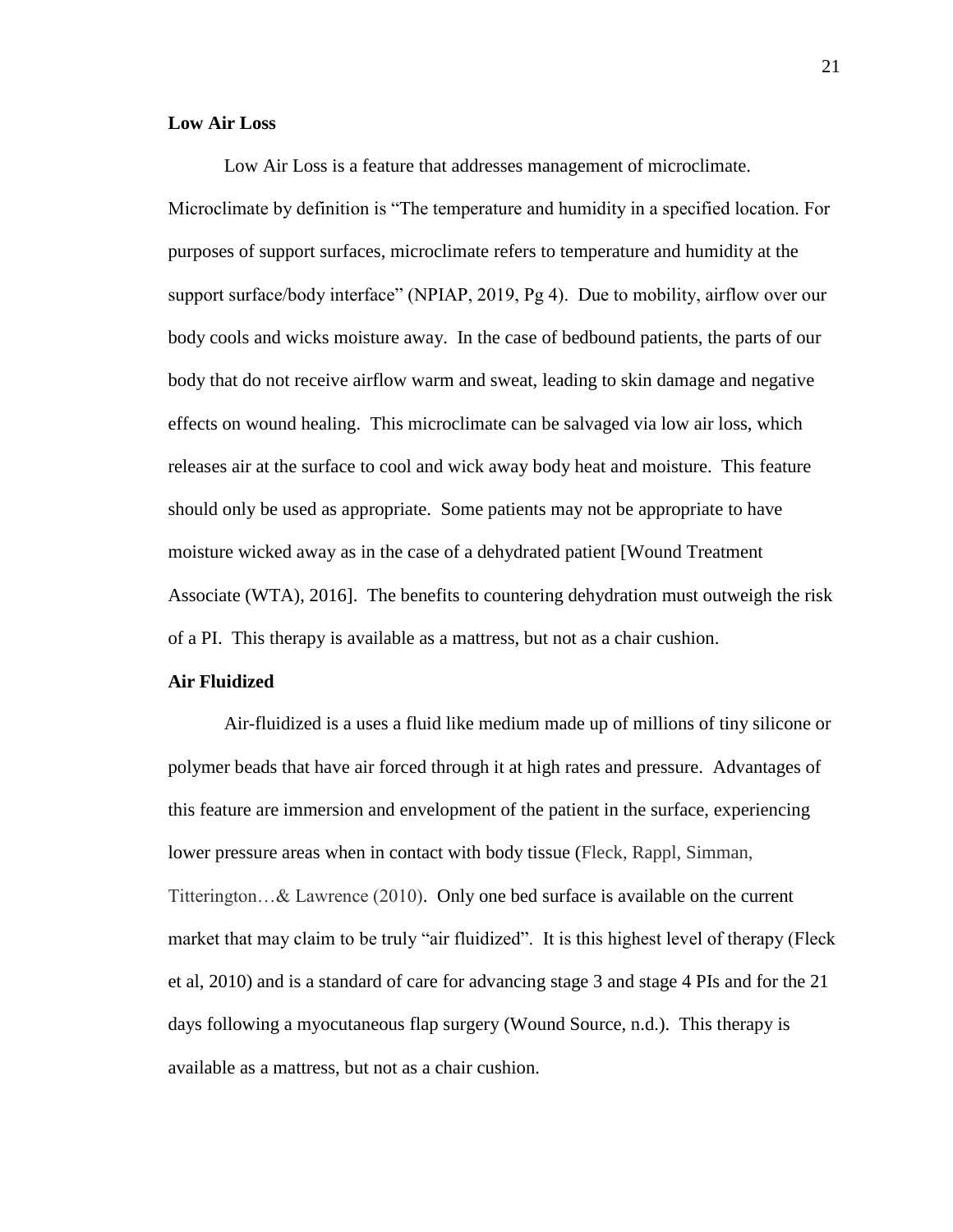**Low Air Loss**

Low Air Loss is a feature that addresses management of microclimate. Microclimate by definition is "The temperature and humidity in a specified location. For purposes of support surfaces, microclimate refers to temperature and humidity at the support surface/body interface" (NPIAP, 2019, Pg 4). Due to mobility, airflow over our body cools and wicks moisture away. In the case of bedbound patients, the parts of our body that do not receive airflow warm and sweat, leading to skin damage and negative effects on wound healing. This microclimate can be salvaged via low air loss, which releases air at the surface to cool and wick away body heat and moisture. This feature should only be used as appropriate. Some patients may not be appropriate to have moisture wicked away as in the case of a dehydrated patient [Wound Treatment Associate (WTA), 2016]. The benefits to countering dehydration must outweigh the risk of a PI. This therapy is available as a mattress, but not as a chair cushion.

**Air Fluidized**

Air-fluidized is a uses a fluid like medium made up of millions of tiny silicone or polymer beads that have air forced through it at high rates and pressure. Advantages of this feature are immersion and envelopment of the patient in the surface, experiencing lower pressure areas when in contact with body tissue (Fleck, Rappl, Simman, Titterington…& Lawrence (2010). Only one bed surface is available on the current market that may claim to be truly "air fluidized". It is this highest level of therapy (Fleck et al, 2010) and is a standard of care for advancing stage 3 and stage 4 PIs and for the 21 days following a myocutaneous flap surgery (Wound Source, n.d.). This therapy is available as a mattress, but not as a chair cushion.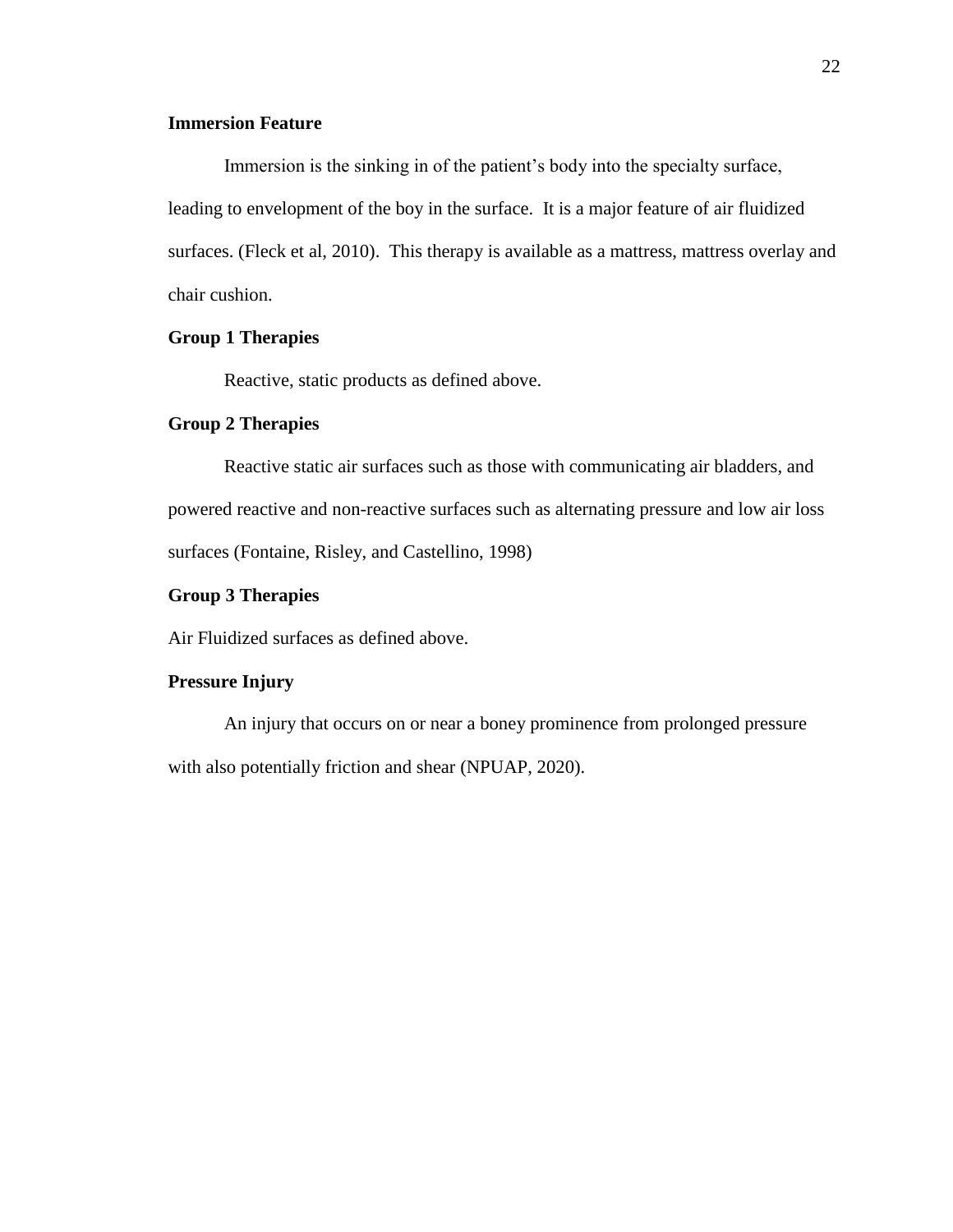**Immersion Feature**

Immersion is the sinking in of the patient's body into the specialty surface, leading to envelopment of the boy in the surface. It is a major feature of air fluidized surfaces. (Fleck et al, 2010). This therapy is available as a mattress, mattress overlay and chair cushion.

**Group 1 Therapies**

Reactive, static products as defined above.

**Group 2 Therapies**

Reactive static air surfaces such as those with communicating air bladders, and powered reactive and non-reactive surfaces such as alternating pressure and low air loss surfaces (Fontaine, Risley, and Castellino, 1998)

**Group 3 Therapies**

Air Fluidized surfaces as defined above.

**Pressure Injury**

An injury that occurs on or near a boney prominence from prolonged pressure with also potentially friction and shear (NPUAP, 2020).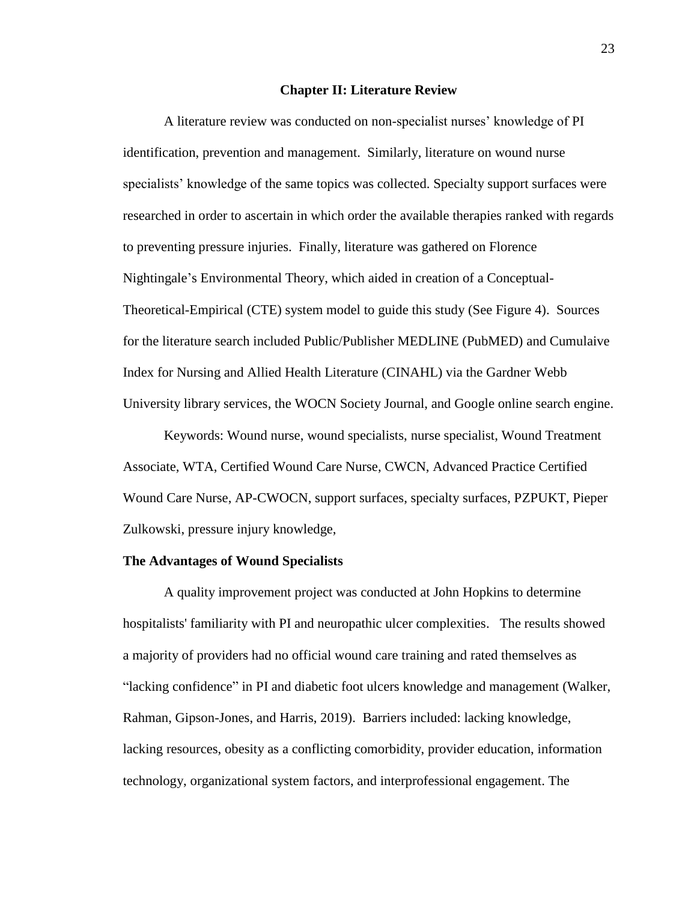## Chapter II: Literature Review

A literature review was conducted on non-specialist nurses' knowledge of PI identification, prevention and management. Similarly, literature on wound nurse specialists' knowledge of the same topics was collected. Specialty support surfaces were researched in order to ascertain in which order the available therapies ranked with regards to preventing pressure injuries. Finally, literature was gathered on Florence Nightingale's Environmental Theory, which aided in creation of a Conceptual-Theoretical-Empirical (CTE) system model to guide this study (See Figure 4). Sources for the literature search included Public/Publisher MEDLINE (PubMED) and Cumulaive Index for Nursing and Allied Health Literature (CINAHL) via the Gardner Webb University library services, the WOCN Society Journal, and Google online search engine.

Keywords: Wound nurse, wound specialists, nurse specialist, Wound Treatment Associate, WTA, Certified Wound Care Nurse, CWCN, Advanced Practice Certified Wound Care Nurse, AP-CWOCN, support surfaces, specialty surfaces, PZPUKT, Pieper Zulkowski, pressure injury knowledge,

### The Advantages of Wound Specialists

A quality improvement project was conducted at John Hopkins to determine hospitalists' familiarity with PI and neuropathic ulcer complexities. The results showed a majority of providers had no official wound care training and rated themselves as "lacking confidence" in PI and diabetic foot ulcers knowledge and management (Walker, Rahman, Gipson-Jones, and Harris, 2019). Barriers included: lacking knowledge, lacking resources, obesity as a conflicting comorbidity, provider education, information technology, organizational system factors, and interprofessional engagement. The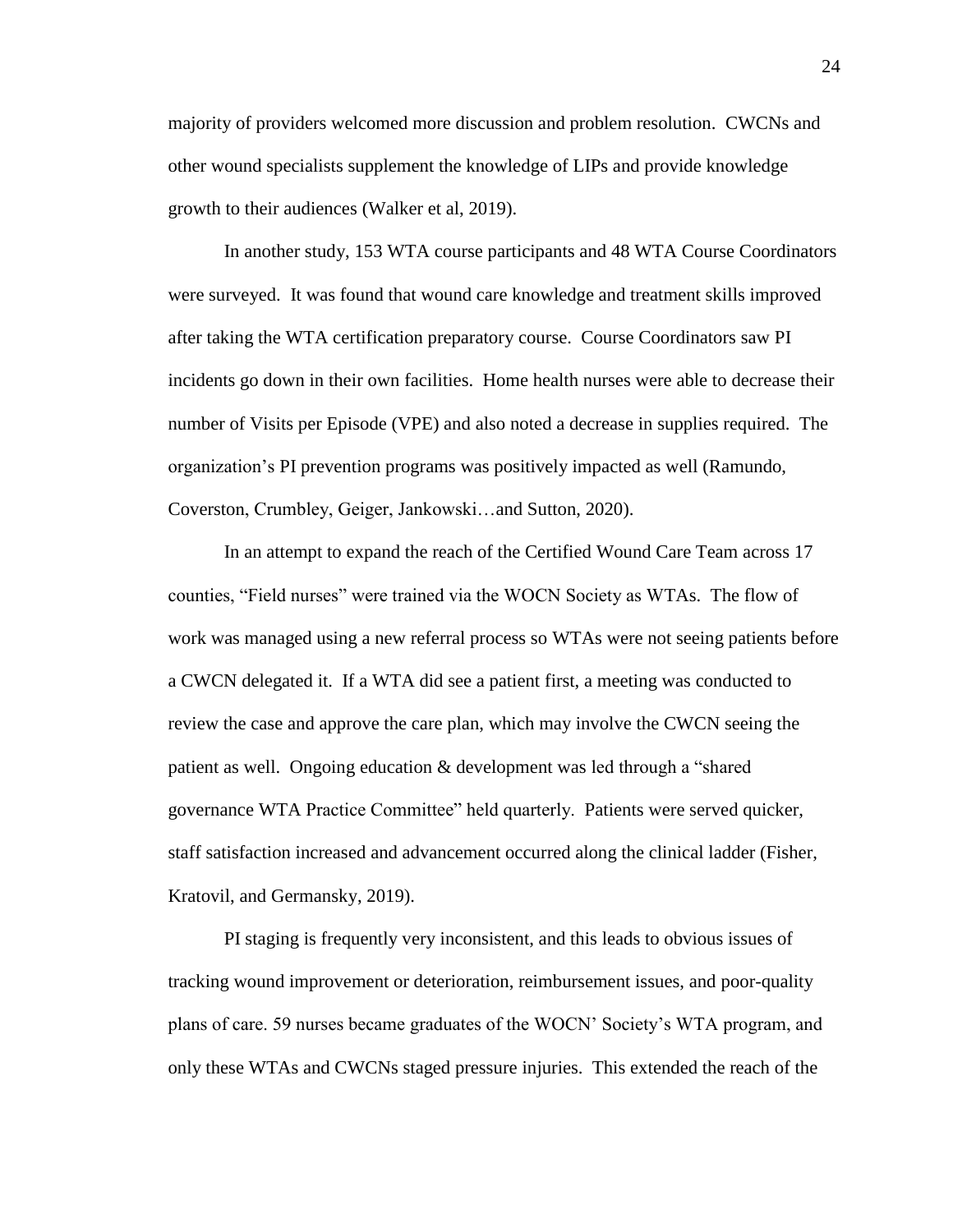majority of providers welcomed more discussion and problem resolution. CWCNs and other wound specialists supplement the knowledge of LIPs and provide knowledge growth to their audiences (Walker et al, 2019).

In another study, 153 WTA course participants and 48 WTA Course Coordinators were surveyed. It was found that wound care knowledge and treatment skills improved after taking the WTA certification preparatory course. Course Coordinators saw PI incidents go down in their own facilities. Home health nurses were able to decrease their number of Visits per Episode (VPE) and also noted a decrease in supplies required. The organization's PI prevention programs was positively impacted as well (Ramundo, Coverston, Crumbley, Geiger, Jankowski…and Sutton, 2020).

In an attempt to expand the reach of the Certified Wound Care Team across 17 counties, "Field nurses" were trained via the WOCN Society as WTAs. The flow of work was managed using a new referral process so WTAs were not seeing patients before a CWCN delegated it. If a WTA did see a patient first, a meeting was conducted to review the case and approve the care plan, which may involve the CWCN seeing the patient as well. Ongoing education & development was led through a "shared governance WTA Practice Committee" held quarterly. Patients were served quicker, staff satisfaction increased and advancement occurred along the clinical ladder (Fisher, Kratovil, and Germansky, 2019).

PI staging is frequently very inconsistent, and this leads to obvious issues of tracking wound improvement or deterioration, reimbursement issues, and poor-quality plans of care. 59 nurses became graduates of the WOCN' Society's WTA program, and only these WTAs and CWCNs staged pressure injuries. This extended the reach of the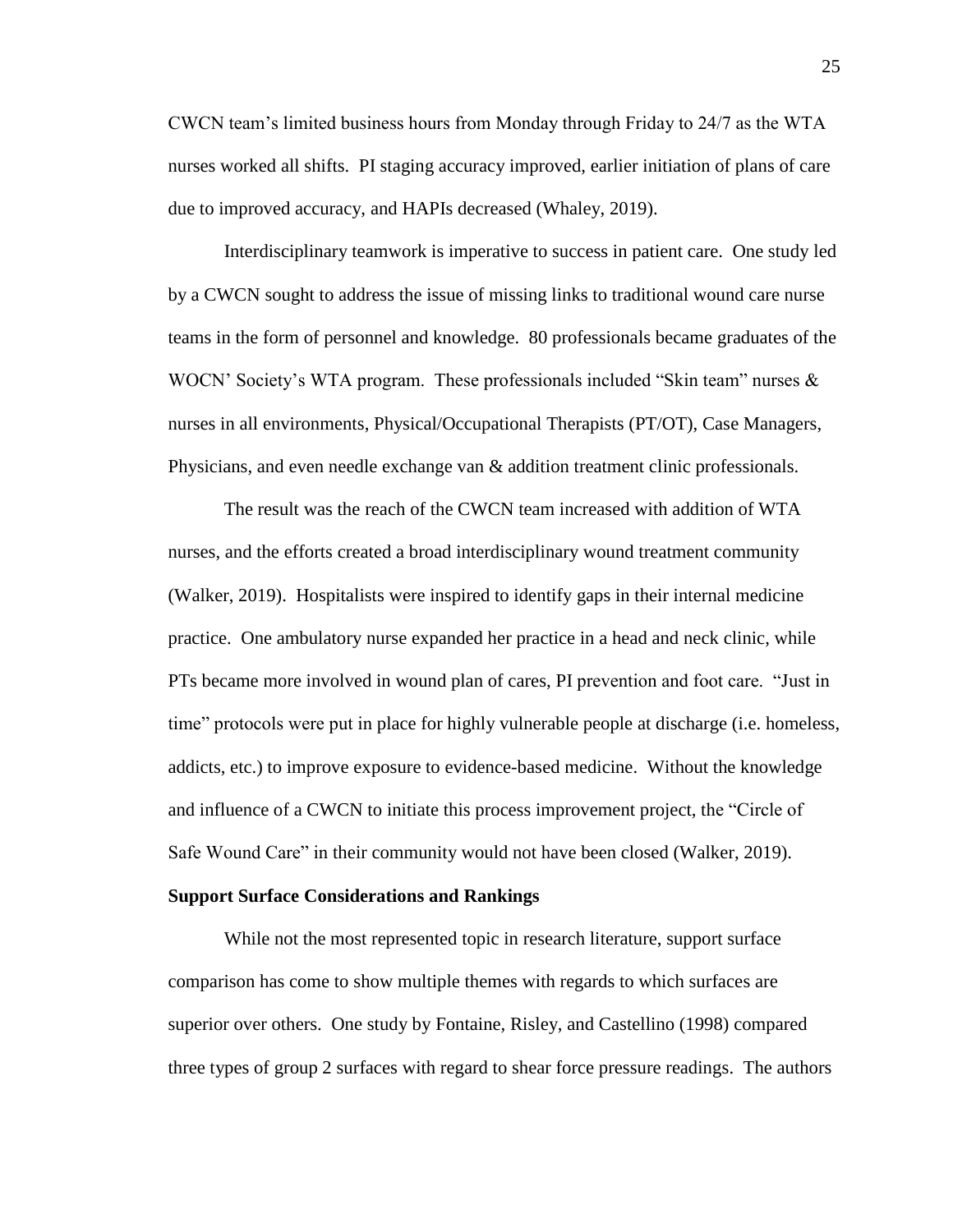CWCN team's limited business hours from Monday through Friday to 24/7 as the WTA nurses worked all shifts. PI staging accuracy improved, earlier initiation of plans of care due to improved accuracy, and HAPIs decreased (Whaley, 2019).

Interdisciplinary teamwork is imperative to success in patient care. One study led by a CWCN sought to address the issue of missing links to traditional wound care nurse teams in the form of personnel and knowledge. 80 professionals became graduates of the WOCN' Society's WTA program. These professionals included "Skin team" nurses & nurses in all environments, Physical/Occupational Therapists (PT/OT), Case Managers, Physicians, and even needle exchange van & addition treatment clinic professionals.

The result was the reach of the CWCN team increased with addition of WTA nurses, and the efforts created a broad interdisciplinary wound treatment community (Walker, 2019). Hospitalists were inspired to identify gaps in their internal medicine practice. One ambulatory nurse expanded her practice in a head and neck clinic, while PTs became more involved in wound plan of cares, PI prevention and foot care. "Just in time" protocols were put in place for highly vulnerable people at discharge (i.e. homeless, addicts, etc.) to improve exposure to evidence-based medicine. Without the knowledge and influence of a CWCN to initiate this process improvement project, the "Circle of Safe Wound Care" in their community would not have been closed (Walker, 2019).

**Support Surface Considerations and Rankings**

While not the most represented topic in research literature, support surface comparison has come to show multiple themes with regards to which surfaces are superior over others. One study by Fontaine, Risley, and Castellino (1998) compared three types of group 2 surfaces with regard to shear force pressure readings. The authors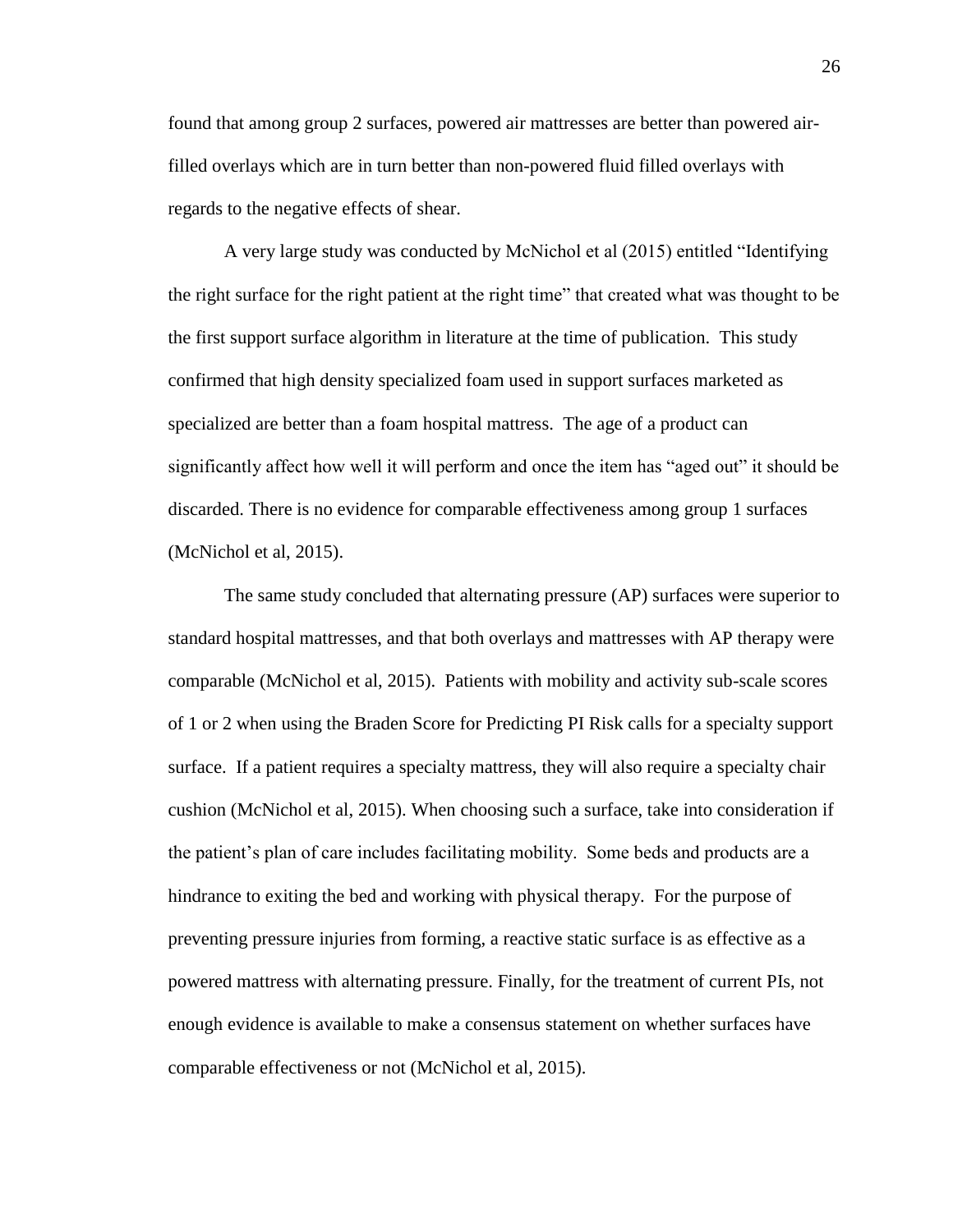found that among group 2 surfaces, powered air mattresses are better than powered air-filled overlays which are in turn better than non-powered fluid filled overlays with regards to the negative effects of shear.

A very large study was conducted by McNichol et al (2015) entitled "Identifying the right surface for the right patient at the right time" that created what was thought to be the first support surface algorithm in literature at the time of publication. This study confirmed that high density specialized foam used in support surfaces marketed as specialized are better than a foam hospital mattress. The age of a product can significantly affect how well it will perform and once the item has "aged out" it should be discarded. There is no evidence for comparable effectiveness among group 1 surfaces (McNichol et al, 2015).

The same study concluded that alternating pressure (AP) surfaces were superior to standard hospital mattresses, and that both overlays and mattresses with AP therapy were comparable (McNichol et al, 2015). Patients with mobility and activity sub-scale scores of 1 or 2 when using the Braden Score for Predicting PI Risk calls for a specialty support surface. If a patient requires a specialty mattress, they will also require a specialty chair cushion (McNichol et al, 2015). When choosing such a surface, take into consideration if the patient's plan of care includes facilitating mobility. Some beds and products are a hindrance to exiting the bed and working with physical therapy. For the purpose of preventing pressure injuries from forming, a reactive static surface is as effective as a powered mattress with alternating pressure. Finally, for the treatment of current PIs, not enough evidence is available to make a consensus statement on whether surfaces have comparable effectiveness or not (McNichol et al, 2015).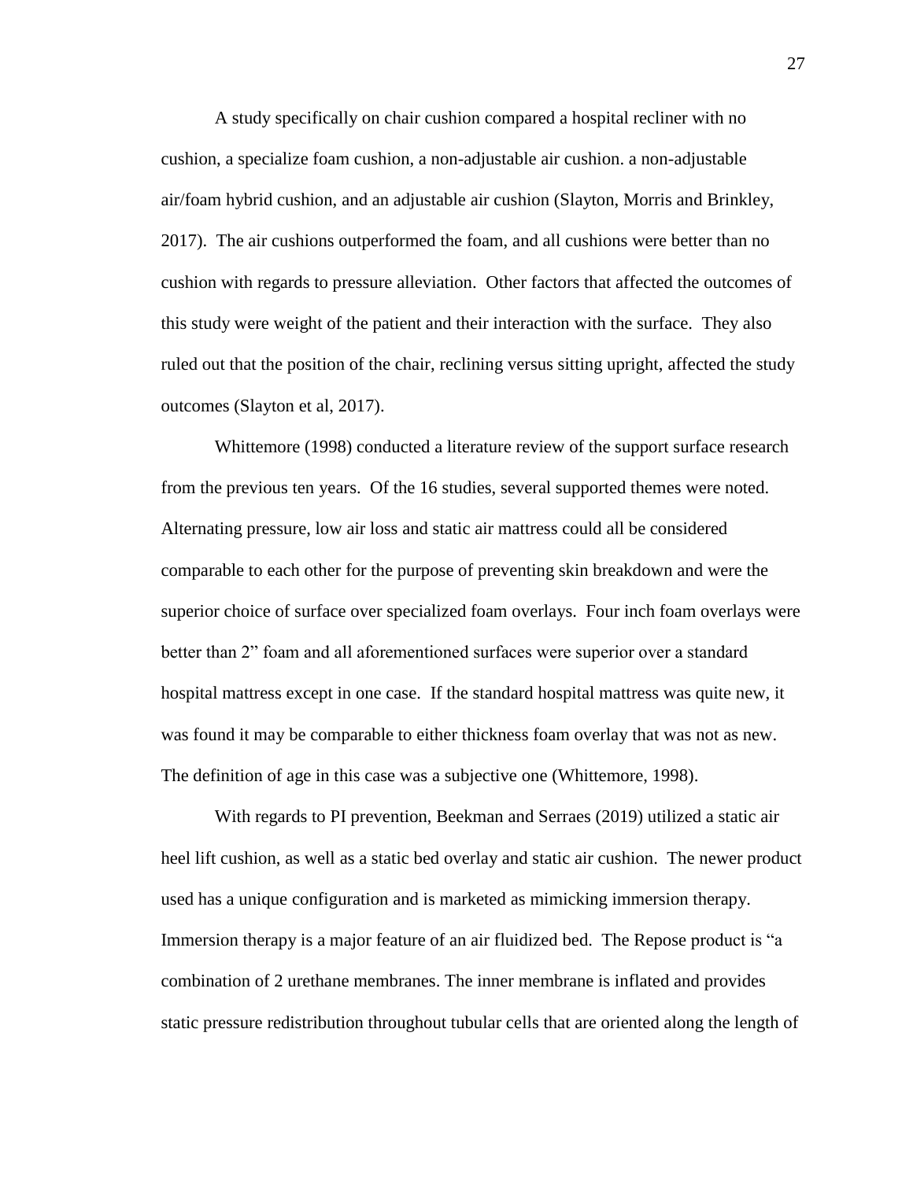A study specifically on chair cushion compared a hospital recliner with no cushion, a specialize foam cushion, a non-adjustable air cushion. a non-adjustable air/foam hybrid cushion, and an adjustable air cushion (Slayton, Morris and Brinkley, 2017). The air cushions outperformed the foam, and all cushions were better than no cushion with regards to pressure alleviation. Other factors that affected the outcomes of this study were weight of the patient and their interaction with the surface. They also ruled out that the position of the chair, reclining versus sitting upright, affected the study outcomes (Slayton et al, 2017).

Whittemore (1998) conducted a literature review of the support surface research from the previous ten years. Of the 16 studies, several supported themes were noted. Alternating pressure, low air loss and static air mattress could all be considered comparable to each other for the purpose of preventing skin breakdown and were the superior choice of surface over specialized foam overlays. Four inch foam overlays were better than 2" foam and all aforementioned surfaces were superior over a standard hospital mattress except in one case. If the standard hospital mattress was quite new, it was found it may be comparable to either thickness foam overlay that was not as new. The definition of age in this case was a subjective one (Whittemore, 1998).

With regards to PI prevention, Beekman and Serraes (2019) utilized a static air heel lift cushion, as well as a static bed overlay and static air cushion. The newer product used has a unique configuration and is marketed as mimicking immersion therapy. Immersion therapy is a major feature of an air fluidized bed. The Repose product is "a combination of 2 urethane membranes. The inner membrane is inflated and provides static pressure redistribution throughout tubular cells that are oriented along the length of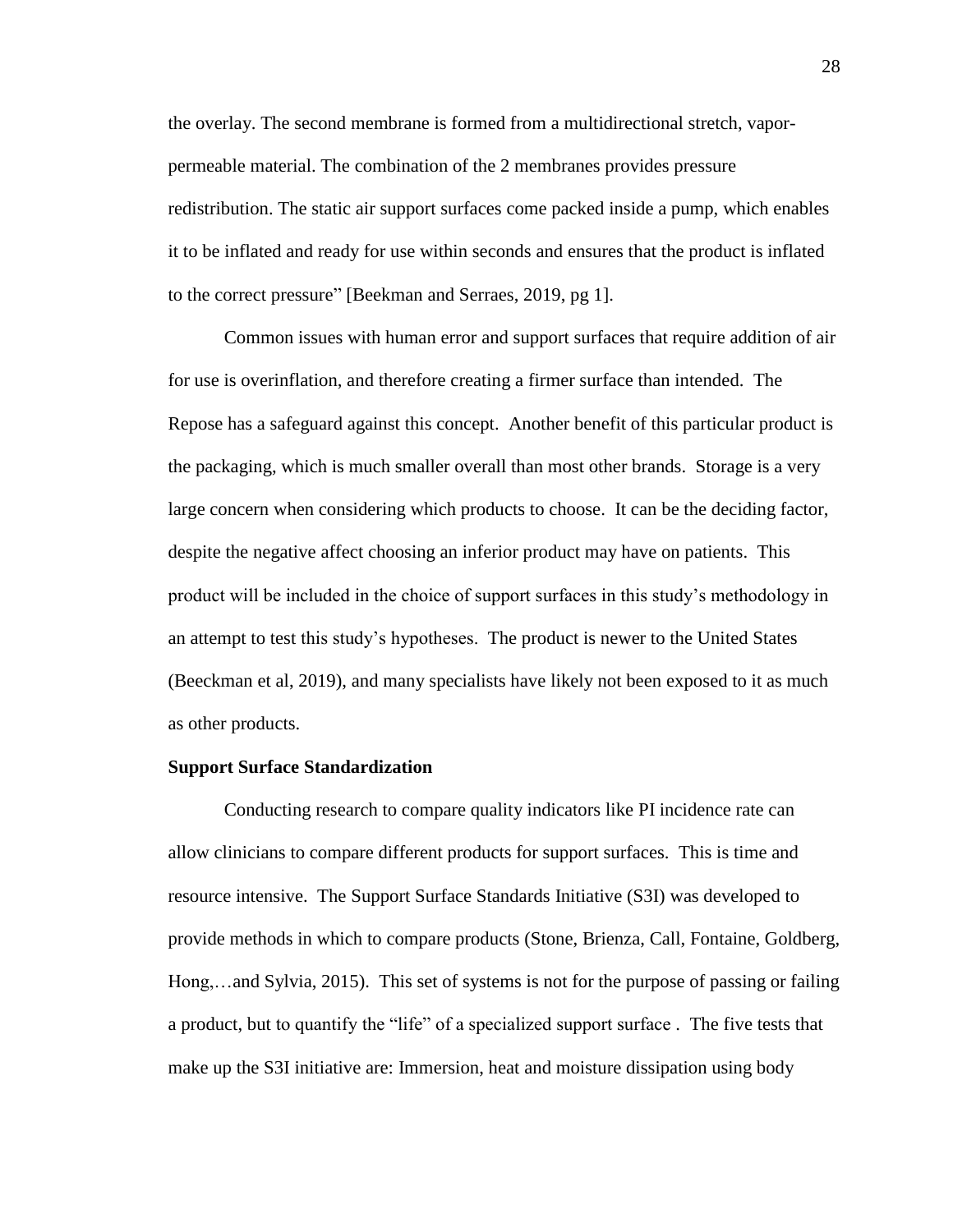the overlay. The second membrane is formed from a multidirectional stretch, vapor-permeable material. The combination of the 2 membranes provides pressure redistribution. The static air support surfaces come packed inside a pump, which enables it to be inflated and ready for use within seconds and ensures that the product is inflated to the correct pressure" [Beekman and Serraes, 2019, pg 1].

Common issues with human error and support surfaces that require addition of air for use is overinflation, and therefore creating a firmer surface than intended. The Repose has a safeguard against this concept. Another benefit of this particular product is the packaging, which is much smaller overall than most other brands. Storage is a very large concern when considering which products to choose. It can be the deciding factor, despite the negative affect choosing an inferior product may have on patients. This product will be included in the choice of support surfaces in this study's methodology in an attempt to test this study's hypotheses. The product is newer to the United States (Beeckman et al, 2019), and many specialists have likely not been exposed to it as much as other products.

**Support Surface Standardization**

Conducting research to compare quality indicators like PI incidence rate can allow clinicians to compare different products for support surfaces. This is time and resource intensive. The Support Surface Standards Initiative (S3I) was developed to provide methods in which to compare products (Stone, Brienza, Call, Fontaine, Goldberg, Hong,…and Sylvia, 2015). This set of systems is not for the purpose of passing or failing a product, but to quantify the "life" of a specialized support surface . The five tests that make up the S3I initiative are: Immersion, heat and moisture dissipation using body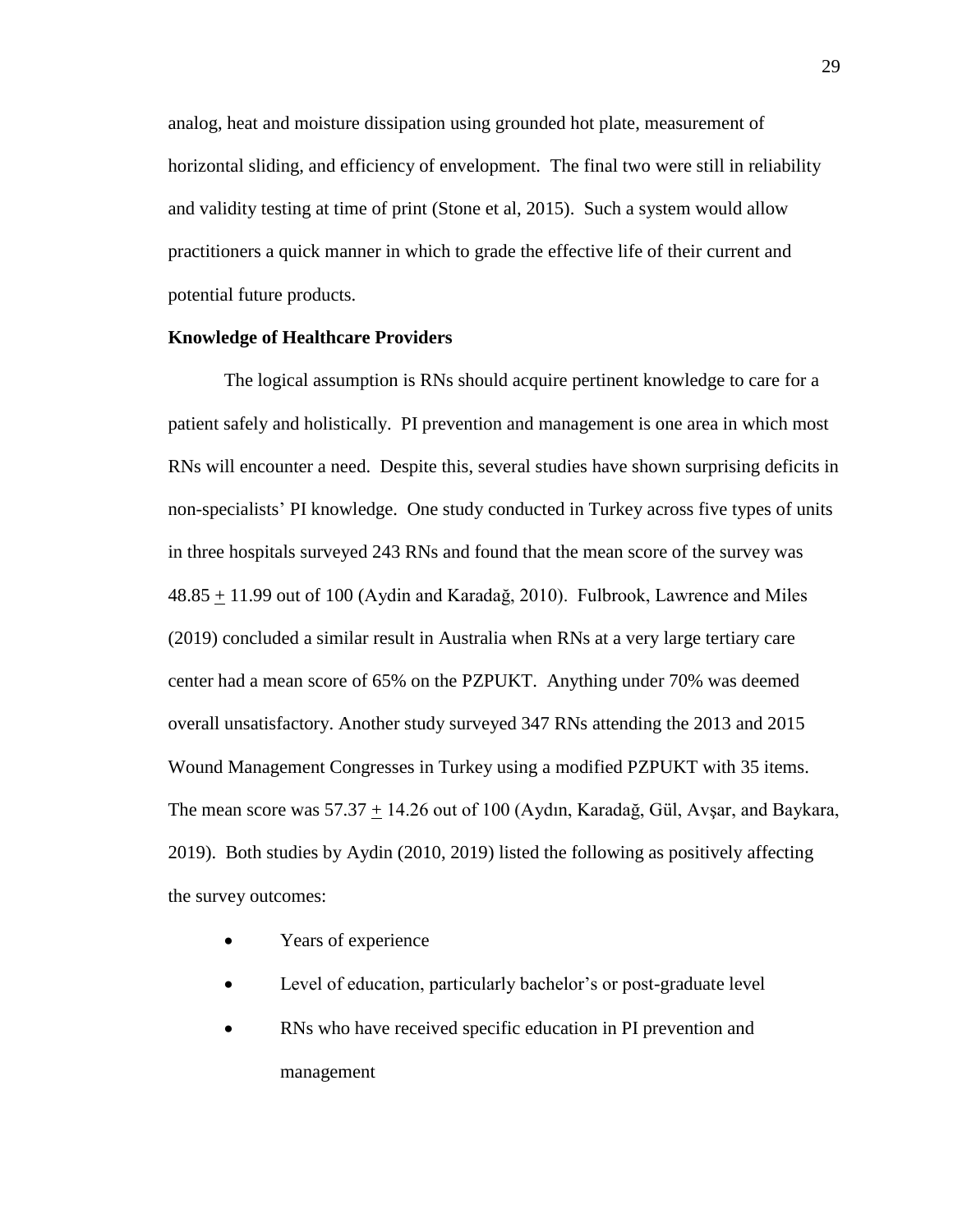analog, heat and moisture dissipation using grounded hot plate, measurement of horizontal sliding, and efficiency of envelopment. The final two were still in reliability and validity testing at time of print (Stone et al, 2015). Such a system would allow practitioners a quick manner in which to grade the effective life of their current and potential future products.

**Knowledge of Healthcare Providers**

The logical assumption is RNs should acquire pertinent knowledge to care for a patient safely and holistically. PI prevention and management is one area in which most RNs will encounter a need. Despite this, several studies have shown surprising deficits in non-specialists' PI knowledge. One study conducted in Turkey across five types of units in three hospitals surveyed 243 RNs and found that the mean score of the survey was $48.85 \pm 11.99$ out of 100 (Aydin and Karadağ, 2010). Fulbrook, Lawrence and Miles (2019) concluded a similar result in Australia when RNs at a very large tertiary care center had a mean score of 65% on the PZPUKT. Anything under 70% was deemed overall unsatisfactory. Another study surveyed 347 RNs attending the 2013 and 2015 Wound Management Congresses in Turkey using a modified PZPUKT with 35 items. The mean score was $57.37 \pm 14.26$ out of 100 (Aydın, Karadağ, Gül, Avşar, and Baykara, 2019). Both studies by Aydin (2010, 2019) listed the following as positively affecting the survey outcomes:

- Years of experience
- Level of education, particularly bachelor's or post-graduate level
- RNs who have received specific education in PI prevention and management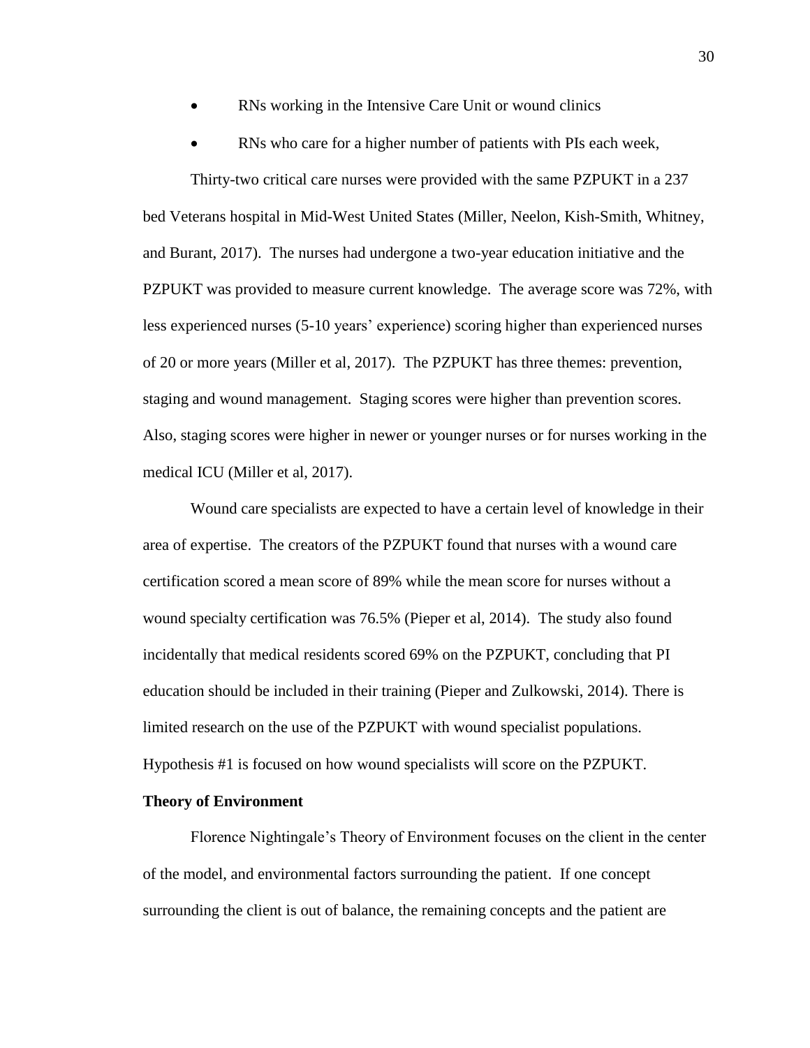- RNs working in the Intensive Care Unit or wound clinics
- RNs who care for a higher number of patients with PIs each week,

Thirty-two critical care nurses were provided with the same PZPUKT in a 237 bed Veterans hospital in Mid-West United States (Miller, Neelon, Kish-Smith, Whitney, and Burant, 2017). The nurses had undergone a two-year education initiative and the PZPUKT was provided to measure current knowledge. The average score was 72%, with less experienced nurses (5-10 years' experience) scoring higher than experienced nurses of 20 or more years (Miller et al, 2017). The PZPUKT has three themes: prevention, staging and wound management. Staging scores were higher than prevention scores. Also, staging scores were higher in newer or younger nurses or for nurses working in the medical ICU (Miller et al, 2017).

Wound care specialists are expected to have a certain level of knowledge in their area of expertise. The creators of the PZPUKT found that nurses with a wound care certification scored a mean score of 89% while the mean score for nurses without a wound specialty certification was 76.5% (Pieper et al, 2014). The study also found incidentally that medical residents scored 69% on the PZPUKT, concluding that PI education should be included in their training (Pieper and Zulkowski, 2014). There is limited research on the use of the PZPUKT with wound specialist populations. Hypothesis #1 is focused on how wound specialists will score on the PZPUKT.

**Theory of Environment**

Florence Nightingale's Theory of Environment focuses on the client in the center of the model, and environmental factors surrounding the patient. If one concept surrounding the client is out of balance, the remaining concepts and the patient are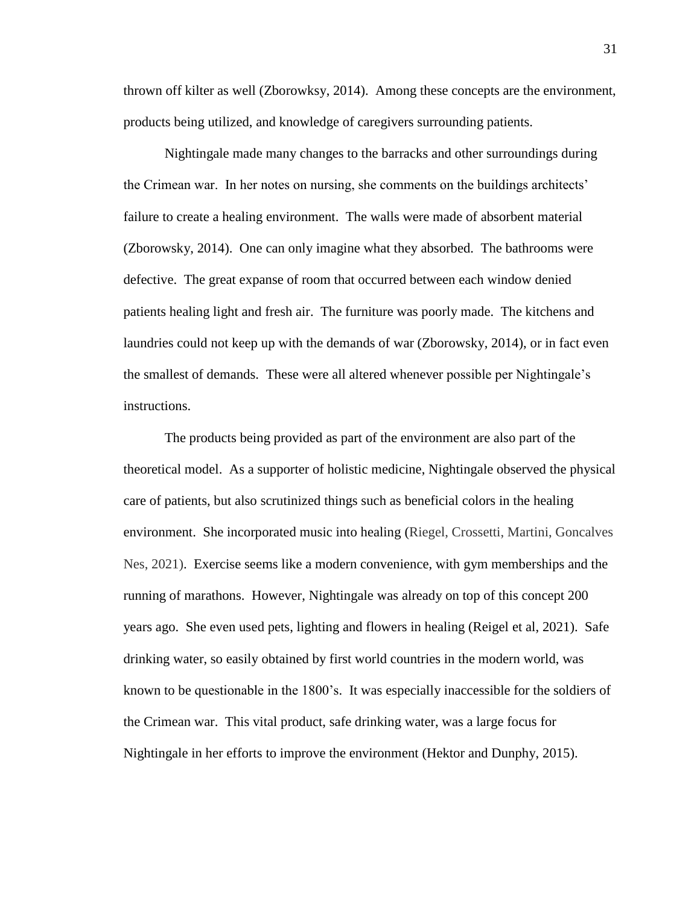thrown off kilter as well (Zborowksy, 2014). Among these concepts are the environment, products being utilized, and knowledge of caregivers surrounding patients.

Nightingale made many changes to the barracks and other surroundings during the Crimean war. In her notes on nursing, she comments on the buildings architects' failure to create a healing environment. The walls were made of absorbent material (Zborowsky, 2014). One can only imagine what they absorbed. The bathrooms were defective. The great expanse of room that occurred between each window denied patients healing light and fresh air. The furniture was poorly made. The kitchens and laundries could not keep up with the demands of war (Zborowsky, 2014), or in fact even the smallest of demands. These were all altered whenever possible per Nightingale's instructions.

The products being provided as part of the environment are also part of the theoretical model. As a supporter of holistic medicine, Nightingale observed the physical care of patients, but also scrutinized things such as beneficial colors in the healing environment. She incorporated music into healing (Riegel, Crossetti, Martini, Goncalves Nes, 2021). Exercise seems like a modern convenience, with gym memberships and the running of marathons. However, Nightingale was already on top of this concept 200 years ago. She even used pets, lighting and flowers in healing (Reigel et al, 2021). Safe drinking water, so easily obtained by first world countries in the modern world, was known to be questionable in the 1800's. It was especially inaccessible for the soldiers of the Crimean war. This vital product, safe drinking water, was a large focus for Nightingale in her efforts to improve the environment (Hektor and Dunphy, 2015).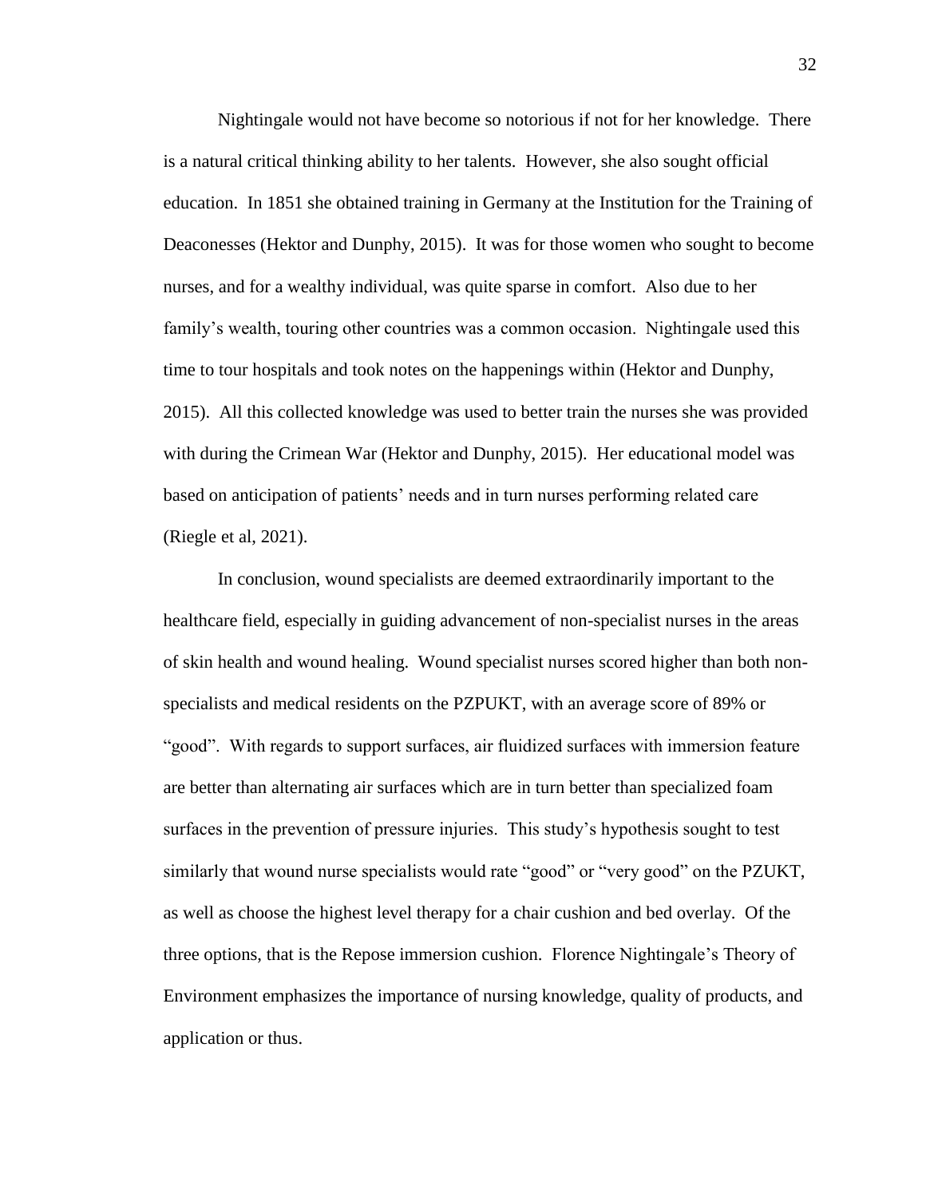Nightingale would not have become so notorious if not for her knowledge. There is a natural critical thinking ability to her talents. However, she also sought official education. In 1851 she obtained training in Germany at the Institution for the Training of Deaconesses (Hektor and Dunphy, 2015). It was for those women who sought to become nurses, and for a wealthy individual, was quite sparse in comfort. Also due to her family's wealth, touring other countries was a common occasion. Nightingale used this time to tour hospitals and took notes on the happenings within (Hektor and Dunphy, 2015). All this collected knowledge was used to better train the nurses she was provided with during the Crimean War (Hektor and Dunphy, 2015). Her educational model was based on anticipation of patients' needs and in turn nurses performing related care (Riegle et al, 2021).

In conclusion, wound specialists are deemed extraordinarily important to the healthcare field, especially in guiding advancement of non-specialist nurses in the areas of skin health and wound healing. Wound specialist nurses scored higher than both non-specialists and medical residents on the PZPUKT, with an average score of 89% or "good". With regards to support surfaces, air fluidized surfaces with immersion feature are better than alternating air surfaces which are in turn better than specialized foam surfaces in the prevention of pressure injuries. This study's hypothesis sought to test similarly that wound nurse specialists would rate "good" or "very good" on the PZUKT, as well as choose the highest level therapy for a chair cushion and bed overlay. Of the three options, that is the Repose immersion cushion. Florence Nightingale's Theory of Environment emphasizes the importance of nursing knowledge, quality of products, and application or thus.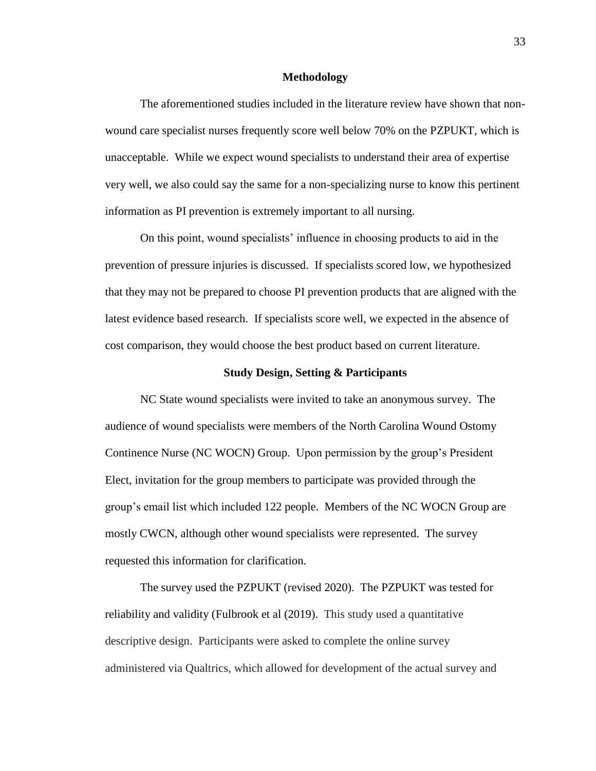## Methodology

The aforementioned studies included in the literature review have shown that non-wound care specialist nurses frequently score well below 70% on the PZPUKT, which is unacceptable. While we expect wound specialists to understand their area of expertise very well, we also could say the same for a non-specializing nurse to know this pertinent information as PI prevention is extremely important to all nursing.

On this point, wound specialists' influence in choosing products to aid in the prevention of pressure injuries is discussed. If specialists scored low, we hypothesized that they may not be prepared to choose PI prevention products that are aligned with the latest evidence based research. If specialists score well, we expected in the absence of cost comparison, they would choose the best product based on current literature.

## Study Design, Setting & Participants

NC State wound specialists were invited to take an anonymous survey. The audience of wound specialists were members of the North Carolina Wound Ostomy Continence Nurse (NC WOCN) Group. Upon permission by the group's President Elect, invitation for the group members to participate was provided through the group's email list which included 122 people. Members of the NC WOCN Group are mostly CWCN, although other wound specialists were represented. The survey requested this information for clarification.

The survey used the PZPUKT (revised 2020). The PZPUKT was tested for reliability and validity (Fulbrook et al (2019). This study used a quantitative descriptive design. Participants were asked to complete the online survey administered via Qualtrics, which allowed for development of the actual survey and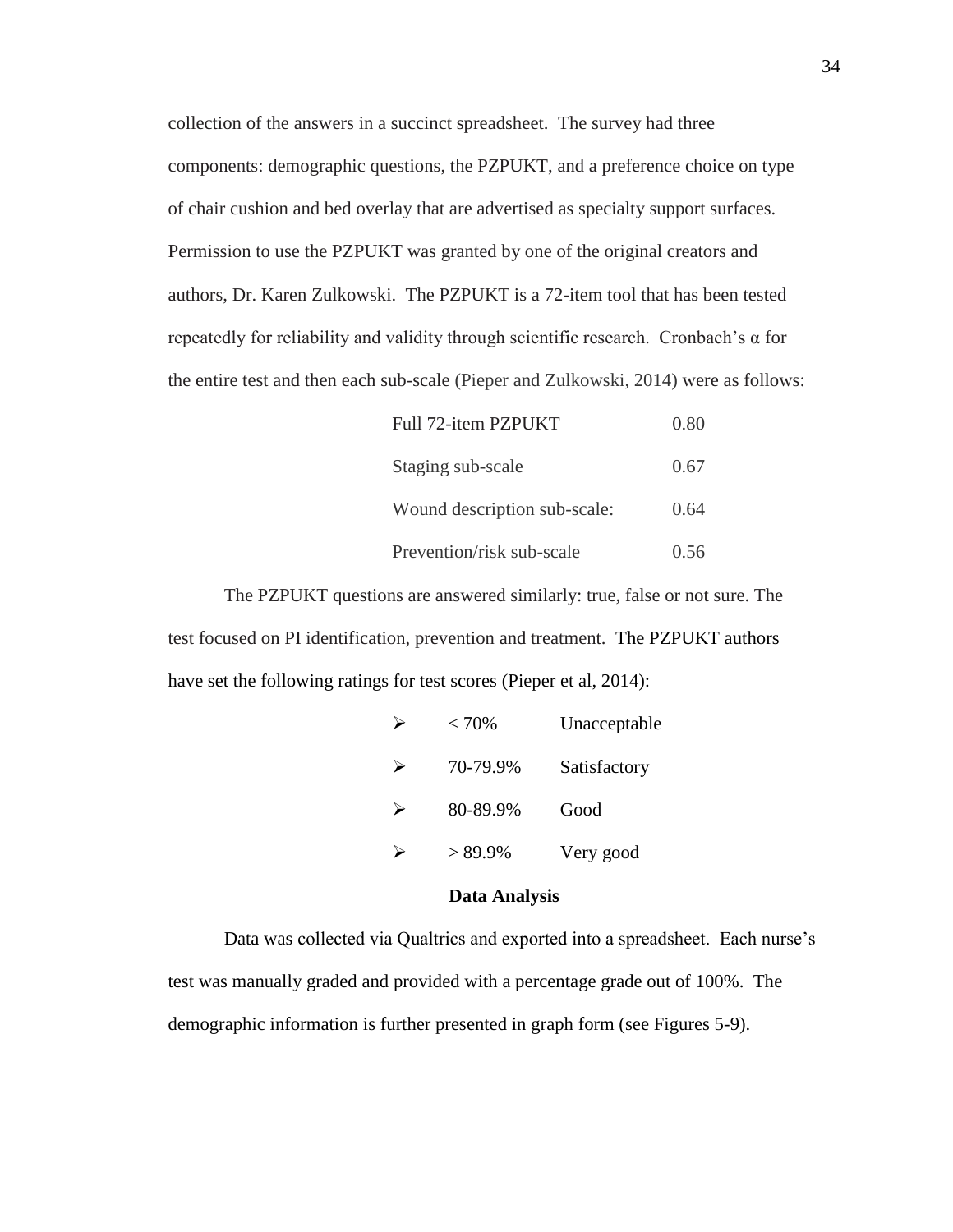collection of the answers in a succinct spreadsheet. The survey had three components: demographic questions, the PZPUKT, and a preference choice on type of chair cushion and bed overlay that are advertised as specialty support surfaces. Permission to use the PZPUKT was granted by one of the original creators and authors, Dr. Karen Zulkowski. The PZPUKT is a 72-item tool that has been tested repeatedly for reliability and validity through scientific research. Cronbach's α for the entire test and then each sub-scale (Pieper and Zulkowski, 2014) were as follows:

| | |
|---|---|
| Full 72-item PZPUKT | 0.80 |
| Staging sub-scale | 0.67 |
| Wound description sub-scale: | 0.64 |
| Prevention/risk sub-scale | 0.56 |

The PZPUKT questions are answered similarly: true, false or not sure. The test focused on PI identification, prevention and treatment. The PZPUKT authors have set the following ratings for test scores (Pieper et al, 2014):

- < 70% Unacceptable
- 70-79.9% Satisfactory
- 80-89.9% Good
- > 89.9% Very good

## Data Analysis

Data was collected via Qualtrics and exported into a spreadsheet. Each nurse's test was manually graded and provided with a percentage grade out of 100%. The demographic information is further presented in graph form (see Figures 5-9).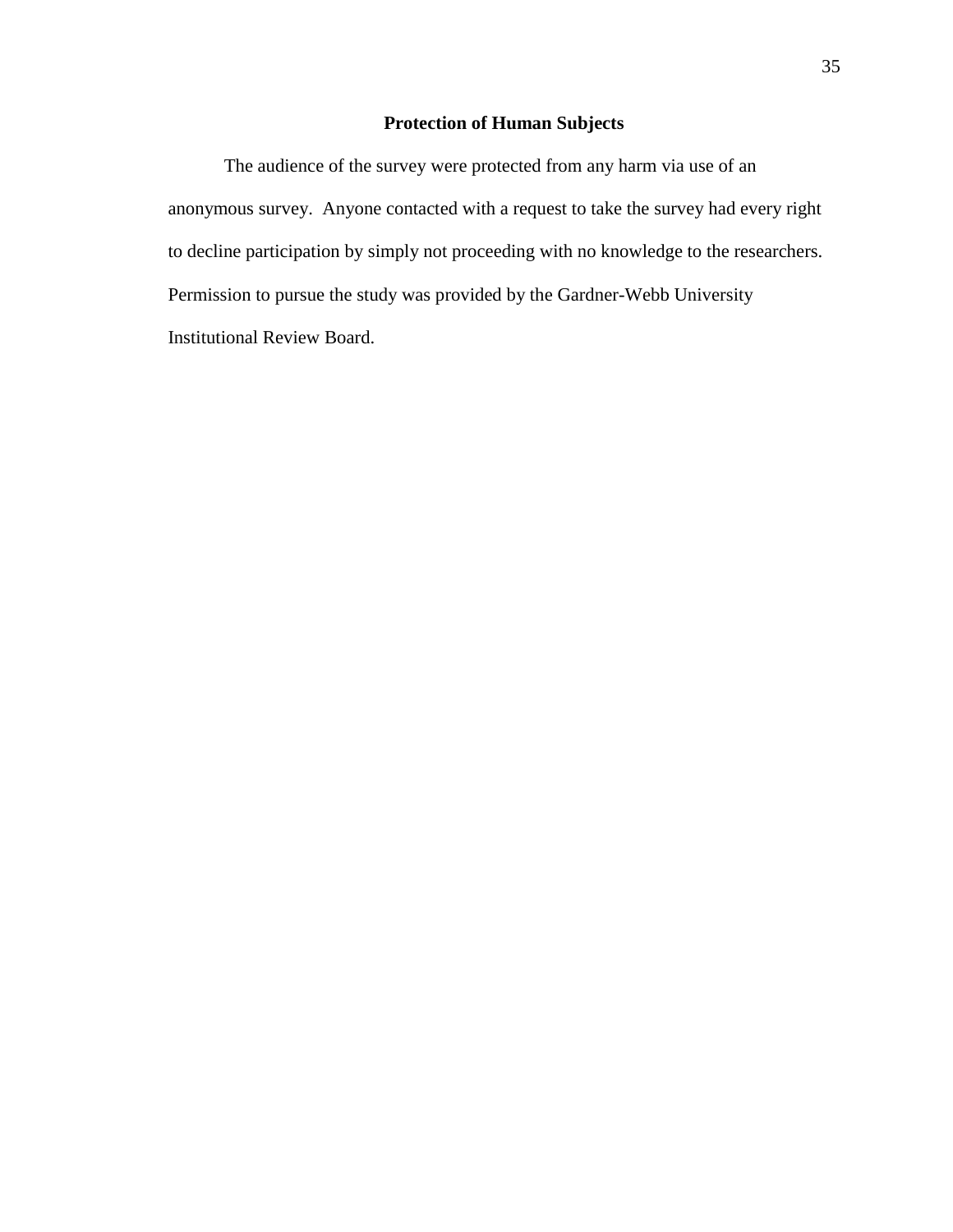## Protection of Human Subjects

The audience of the survey were protected from any harm via use of an anonymous survey. Anyone contacted with a request to take the survey had every right to decline participation by simply not proceeding with no knowledge to the researchers. Permission to pursue the study was provided by the Gardner-Webb University Institutional Review Board.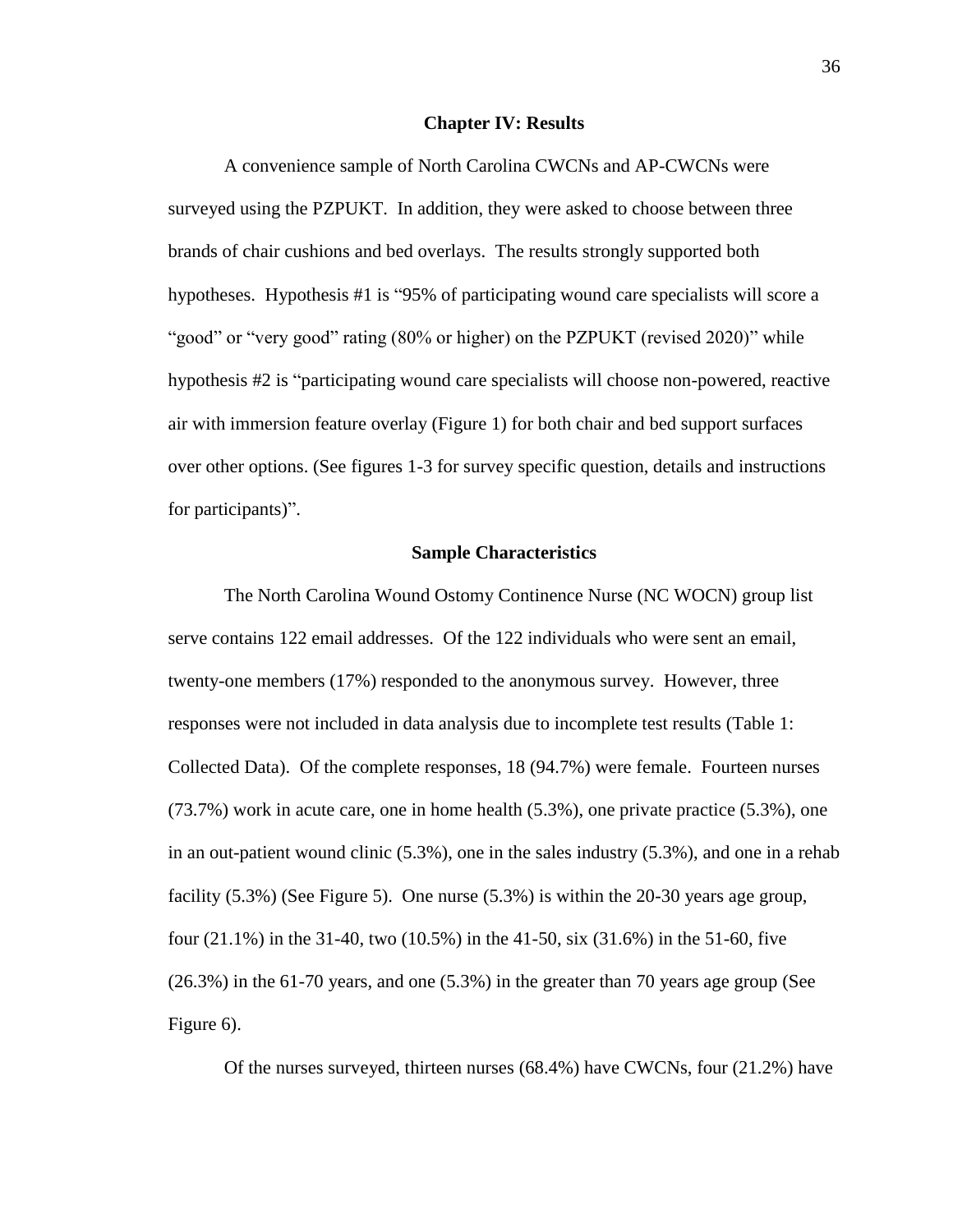## Chapter IV: Results

A convenience sample of North Carolina CWCNs and AP-CWCNs were surveyed using the PZPUKT. In addition, they were asked to choose between three brands of chair cushions and bed overlays. The results strongly supported both hypotheses. Hypothesis #1 is "95% of participating wound care specialists will score a "good" or "very good" rating (80% or higher) on the PZPUKT (revised 2020)" while hypothesis #2 is "participating wound care specialists will choose non-powered, reactive air with immersion feature overlay (Figure 1) for both chair and bed support surfaces over other options. (See figures 1-3 for survey specific question, details and instructions for participants)".

### Sample Characteristics

The North Carolina Wound Ostomy Continence Nurse (NC WOCN) group list serve contains 122 email addresses. Of the 122 individuals who were sent an email, twenty-one members (17%) responded to the anonymous survey. However, three responses were not included in data analysis due to incomplete test results (Table 1: Collected Data). Of the complete responses, 18 (94.7%) were female. Fourteen nurses (73.7%) work in acute care, one in home health (5.3%), one private practice (5.3%), one in an out-patient wound clinic (5.3%), one in the sales industry (5.3%), and one in a rehab facility (5.3%) (See Figure 5). One nurse (5.3%) is within the 20-30 years age group, four (21.1%) in the 31-40, two (10.5%) in the 41-50, six (31.6%) in the 51-60, five (26.3%) in the 61-70 years, and one (5.3%) in the greater than 70 years age group (See Figure 6).

Of the nurses surveyed, thirteen nurses (68.4%) have CWCNs, four (21.2%) have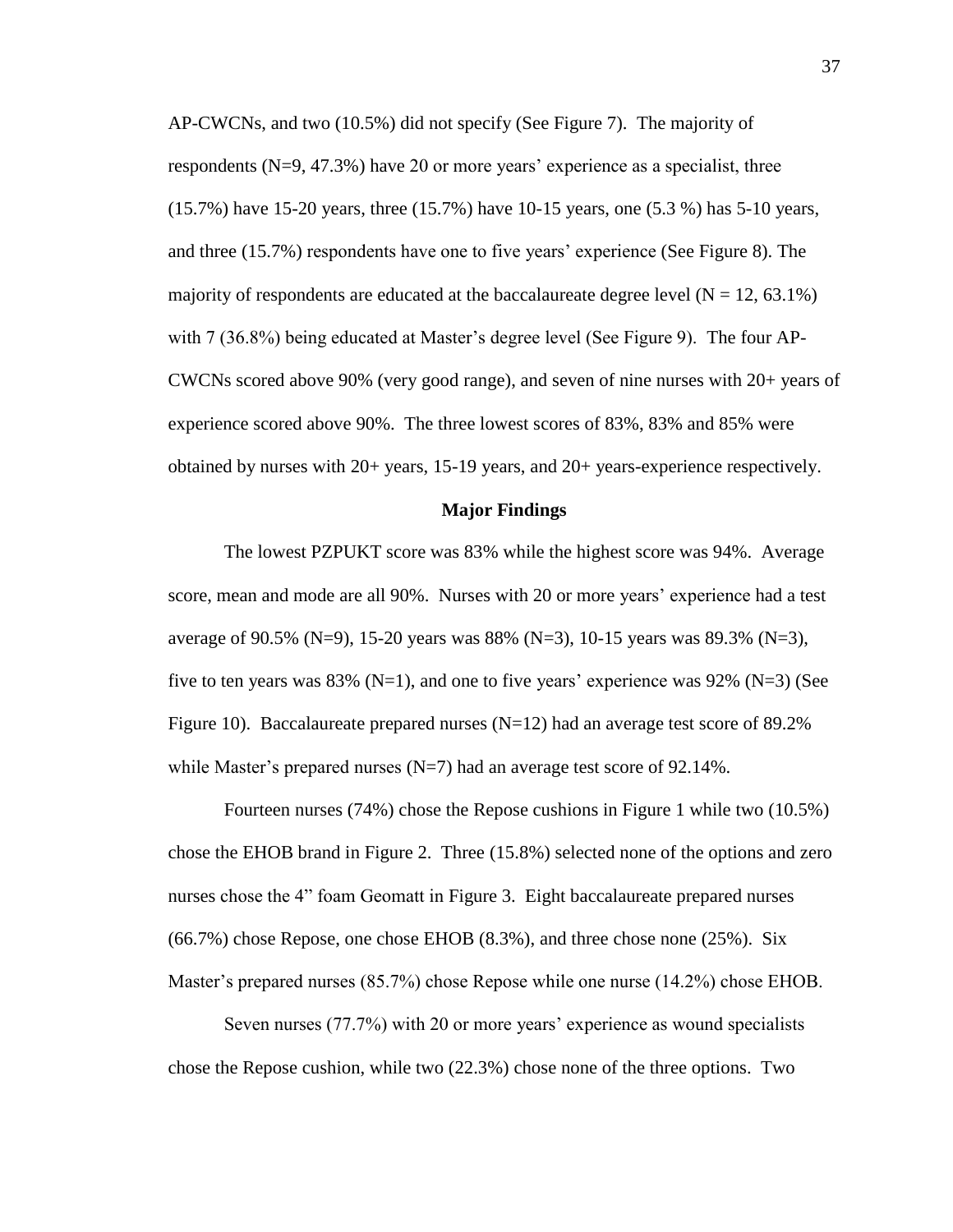AP-CWCNs, and two (10.5%) did not specify (See Figure 7). The majority of respondents (N=9, 47.3%) have 20 or more years' experience as a specialist, three (15.7%) have 15-20 years, three (15.7%) have 10-15 years, one (5.3 %) has 5-10 years, and three (15.7%) respondents have one to five years' experience (See Figure 8). The majority of respondents are educated at the baccalaureate degree level (N = 12, 63.1%) with 7 (36.8%) being educated at Master's degree level (See Figure 9). The four AP-CWCNs scored above 90% (very good range), and seven of nine nurses with 20+ years of experience scored above 90%. The three lowest scores of 83%, 83% and 85% were obtained by nurses with 20+ years, 15-19 years, and 20+ years-experience respectively.

## Major Findings

The lowest PZPUKT score was 83% while the highest score was 94%. Average score, mean and mode are all 90%. Nurses with 20 or more years' experience had a test average of 90.5% (N=9), 15-20 years was 88% (N=3), 10-15 years was 89.3% (N=3), five to ten years was 83% (N=1), and one to five years' experience was 92% (N=3) (See Figure 10). Baccalaureate prepared nurses (N=12) had an average test score of 89.2% while Master's prepared nurses (N=7) had an average test score of 92.14%.

Fourteen nurses (74%) chose the Repose cushions in Figure 1 while two (10.5%) chose the EHOB brand in Figure 2. Three (15.8%) selected none of the options and zero nurses chose the 4" foam Geomatt in Figure 3. Eight baccalaureate prepared nurses (66.7%) chose Repose, one chose EHOB (8.3%), and three chose none (25%). Six Master's prepared nurses (85.7%) chose Repose while one nurse (14.2%) chose EHOB.

Seven nurses (77.7%) with 20 or more years' experience as wound specialists chose the Repose cushion, while two (22.3%) chose none of the three options. Two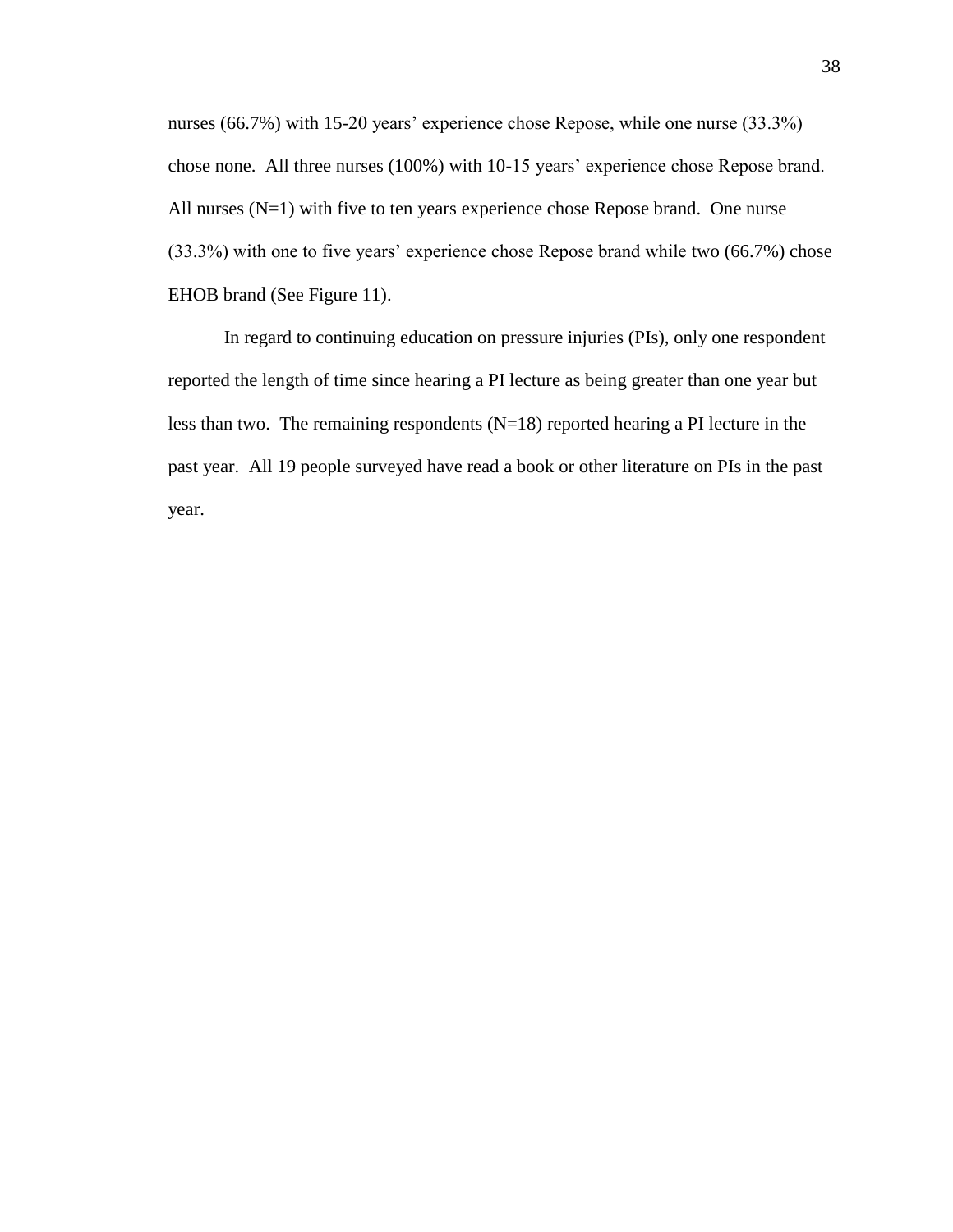nurses (66.7%) with 15-20 years' experience chose Repose, while one nurse (33.3%) chose none. All three nurses (100%) with 10-15 years' experience chose Repose brand. All nurses (N=1) with five to ten years experience chose Repose brand. One nurse (33.3%) with one to five years' experience chose Repose brand while two (66.7%) chose EHOB brand (See Figure 11).

In regard to continuing education on pressure injuries (PIs), only one respondent reported the length of time since hearing a PI lecture as being greater than one year but less than two. The remaining respondents (N=18) reported hearing a PI lecture in the past year. All 19 people surveyed have read a book or other literature on PIs in the past year.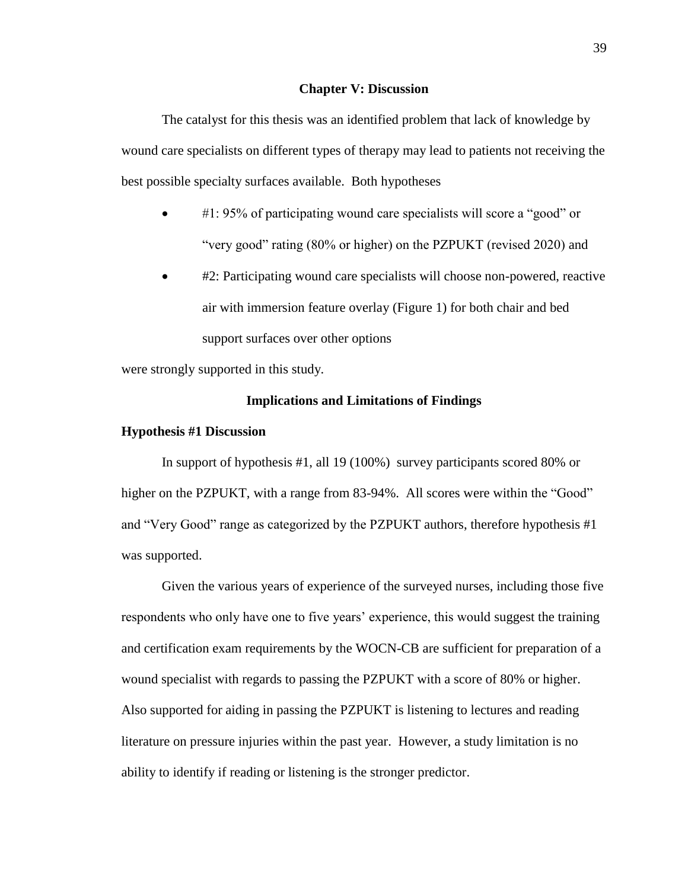# Chapter V: Discussion

The catalyst for this thesis was an identified problem that lack of knowledge by wound care specialists on different types of therapy may lead to patients not receiving the best possible specialty surfaces available. Both hypotheses

- #1: 95% of participating wound care specialists will score a "good" or "very good" rating (80% or higher) on the PZPUKT (revised 2020) and
- #2: Participating wound care specialists will choose non-powered, reactive air with immersion feature overlay (Figure 1) for both chair and bed support surfaces over other options

were strongly supported in this study.

## Implications and Limitations of Findings

### Hypothesis #1 Discussion

In support of hypothesis #1, all 19 (100%) survey participants scored 80% or higher on the PZPUKT, with a range from 83-94%. All scores were within the "Good" and "Very Good" range as categorized by the PZPUKT authors, therefore hypothesis #1 was supported.

Given the various years of experience of the surveyed nurses, including those five respondents who only have one to five years' experience, this would suggest the training and certification exam requirements by the WOCN-CB are sufficient for preparation of a wound specialist with regards to passing the PZPUKT with a score of 80% or higher. Also supported for aiding in passing the PZPUKT is listening to lectures and reading literature on pressure injuries within the past year. However, a study limitation is no ability to identify if reading or listening is the stronger predictor.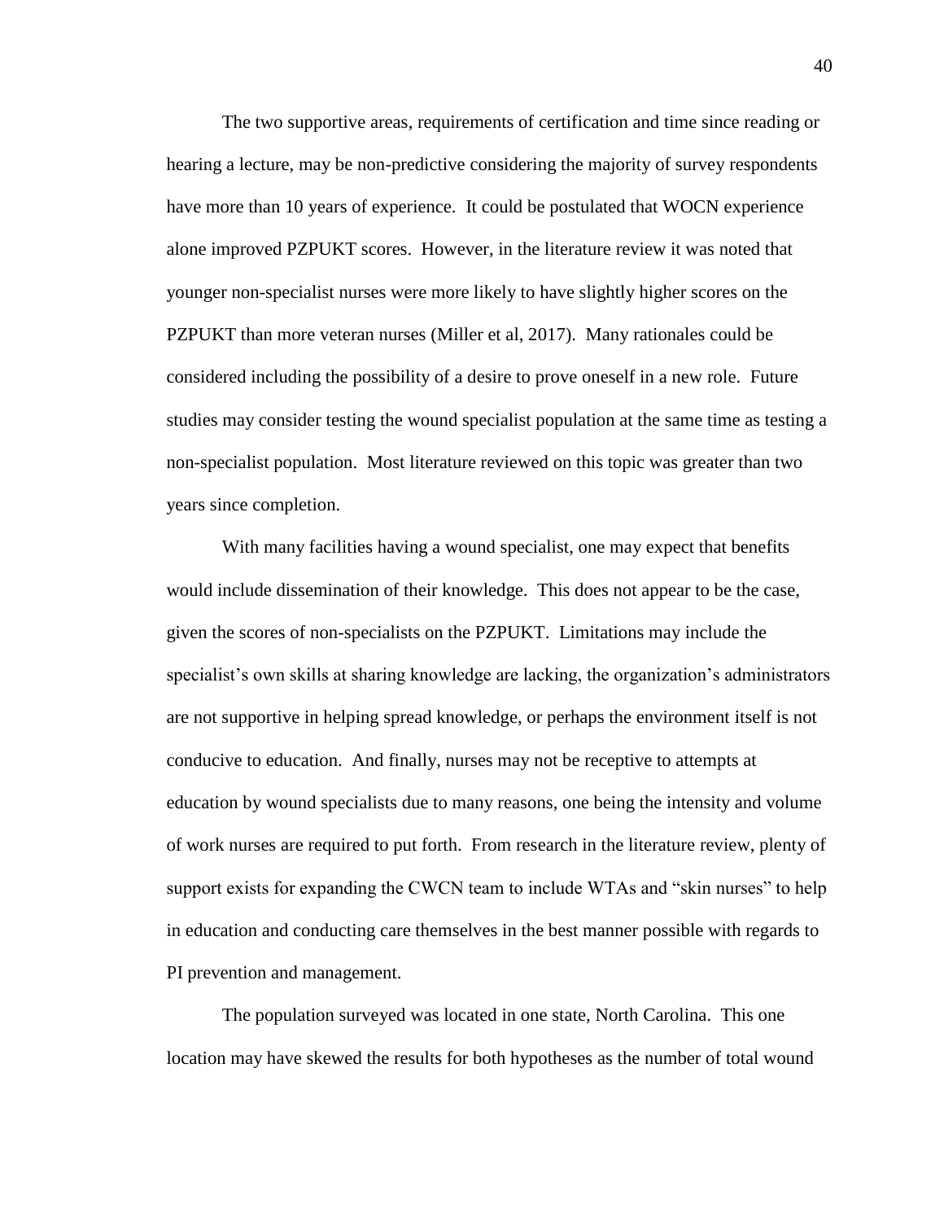The two supportive areas, requirements of certification and time since reading or hearing a lecture, may be non-predictive considering the majority of survey respondents have more than 10 years of experience. It could be postulated that WOCN experience alone improved PZPUKT scores. However, in the literature review it was noted that younger non-specialist nurses were more likely to have slightly higher scores on the PZPUKT than more veteran nurses (Miller et al, 2017). Many rationales could be considered including the possibility of a desire to prove oneself in a new role. Future studies may consider testing the wound specialist population at the same time as testing a non-specialist population. Most literature reviewed on this topic was greater than two years since completion.

With many facilities having a wound specialist, one may expect that benefits would include dissemination of their knowledge. This does not appear to be the case, given the scores of non-specialists on the PZPUKT. Limitations may include the specialist's own skills at sharing knowledge are lacking, the organization's administrators are not supportive in helping spread knowledge, or perhaps the environment itself is not conducive to education. And finally, nurses may not be receptive to attempts at education by wound specialists due to many reasons, one being the intensity and volume of work nurses are required to put forth. From research in the literature review, plenty of support exists for expanding the CWCN team to include WTAs and "skin nurses" to help in education and conducting care themselves in the best manner possible with regards to PI prevention and management.

The population surveyed was located in one state, North Carolina. This one location may have skewed the results for both hypotheses as the number of total wound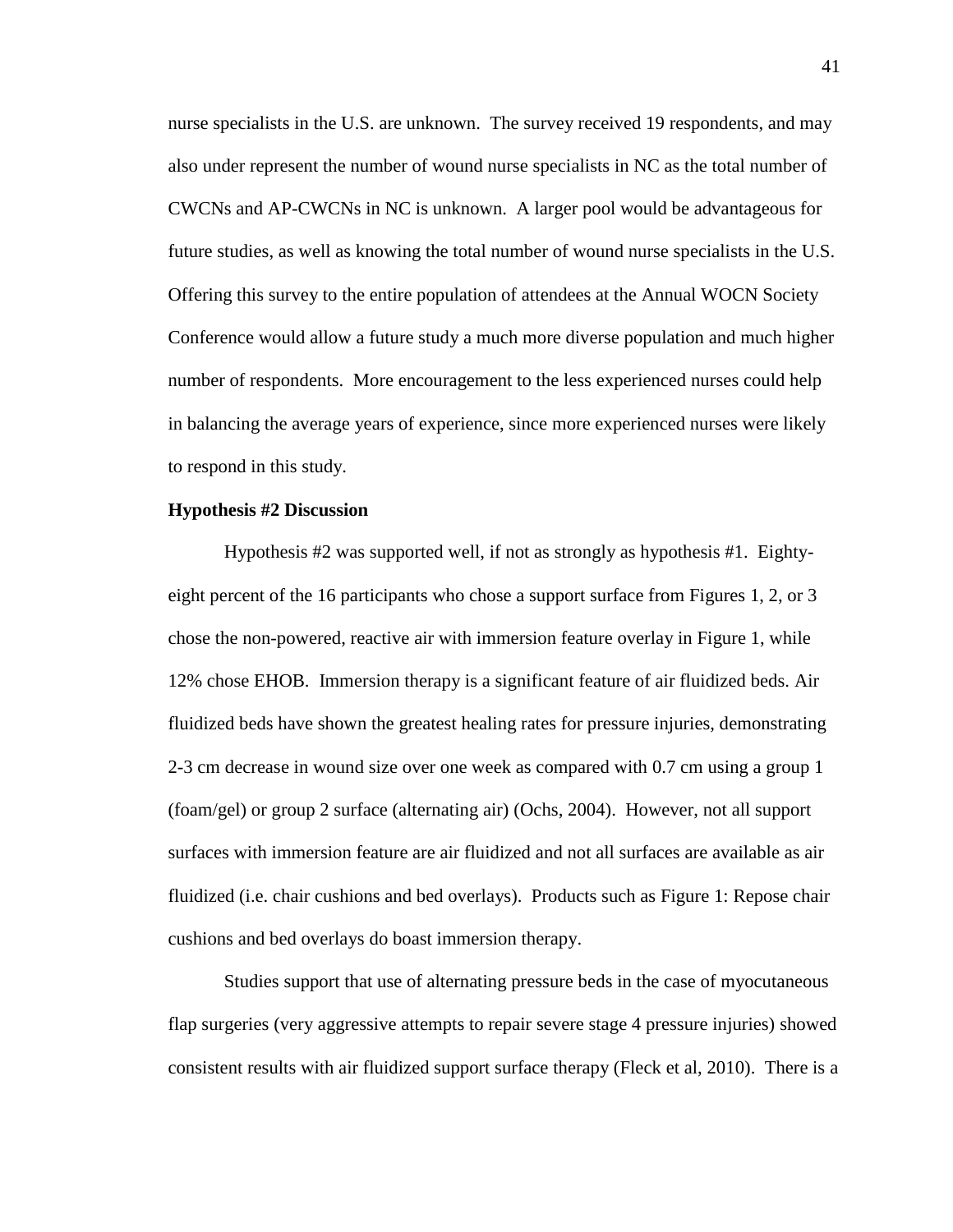nurse specialists in the U.S. are unknown. The survey received 19 respondents, and may also under represent the number of wound nurse specialists in NC as the total number of CWCNs and AP-CWCNs in NC is unknown. A larger pool would be advantageous for future studies, as well as knowing the total number of wound nurse specialists in the U.S. Offering this survey to the entire population of attendees at the Annual WOCN Society Conference would allow a future study a much more diverse population and much higher number of respondents. More encouragement to the less experienced nurses could help in balancing the average years of experience, since more experienced nurses were likely to respond in this study.

**Hypothesis #2 Discussion**

Hypothesis #2 was supported well, if not as strongly as hypothesis #1. Eighty-eight percent of the 16 participants who chose a support surface from Figures 1, 2, or 3 chose the non-powered, reactive air with immersion feature overlay in Figure 1, while 12% chose EHOB. Immersion therapy is a significant feature of air fluidized beds. Air fluidized beds have shown the greatest healing rates for pressure injuries, demonstrating 2-3 cm decrease in wound size over one week as compared with 0.7 cm using a group 1 (foam/gel) or group 2 surface (alternating air) (Ochs, 2004). However, not all support surfaces with immersion feature are air fluidized and not all surfaces are available as air fluidized (i.e. chair cushions and bed overlays). Products such as Figure 1: Repose chair cushions and bed overlays do boast immersion therapy.

Studies support that use of alternating pressure beds in the case of myocutaneous flap surgeries (very aggressive attempts to repair severe stage 4 pressure injuries) showed consistent results with air fluidized support surface therapy (Fleck et al, 2010). There is a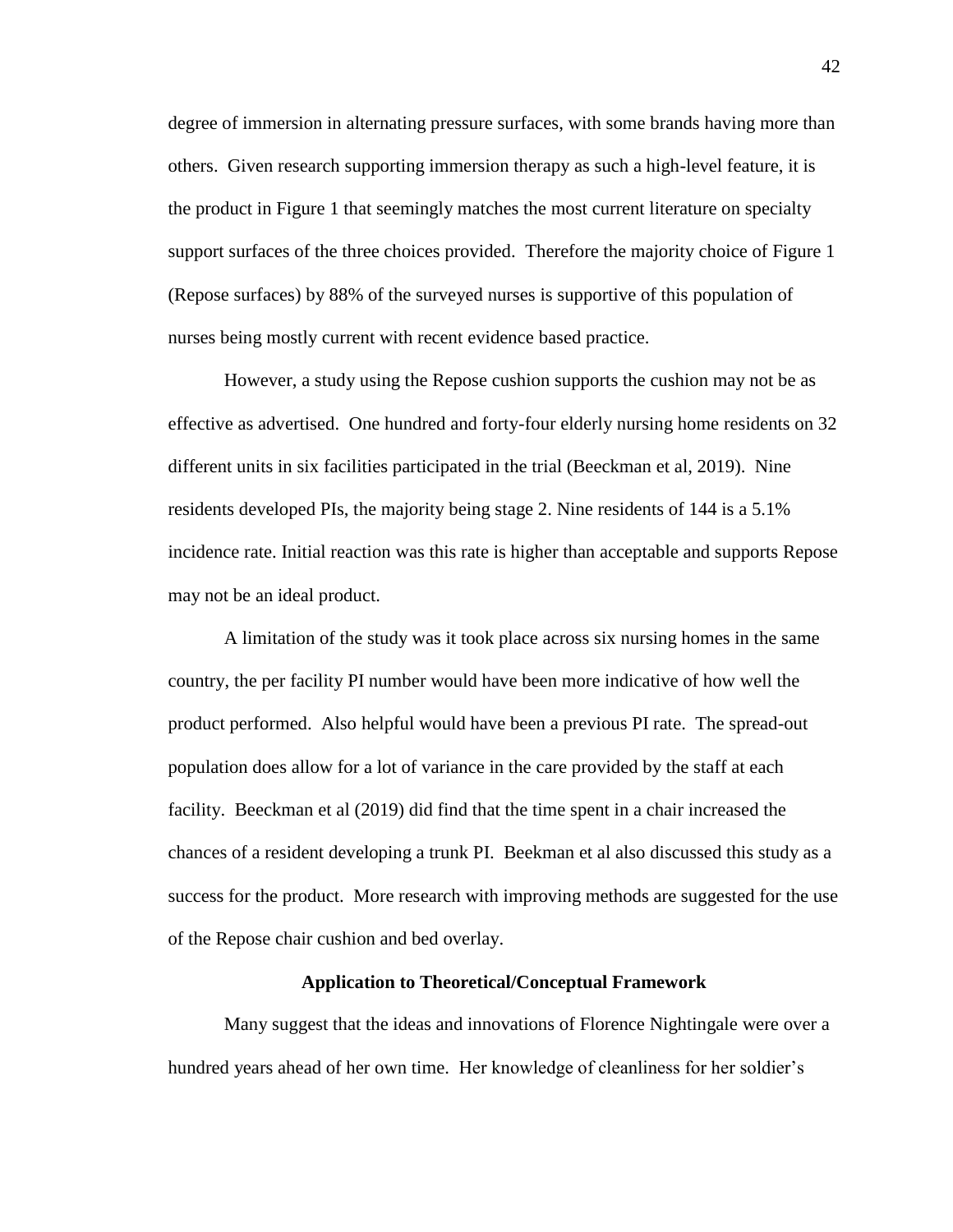degree of immersion in alternating pressure surfaces, with some brands having more than others. Given research supporting immersion therapy as such a high-level feature, it is the product in Figure 1 that seemingly matches the most current literature on specialty support surfaces of the three choices provided. Therefore the majority choice of Figure 1 (Repose surfaces) by 88% of the surveyed nurses is supportive of this population of nurses being mostly current with recent evidence based practice.

However, a study using the Repose cushion supports the cushion may not be as effective as advertised. One hundred and forty-four elderly nursing home residents on 32 different units in six facilities participated in the trial (Beeckman et al, 2019). Nine residents developed PIs, the majority being stage 2. Nine residents of 144 is a 5.1% incidence rate. Initial reaction was this rate is higher than acceptable and supports Repose may not be an ideal product.

A limitation of the study was it took place across six nursing homes in the same country, the per facility PI number would have been more indicative of how well the product performed. Also helpful would have been a previous PI rate. The spread-out population does allow for a lot of variance in the care provided by the staff at each facility. Beeckman et al (2019) did find that the time spent in a chair increased the chances of a resident developing a trunk PI. Beekman et al also discussed this study as a success for the product. More research with improving methods are suggested for the use of the Repose chair cushion and bed overlay.

## Application to Theoretical/Conceptual Framework

Many suggest that the ideas and innovations of Florence Nightingale were over a hundred years ahead of her own time. Her knowledge of cleanliness for her soldier's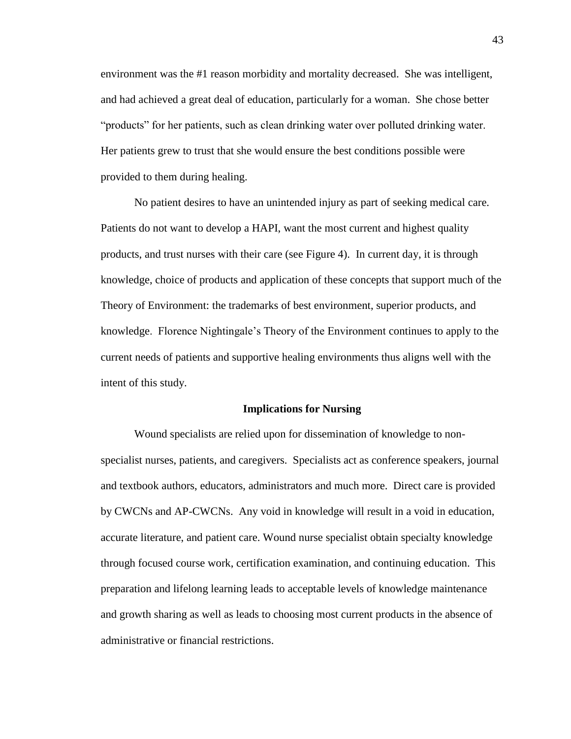environment was the #1 reason morbidity and mortality decreased. She was intelligent, and had achieved a great deal of education, particularly for a woman. She chose better "products" for her patients, such as clean drinking water over polluted drinking water. Her patients grew to trust that she would ensure the best conditions possible were provided to them during healing.

No patient desires to have an unintended injury as part of seeking medical care. Patients do not want to develop a HAPI, want the most current and highest quality products, and trust nurses with their care (see Figure 4). In current day, it is through knowledge, choice of products and application of these concepts that support much of the Theory of Environment: the trademarks of best environment, superior products, and knowledge. Florence Nightingale's Theory of the Environment continues to apply to the current needs of patients and supportive healing environments thus aligns well with the intent of this study.

## Implications for Nursing

Wound specialists are relied upon for dissemination of knowledge to non-specialist nurses, patients, and caregivers. Specialists act as conference speakers, journal and textbook authors, educators, administrators and much more. Direct care is provided by CWCNs and AP-CWCNs. Any void in knowledge will result in a void in education, accurate literature, and patient care. Wound nurse specialist obtain specialty knowledge through focused course work, certification examination, and continuing education. This preparation and lifelong learning leads to acceptable levels of knowledge maintenance and growth sharing as well as leads to choosing most current products in the absence of administrative or financial restrictions.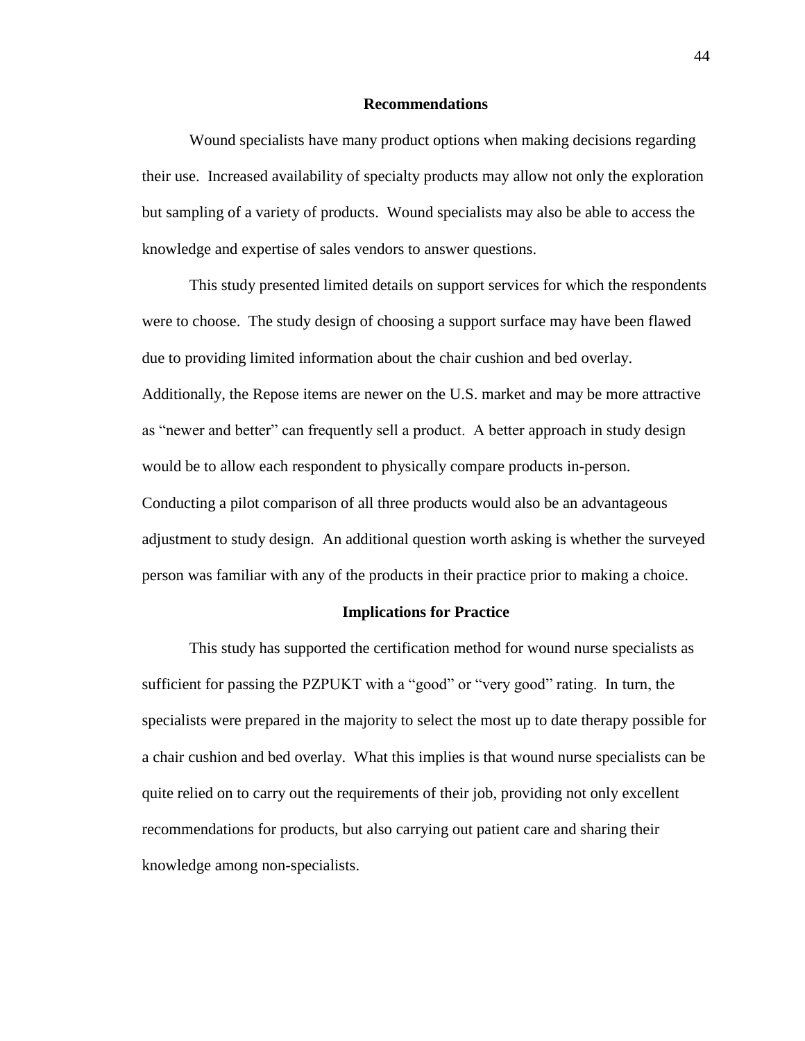## Recommendations

Wound specialists have many product options when making decisions regarding their use. Increased availability of specialty products may allow not only the exploration but sampling of a variety of products. Wound specialists may also be able to access the knowledge and expertise of sales vendors to answer questions.

This study presented limited details on support services for which the respondents were to choose. The study design of choosing a support surface may have been flawed due to providing limited information about the chair cushion and bed overlay. Additionally, the Repose items are newer on the U.S. market and may be more attractive as "newer and better" can frequently sell a product. A better approach in study design would be to allow each respondent to physically compare products in-person. Conducting a pilot comparison of all three products would also be an advantageous adjustment to study design. An additional question worth asking is whether the surveyed person was familiar with any of the products in their practice prior to making a choice.

## Implications for Practice

This study has supported the certification method for wound nurse specialists as sufficient for passing the PZPUKT with a "good" or "very good" rating. In turn, the specialists were prepared in the majority to select the most up to date therapy possible for a chair cushion and bed overlay. What this implies is that wound nurse specialists can be quite relied on to carry out the requirements of their job, providing not only excellent recommendations for products, but also carrying out patient care and sharing their knowledge among non-specialists.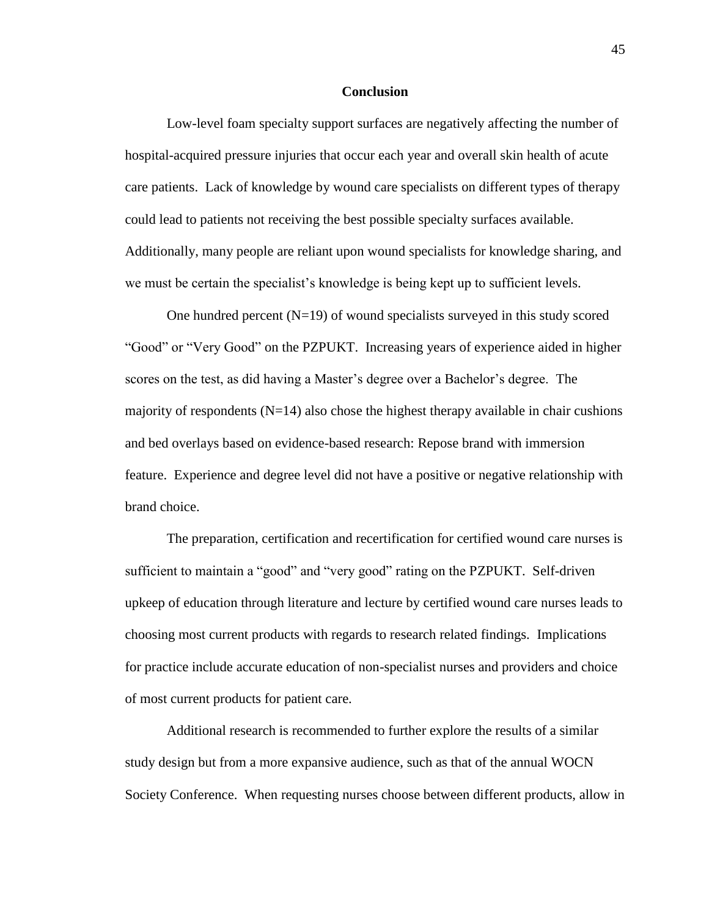## Conclusion

Low-level foam specialty support surfaces are negatively affecting the number of hospital-acquired pressure injuries that occur each year and overall skin health of acute care patients. Lack of knowledge by wound care specialists on different types of therapy could lead to patients not receiving the best possible specialty surfaces available. Additionally, many people are reliant upon wound specialists for knowledge sharing, and we must be certain the specialist's knowledge is being kept up to sufficient levels.

One hundred percent (N=19) of wound specialists surveyed in this study scored "Good" or "Very Good" on the PZPUKT. Increasing years of experience aided in higher scores on the test, as did having a Master's degree over a Bachelor's degree. The majority of respondents (N=14) also chose the highest therapy available in chair cushions and bed overlays based on evidence-based research: Repose brand with immersion feature. Experience and degree level did not have a positive or negative relationship with brand choice.

The preparation, certification and recertification for certified wound care nurses is sufficient to maintain a "good" and "very good" rating on the PZPUKT. Self-driven upkeep of education through literature and lecture by certified wound care nurses leads to choosing most current products with regards to research related findings. Implications for practice include accurate education of non-specialist nurses and providers and choice of most current products for patient care.

Additional research is recommended to further explore the results of a similar study design but from a more expansive audience, such as that of the annual WOCN Society Conference. When requesting nurses choose between different products, allow in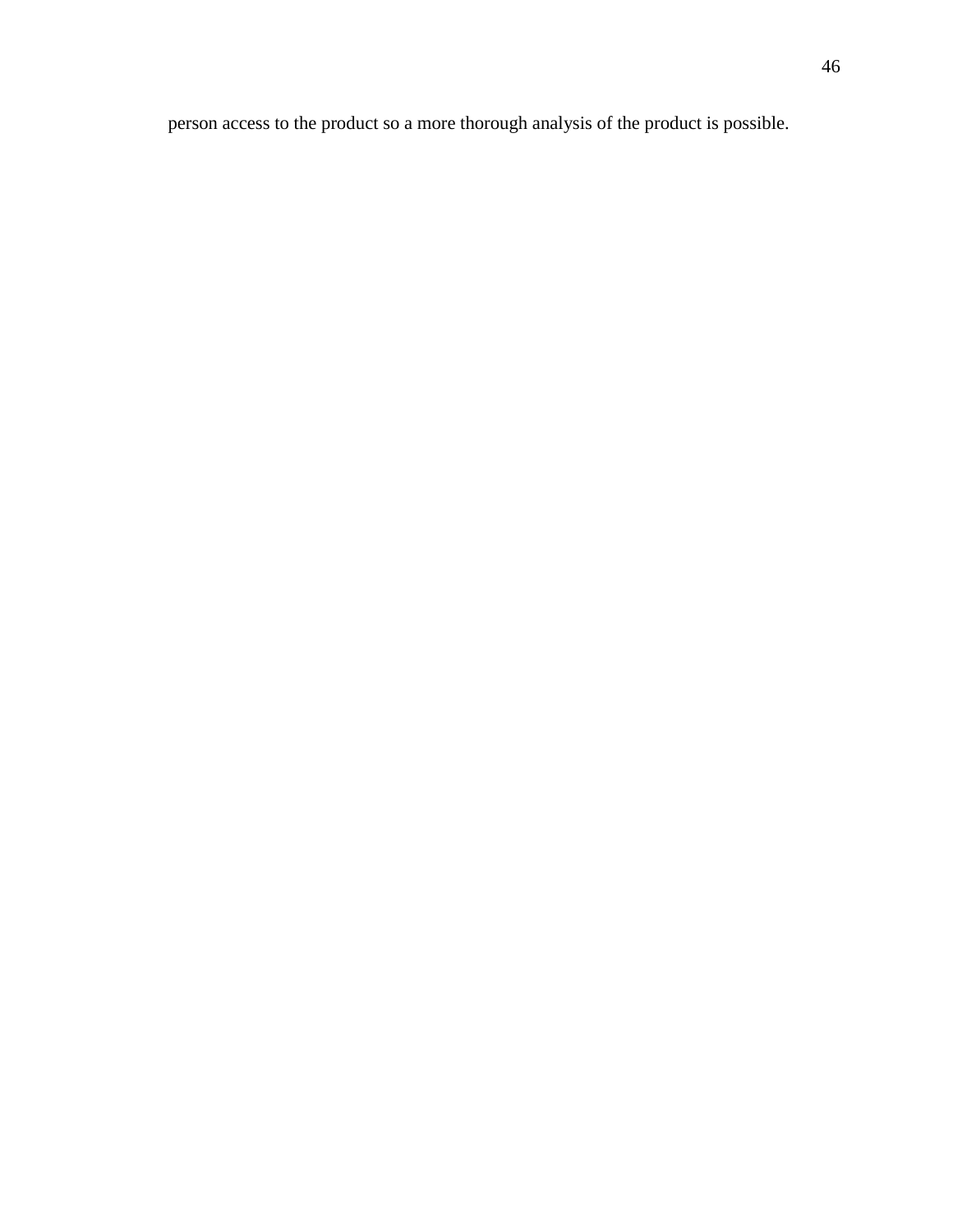person access to the product so a more thorough analysis of the product is possible.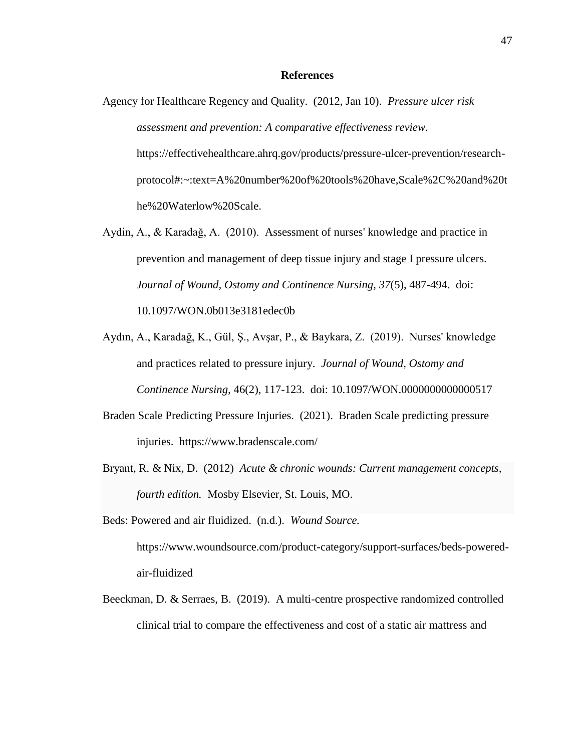# References

Agency for Healthcare Regency and Quality. (2012, Jan 10). *Pressure ulcer risk assessment and prevention: A comparative effectiveness review.* https://effectivehealthcare.ahrq.gov/products/pressure-ulcer-prevention/research-protocol#:~:text=A%20number%20of%20tools%20have,Scale%2C%20and%20the%20Waterlow%20Scale.

Aydin, A., & Karadağ, A. (2010). Assessment of nurses' knowledge and practice in prevention and management of deep tissue injury and stage I pressure ulcers. *Journal of Wound, Ostomy and Continence Nursing, 37*(5), 487-494. doi: 10.1097/WON.0b013e3181edec0b

Aydın, A., Karadağ, K., Gül, Ş., Avşar, P., & Baykara, Z. (2019). Nurses' knowledge and practices related to pressure injury. *Journal of Wound, Ostomy and Continence Nursing,* 46(2), 117-123. doi: 10.1097/WON.0000000000000517

Braden Scale Predicting Pressure Injuries. (2021). Braden Scale predicting pressure injuries. https://www.bradenscale.com/

Bryant, R. & Nix, D. (2012) *Acute & chronic wounds: Current management concepts, fourth edition.* Mosby Elsevier, St. Louis, MO.

Beds: Powered and air fluidized. (n.d.). *Wound Source.* https://www.woundsource.com/product-category/support-surfaces/beds-powered-air-fluidized

Beeckman, D. & Serraes, B. (2019). A multi-centre prospective randomized controlled clinical trial to compare the effectiveness and cost of a static air mattress and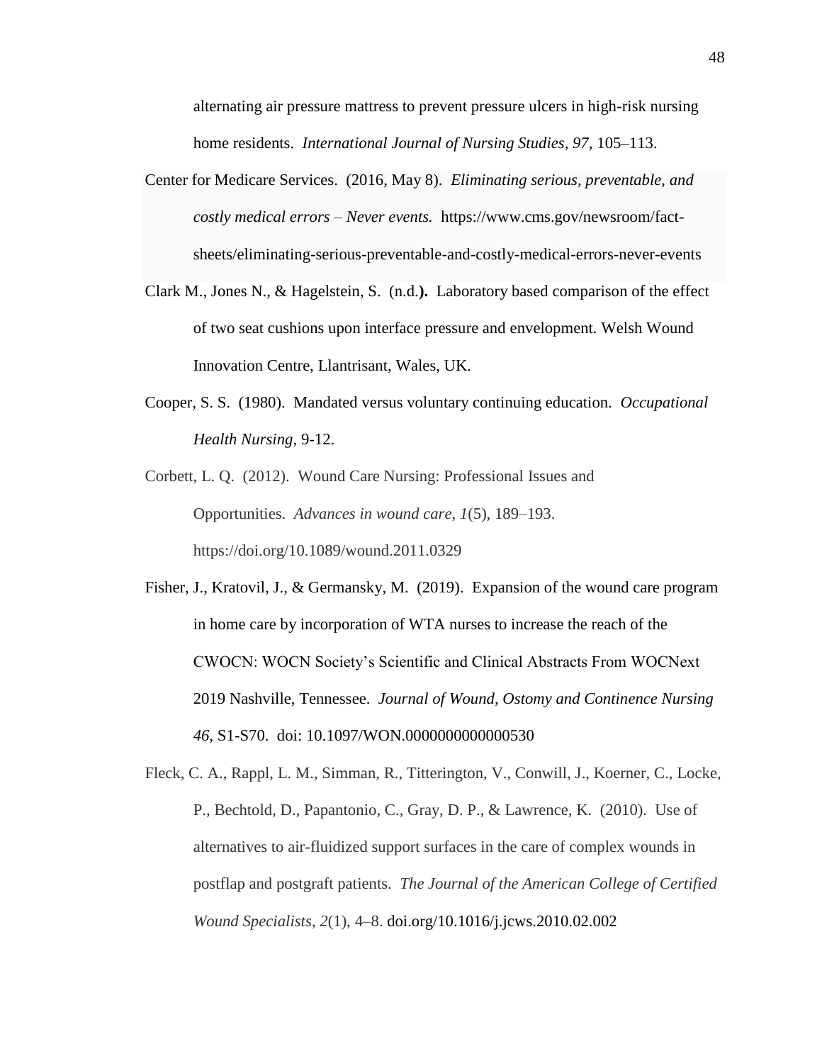alternating air pressure mattress to prevent pressure ulcers in high-risk nursing home residents. *International Journal of Nursing Studies, 97,* 105–113.

Center for Medicare Services. (2016, May 8). *Eliminating serious, preventable, and costly medical errors – Never events.* https://www.cms.gov/newsroom/fact-sheets/eliminating-serious-preventable-and-costly-medical-errors-never-events

Clark M., Jones N., & Hagelstein, S. (n.d.**).** Laboratory based comparison of the effect of two seat cushions upon interface pressure and envelopment. Welsh Wound Innovation Centre, Llantrisant, Wales, UK.

Cooper, S. S. (1980). Mandated versus voluntary continuing education. *Occupational Health Nursing,* 9-12.

Corbett, L. Q. (2012). Wound Care Nursing: Professional Issues and Opportunities. *Advances in wound care*, *1*(5), 189–193. https://doi.org/10.1089/wound.2011.0329

Fisher, J., Kratovil, J., & Germansky, M. (2019). Expansion of the wound care program in home care by incorporation of WTA nurses to increase the reach of the CWOCN: WOCN Society's Scientific and Clinical Abstracts From WOCNext 2019 Nashville, Tennessee. *Journal of Wound, Ostomy and Continence Nursing 46,* S1-S70. doi: 10.1097/WON.0000000000000530

Fleck, C. A., Rappl, L. M., Simman, R., Titterington, V., Conwill, J., Koerner, C., Locke, P., Bechtold, D., Papantonio, C., Gray, D. P., & Lawrence, K. (2010). Use of alternatives to air-fluidized support surfaces in the care of complex wounds in postflap and postgraft patients. *The Journal of the American College of Certified Wound Specialists*, *2*(1), 4–8. doi.org/10.1016/j.jcws.2010.02.002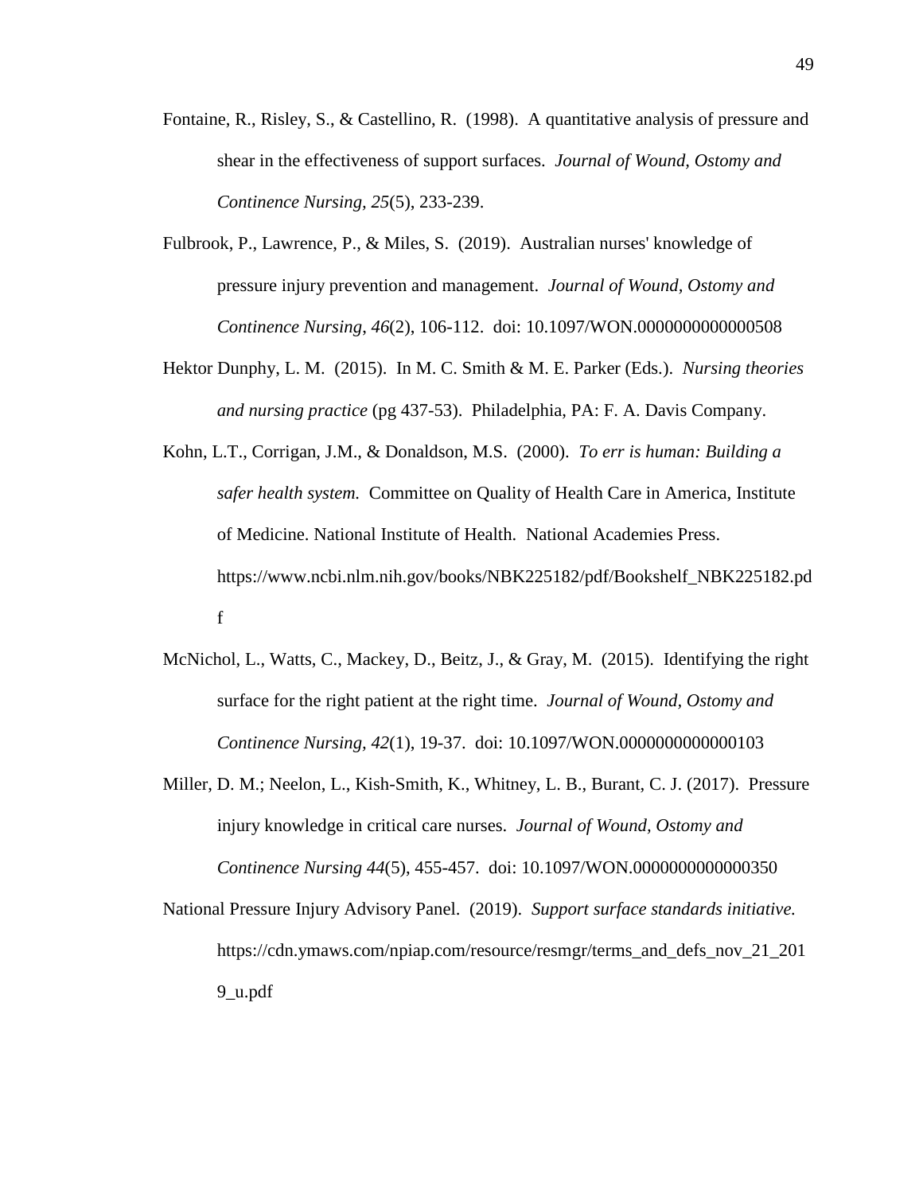Fontaine, R., Risley, S., & Castellino, R. (1998). A quantitative analysis of pressure and shear in the effectiveness of support surfaces. *Journal of Wound, Ostomy and Continence Nursing, 25*(5), 233-239.

Fulbrook, P., Lawrence, P., & Miles, S. (2019). Australian nurses' knowledge of pressure injury prevention and management. *Journal of Wound, Ostomy and Continence Nursing*, *46*(2), 106-112. doi: 10.1097/WON.0000000000000508

Hektor Dunphy, L. M. (2015). In M. C. Smith & M. E. Parker (Eds.). *Nursing theories and nursing practice* (pg 437-53). Philadelphia, PA: F. A. Davis Company.

Kohn, L.T., Corrigan, J.M., & Donaldson, M.S. (2000). *To err is human: Building a safer health system.* Committee on Quality of Health Care in America, Institute of Medicine. National Institute of Health. National Academies Press. https://www.ncbi.nlm.nih.gov/books/NBK225182/pdf/Bookshelf_NBK225182.pdf

McNichol, L., Watts, C., Mackey, D., Beitz, J., & Gray, M. (2015). Identifying the right surface for the right patient at the right time. *Journal of Wound, Ostomy and Continence Nursing*, *42*(1), 19-37. doi: 10.1097/WON.0000000000000103

Miller, D. M.; Neelon, L., Kish-Smith, K., Whitney, L. B., Burant, C. J. (2017). Pressure injury knowledge in critical care nurses. *Journal of Wound, Ostomy and Continence Nursing 44*(5), 455-457. doi: 10.1097/WON.0000000000000350

National Pressure Injury Advisory Panel. (2019). *Support surface standards initiative.* https://cdn.ymaws.com/npiap.com/resource/resmgr/terms_and_defs_nov_21_2019_u.pdf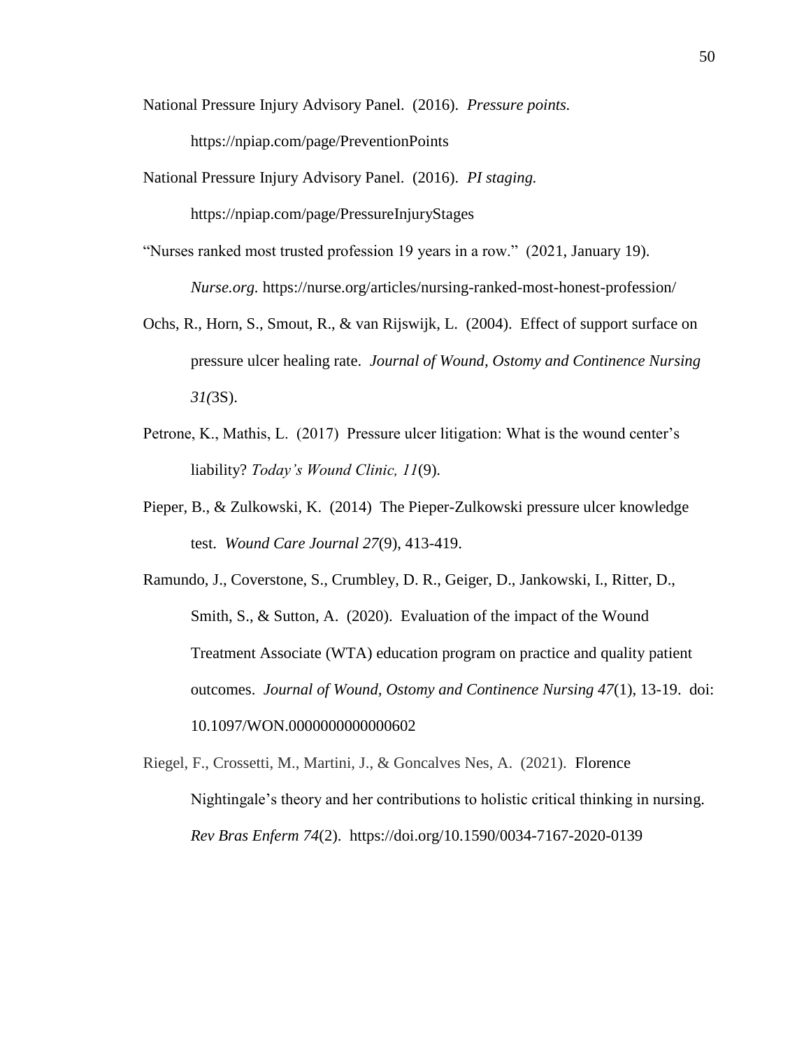National Pressure Injury Advisory Panel. (2016). *Pressure points.* https://npiap.com/page/PreventionPoints

National Pressure Injury Advisory Panel. (2016). *PI staging.* https://npiap.com/page/PressureInjuryStages

"Nurses ranked most trusted profession 19 years in a row." (2021, January 19). *Nurse.org.* https://nurse.org/articles/nursing-ranked-most-honest-profession/

Ochs, R., Horn, S., Smout, R., & van Rijswijk, L. (2004). Effect of support surface on pressure ulcer healing rate. *Journal of Wound, Ostomy and Continence Nursing 31(*3S).

Petrone, K., Mathis, L. (2017) Pressure ulcer litigation: What is the wound center's liability? *Today's Wound Clinic, 11*(9).

Pieper, B., & Zulkowski, K. (2014) The Pieper-Zulkowski pressure ulcer knowledge test. *Wound Care Journal 27*(9), 413-419.

Ramundo, J., Coverstone, S., Crumbley, D. R., Geiger, D., Jankowski, I., Ritter, D., Smith, S., & Sutton, A. (2020). Evaluation of the impact of the Wound Treatment Associate (WTA) education program on practice and quality patient outcomes. *Journal of Wound, Ostomy and Continence Nursing 47*(1), 13-19. doi: 10.1097/WON.0000000000000602

Riegel, F., Crossetti, M., Martini, J., & Goncalves Nes, A. (2021). Florence Nightingale's theory and her contributions to holistic critical thinking in nursing. *Rev Bras Enferm 74*(2). https://doi.org/10.1590/0034-7167-2020-0139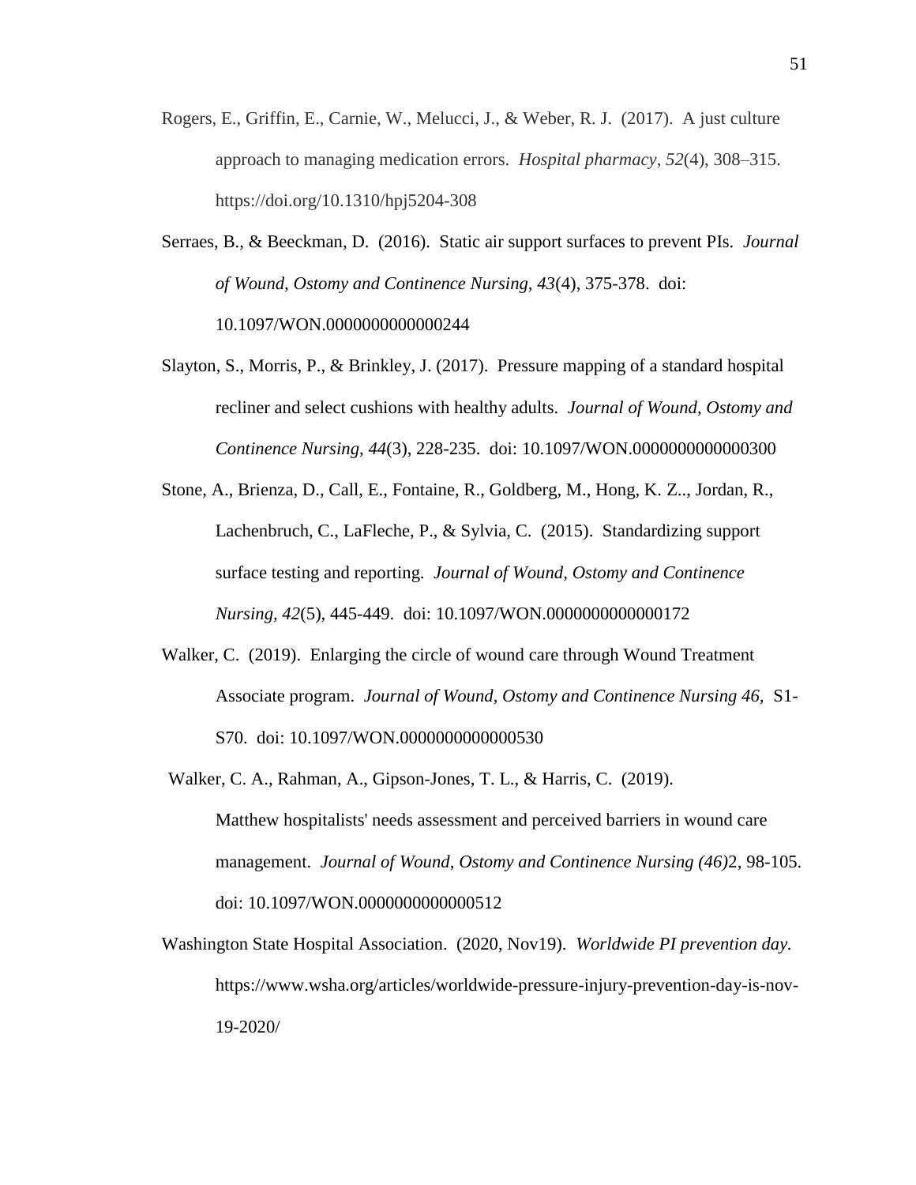Rogers, E., Griffin, E., Carnie, W., Melucci, J., & Weber, R. J. (2017). A just culture approach to managing medication errors. *Hospital pharmacy*, *52*(4), 308–315. https://doi.org/10.1310/hpj5204-308

Serraes, B., & Beeckman, D. (2016). Static air support surfaces to prevent PIs. *Journal of Wound, Ostomy and Continence Nursing, 43*(4), 375-378. doi: 10.1097/WON.0000000000000244

Slayton, S., Morris, P., & Brinkley, J. (2017). Pressure mapping of a standard hospital recliner and select cushions with healthy adults. *Journal of Wound, Ostomy and Continence Nursing, 44*(3), 228-235. doi: 10.1097/WON.0000000000000300

Stone, A., Brienza, D., Call, E., Fontaine, R., Goldberg, M., Hong, K. Z.., Jordan, R., Lachenbruch, C., LaFleche, P., & Sylvia, C. (2015). Standardizing support surface testing and reporting. *Journal of Wound, Ostomy and Continence Nursing, 42*(5), 445-449. doi: 10.1097/WON.0000000000000172

Walker, C. (2019). Enlarging the circle of wound care through Wound Treatment Associate program. *Journal of Wound, Ostomy and Continence Nursing 46*, S1-S70. doi: 10.1097/WON.0000000000000530

Walker, C. A., Rahman, A., Gipson-Jones, T. L., & Harris, C. (2019). Matthew hospitalists' needs assessment and perceived barriers in wound care management. *Journal of Wound, Ostomy and Continence Nursing (46)*2, 98-105. doi: 10.1097/WON.0000000000000512

Washington State Hospital Association. (2020, Nov19). *Worldwide PI prevention day.* https://www.wsha.org/articles/worldwide-pressure-injury-prevention-day-is-nov-19-2020/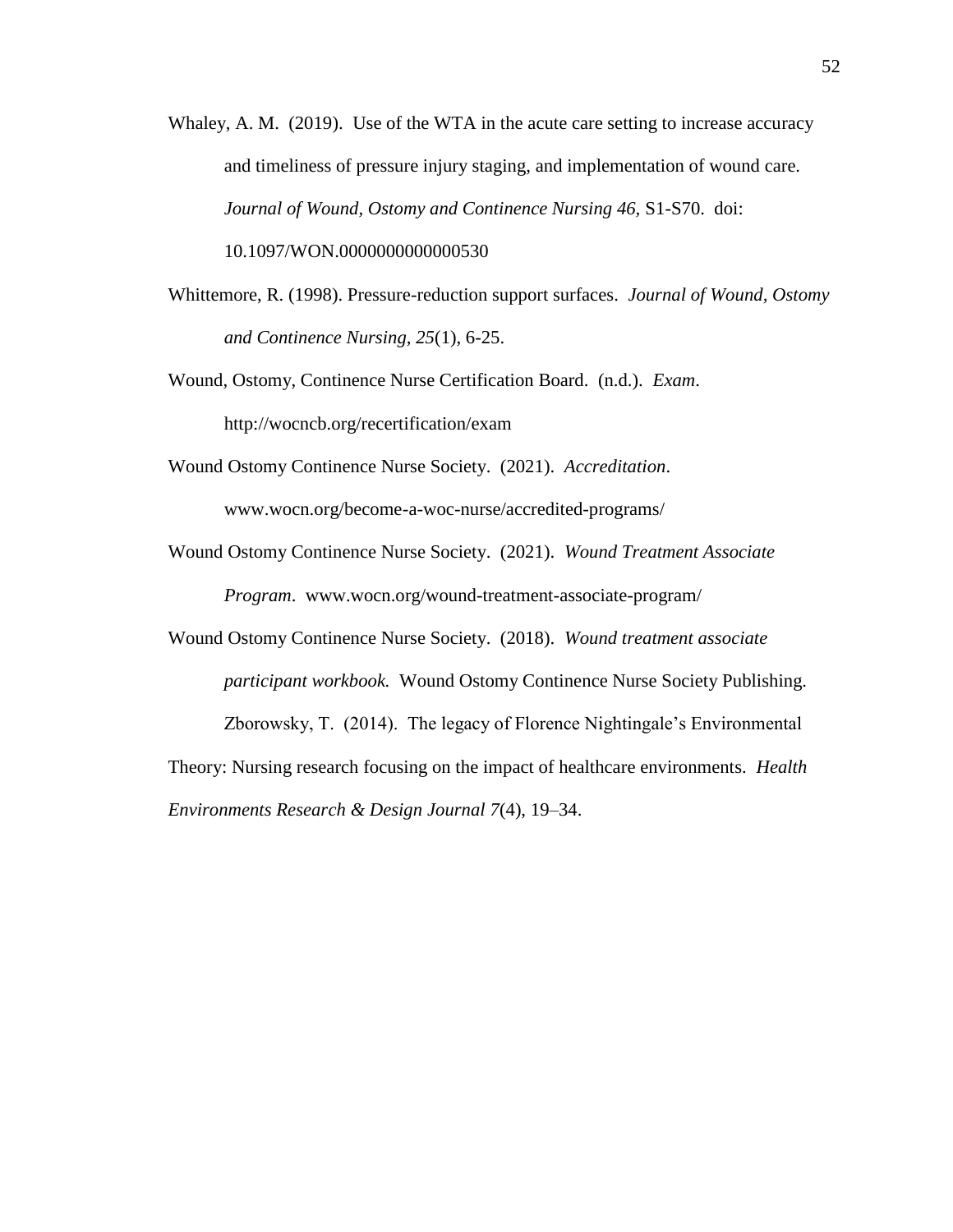Whaley, A. M. (2019). Use of the WTA in the acute care setting to increase accuracy and timeliness of pressure injury staging, and implementation of wound care. *Journal of Wound, Ostomy and Continence Nursing 46*, S1-S70. doi: 10.1097/WON.0000000000000530

Whittemore, R. (1998). Pressure-reduction support surfaces. *Journal of Wound, Ostomy and Continence Nursing, 25*(1), 6-25.

Wound, Ostomy, Continence Nurse Certification Board. (n.d.). *Exam*. http://wocncb.org/recertification/exam

Wound Ostomy Continence Nurse Society. (2021). *Accreditation*. www.wocn.org/become-a-woc-nurse/accredited-programs/

Wound Ostomy Continence Nurse Society. (2021). *Wound Treatment Associate Program*. www.wocn.org/wound-treatment-associate-program/

Wound Ostomy Continence Nurse Society. (2018). *Wound treatment associate participant workbook.* Wound Ostomy Continence Nurse Society Publishing.

Zborowsky, T. (2014). The legacy of Florence Nightingale's Environmental Theory: Nursing research focusing on the impact of healthcare environments. *Health Environments Research & Design Journal 7*(4), 19–34.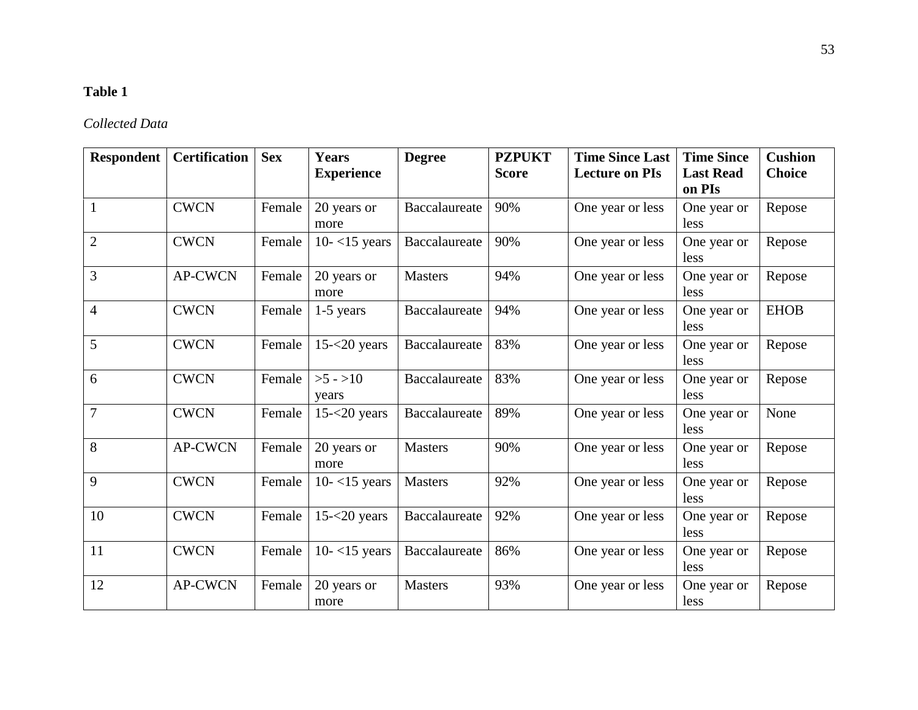**Table 1**

*Collected Data*

| Respondent | Certification | Sex | Years Experience | Degree | PZPUKT Score | Time Since Last Lecture on PIs | Time Since Last Read on PIs | Cushion Choice |
|---|---|---|---|---|---|---|---|---|
| 1 | CWCN | Female | 20 years or more | Baccalaureate | 90% | One year or less | One year or less | Repose |
| 2 | CWCN | Female | 10- <15 years | Baccalaureate | 90% | One year or less | One year or less | Repose |
| 3 | AP-CWCN | Female | 20 years or more | Masters | 94% | One year or less | One year or less | Repose |
| 4 | CWCN | Female | 1-5 years | Baccalaureate | 94% | One year or less | One year or less | EHOB |
| 5 | CWCN | Female | 15-<20 years | Baccalaureate | 83% | One year or less | One year or less | Repose |
| 6 | CWCN | Female | >5 - >10 years | Baccalaureate | 83% | One year or less | One year or less | Repose |
| 7 | CWCN | Female | 15-<20 years | Baccalaureate | 89% | One year or less | One year or less | None |
| 8 | AP-CWCN | Female | 20 years or more | Masters | 90% | One year or less | One year or less | Repose |
| 9 | CWCN | Female | 10- <15 years | Masters | 92% | One year or less | One year or less | Repose |
| 10 | CWCN | Female | 15-<20 years | Baccalaureate | 92% | One year or less | One year or less | Repose |
| 11 | CWCN | Female | 10- <15 years | Baccalaureate | 86% | One year or less | One year or less | Repose |
| 12 | AP-CWCN | Female | 20 years or more | Masters | 93% | One year or less | One year or less | Repose |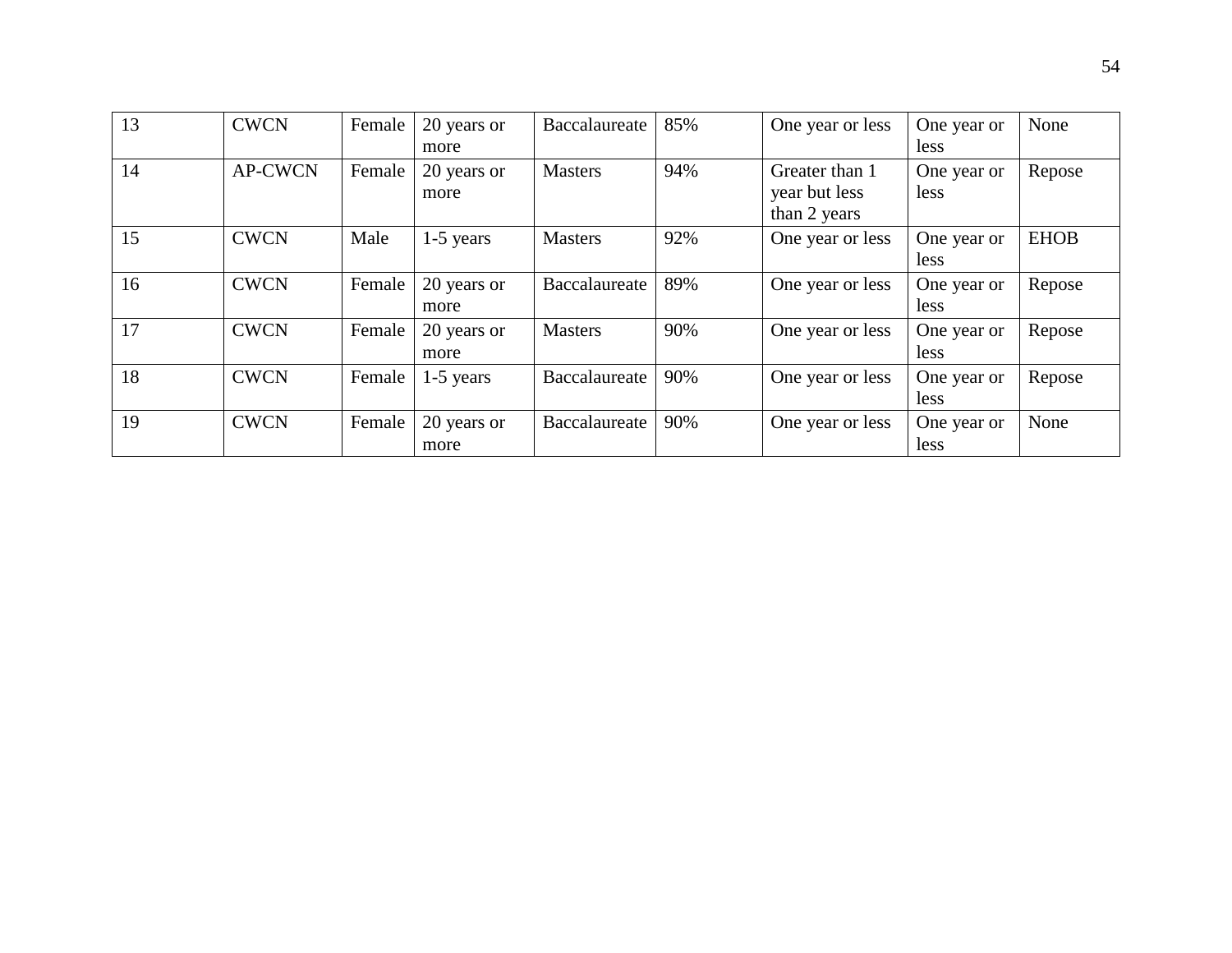| 13 | CWCN | Female | 20 years or more | Baccalaureate | 85% | One year or less | One year or less | None |
|---|---|---|---|---|---|---|---|---|
| 14 | AP-CWCN | Female | 20 years or more | Masters | 94% | Greater than 1 year but less than 2 years | One year or less | Repose |
| 15 | CWCN | Male | 1-5 years | Masters | 92% | One year or less | One year or less | EHOB |
| 16 | CWCN | Female | 20 years or more | Baccalaureate | 89% | One year or less | One year or less | Repose |
| 17 | CWCN | Female | 20 years or more | Masters | 90% | One year or less | One year or less | Repose |
| 18 | CWCN | Female | 1-5 years | Baccalaureate | 90% | One year or less | One year or less | Repose |
| 19 | CWCN | Female | 20 years or more | Baccalaureate | 90% | One year or less | One year or less | None |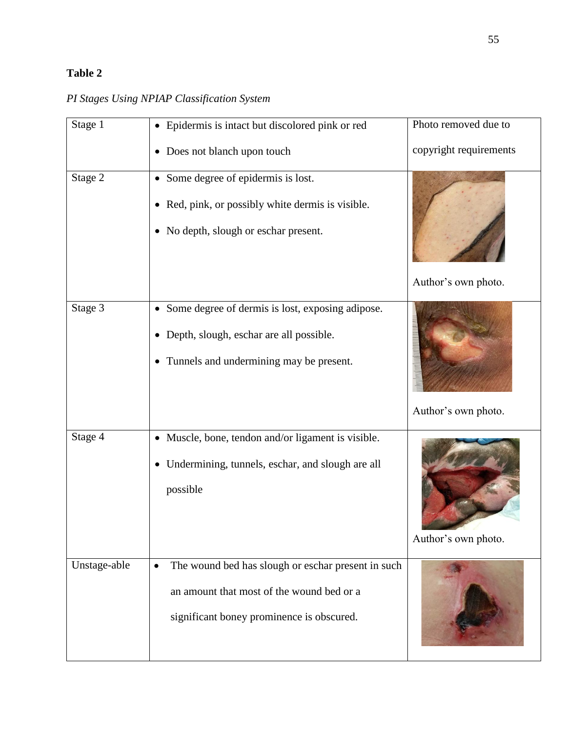**Table 2**

*PI Stages Using NPIAP Classification System*

| | | |
|---|---|---|
| Stage 1 | • Epidermis is intact but discolored pink or red<br>• Does not blanch upon touch | Photo removed due to copyright requirements |
| Stage 2 | • Some degree of epidermis is lost.<br>• Red, pink, or possibly white dermis is visible.<br>• No depth, slough or eschar present. | Author's own photo. |
| Stage 3 | • Some degree of dermis is lost, exposing adipose.<br>• Depth, slough, eschar are all possible.<br>• Tunnels and undermining may be present. | Author's own photo. |
| Stage 4 | • Muscle, bone, tendon and/or ligament is visible.<br>• Undermining, tunnels, eschar, and slough are all possible | Author's own photo. |
| Unstage-able | • The wound bed has slough or eschar present in such an amount that most of the wound bed or a significant boney prominence is obscured. | |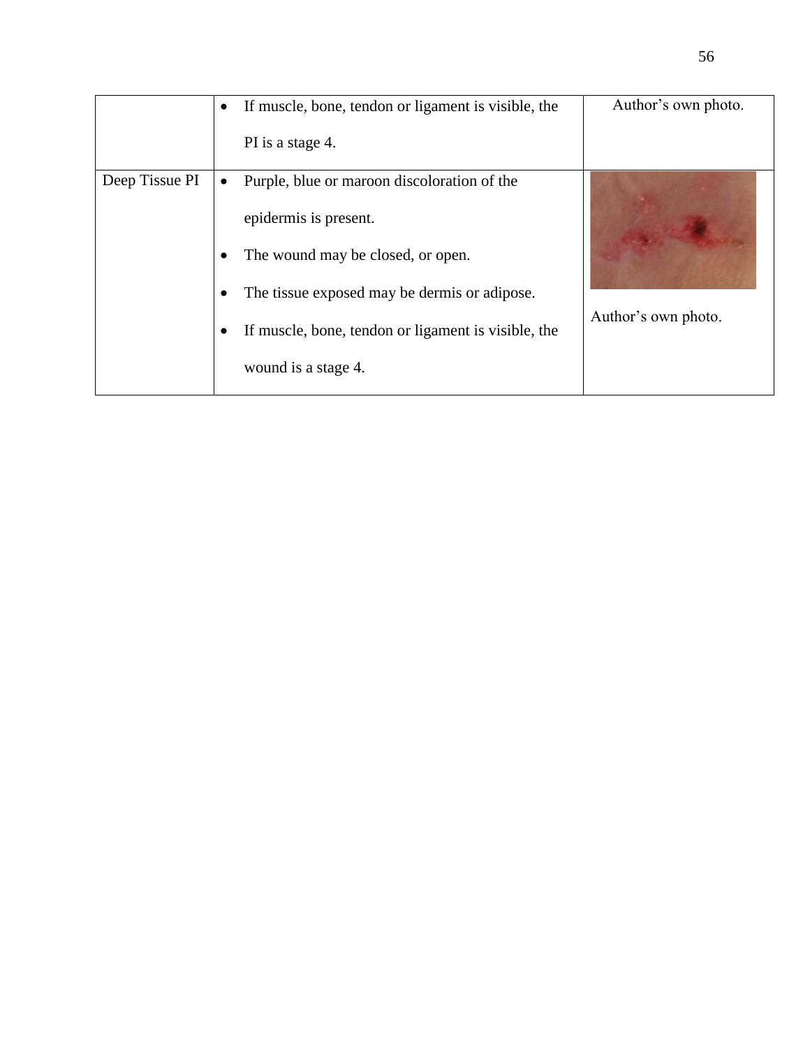| | | |
|---|---|---|
| | • If muscle, bone, tendon or ligament is visible, the PI is a stage 4. | Author's own photo. |
| Deep Tissue PI | • Purple, blue or maroon discoloration of the epidermis is present.<br>• The wound may be closed, or open.<br>• The tissue exposed may be dermis or adipose.<br>• If muscle, bone, tendon or ligament is visible, the wound is a stage 4. | Author's own photo. |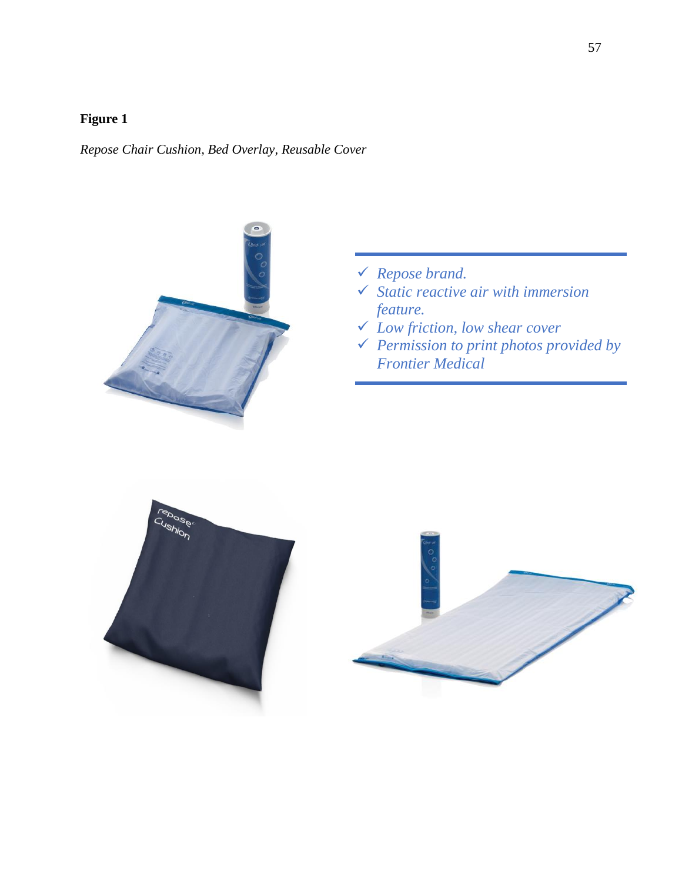**Figure 1**

*Repose Chair Cushion, Bed Overlay, Reusable Cover*

- ✓ *Repose brand.*
- ✓ *Static reactive air with immersion feature.*
- ✓ *Low friction, low shear cover*
- ✓ *Permission to print photos provided by Frontier Medical*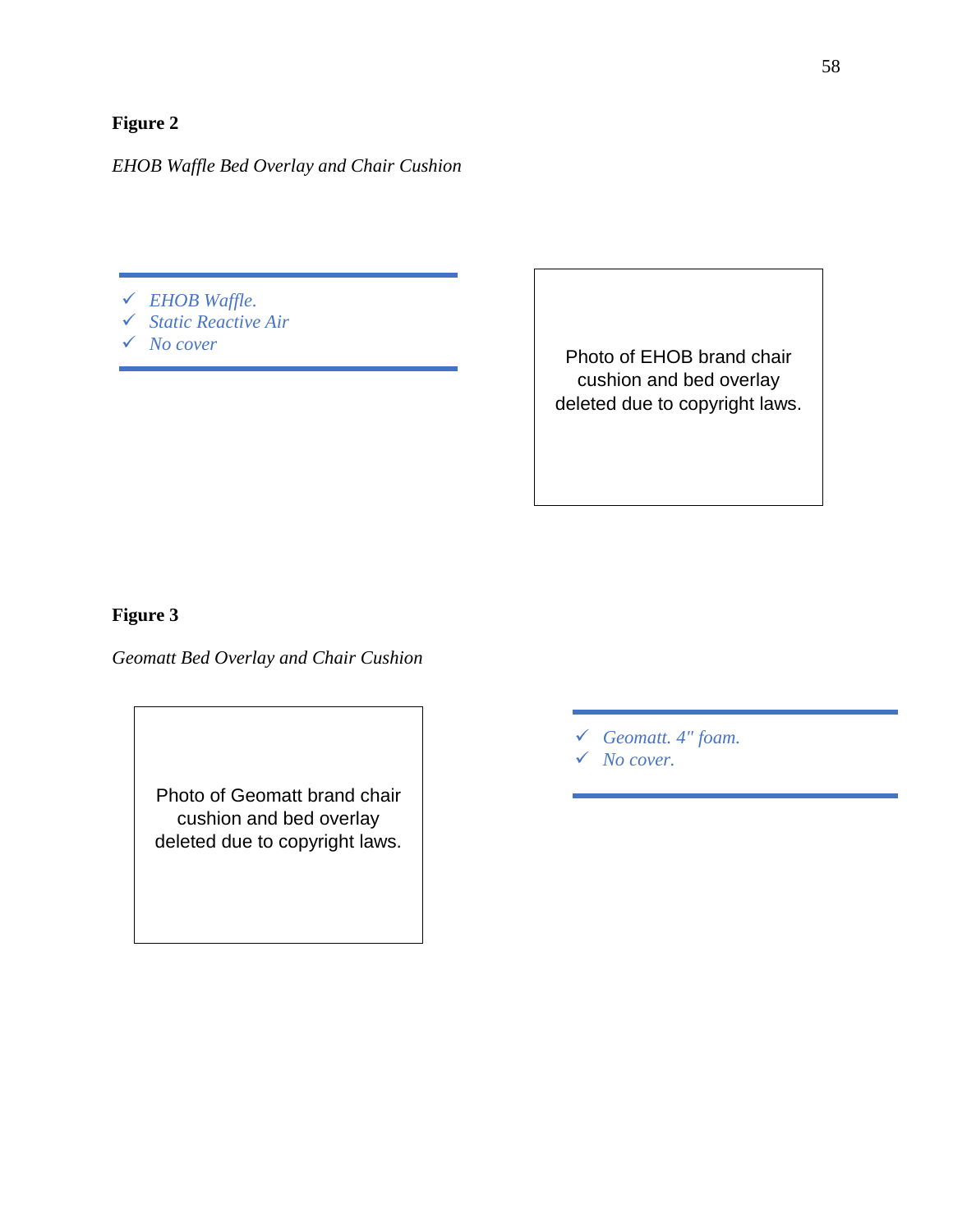**Figure 2**

*EHOB Waffle Bed Overlay and Chair Cushion*

- ✓ *EHOB Waffle.*
- ✓ *Static Reactive Air*
- ✓ *No cover*

Photo of EHOB brand chair cushion and bed overlay deleted due to copyright laws.

**Figure 3**

*Geomatt Bed Overlay and Chair Cushion*

Photo of Geomatt brand chair cushion and bed overlay deleted due to copyright laws.

- ✓ *Geomatt. 4" foam.*
- ✓ *No cover.*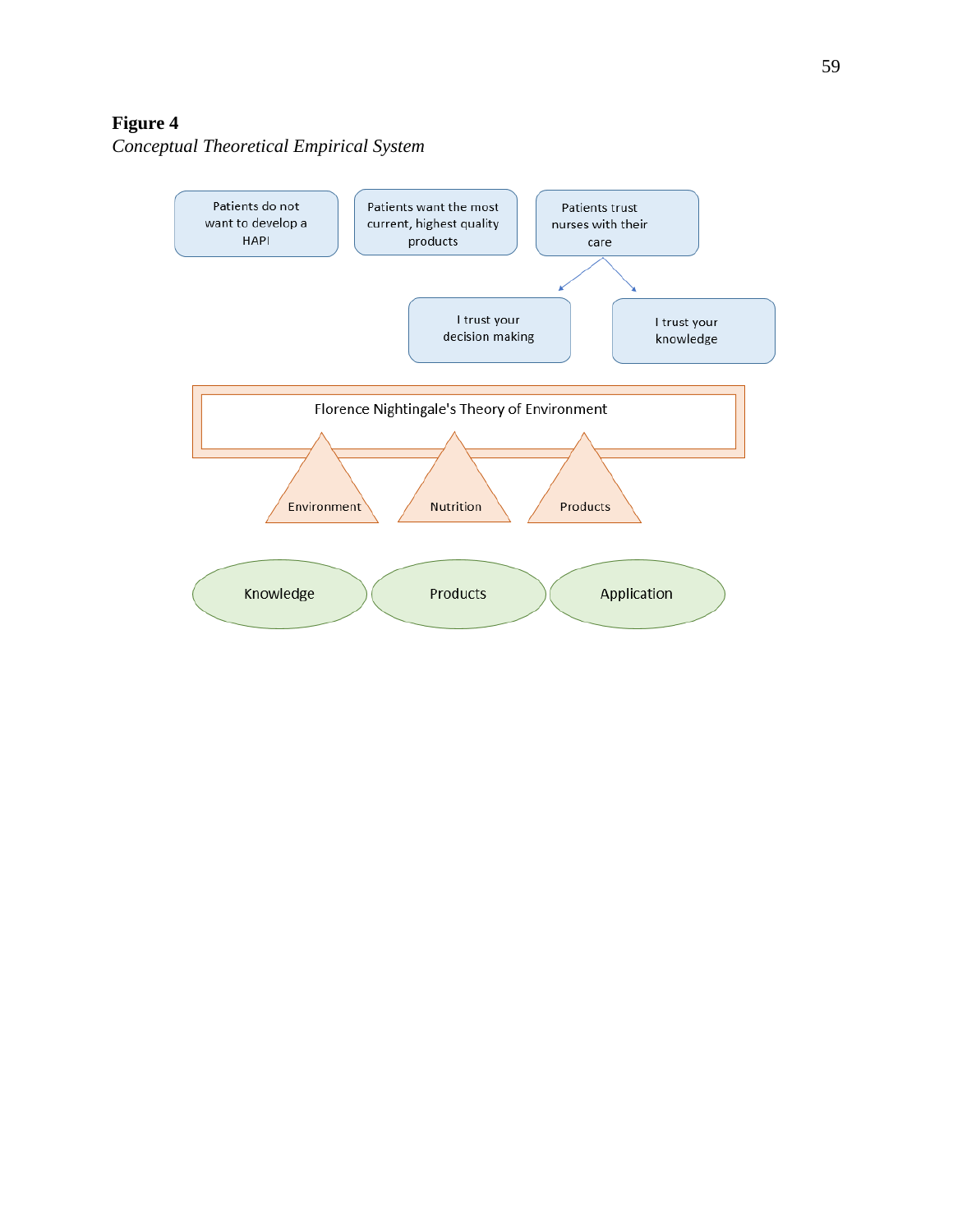**Figure 4**

*Conceptual Theoretical Empirical System*

Patients do not want to develop a HAPI

Patients want the most current, highest quality products

Patients trust nurses with their care

I trust your decision making

I trust your knowledge

Florence Nightingale's Theory of Environment

Environment

Nutrition

Products

Knowledge

Products

Application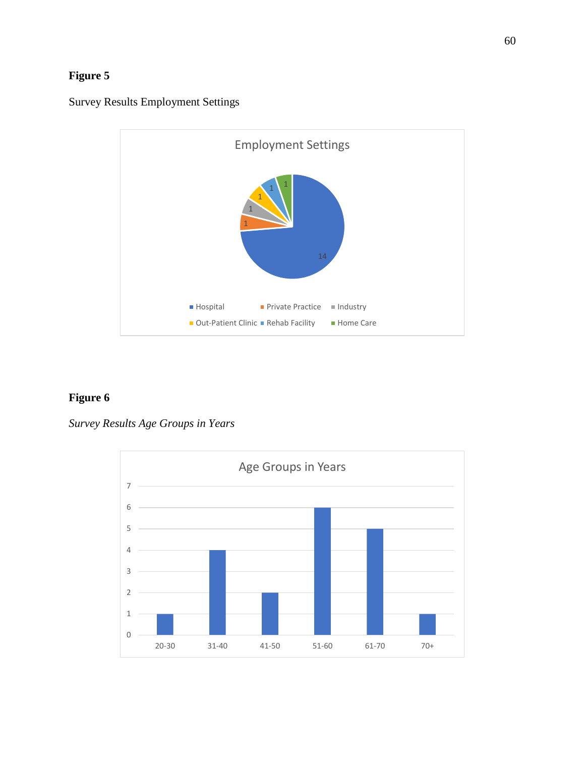**Figure 5**

Survey Results Employment Settings

Employment Settings

| Employment Setting | Count |
| --- | --- |
| Hospital | 14 |
| Private Practice | 1 |
| Industry | 1 |
| Out-Patient Clinic | 1 |
| Rehab Facility | 1 |
| Home Care | 1 |

**Figure 6**

*Survey Results Age Groups in Years*

Age Groups in Years

| Age Group | Count |
| --- | --- |
| 20-30 | 1 |
| 31-40 | 4 |
| 41-50 | 2 |
| 51-60 | 6 |
| 61-70 | 5 |
| 70+ | 1 |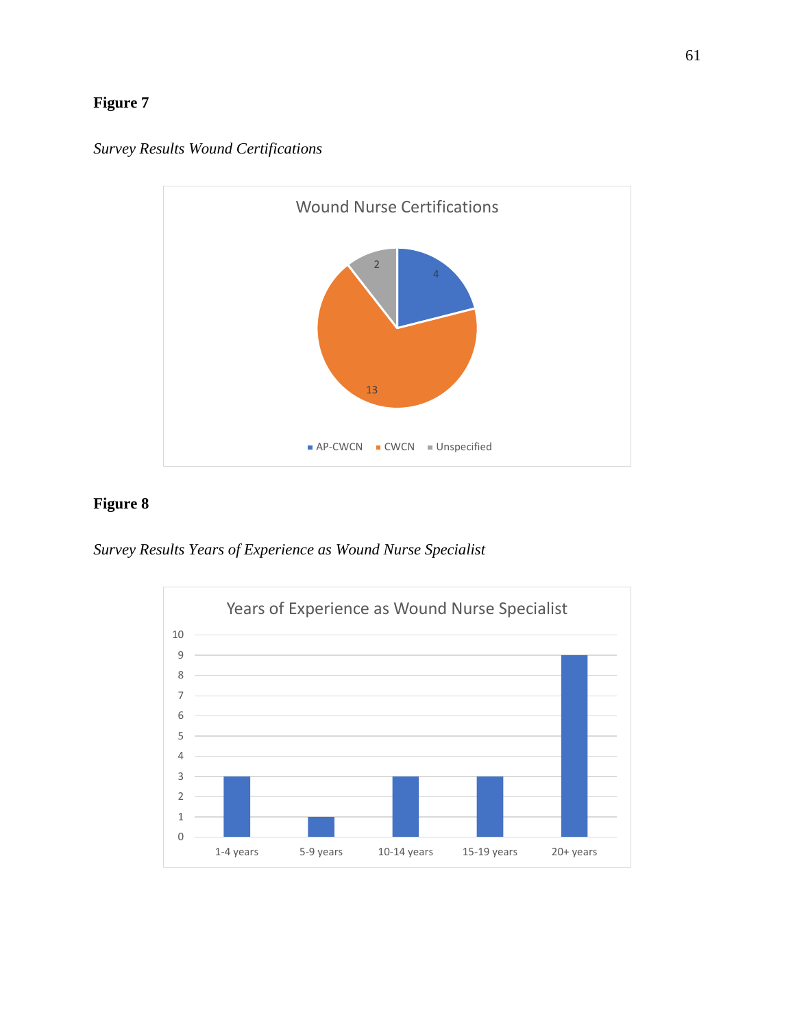**Figure 7**

*Survey Results Wound Certifications*

Wound Nurse Certifications

| Certification | Count |
|---|---|
| AP-CWCN | 4 |
| CWCN | 13 |
| Unspecified | 2 |

**Figure 8**

*Survey Results Years of Experience as Wound Nurse Specialist*

Years of Experience as Wound Nurse Specialist

| Years | Count |
|---|---|
| 1-4 years | 3 |
| 5-9 years | 1 |
| 10-14 years | 3 |
| 15-19 years | 3 |
| 20+ years | 9 |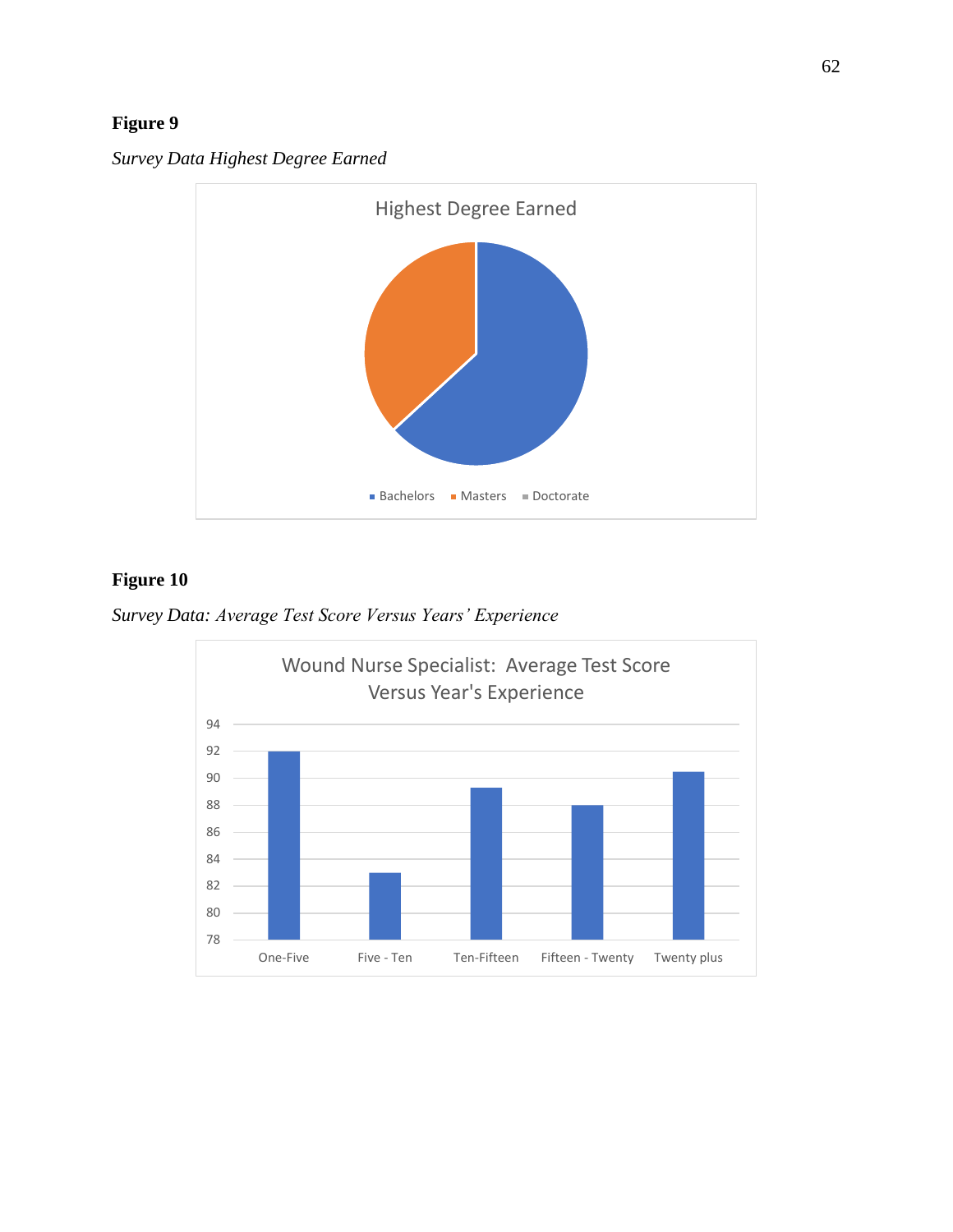**Figure 9**

*Survey Data Highest Degree Earned*

Highest Degree Earned

Bachelors · Masters · Doctorate

**Figure 10**

*Survey Data: Average Test Score Versus Years' Experience*

Wound Nurse Specialist: Average Test Score Versus Year's Experience

94
92
90
88
86
84
82
80
78

One-Five · Five - Ten · Ten-Fifteen · Fifteen - Twenty · Twenty plus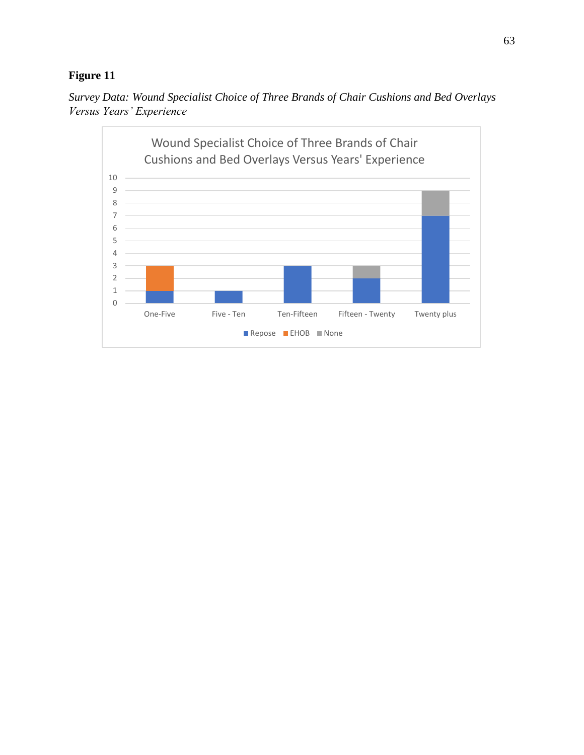**Figure 11**

*Survey Data: Wound Specialist Choice of Three Brands of Chair Cushions and Bed Overlays Versus Years' Experience*

Wound Specialist Choice of Three Brands of Chair Cushions and Bed Overlays Versus Years' Experience

10
9
8
7
6
5
4
3
2
1
0

One-Five
Five - Ten
Ten-Fifteen
Fifteen - Twenty
Twenty plus

Repose
EHOB
None